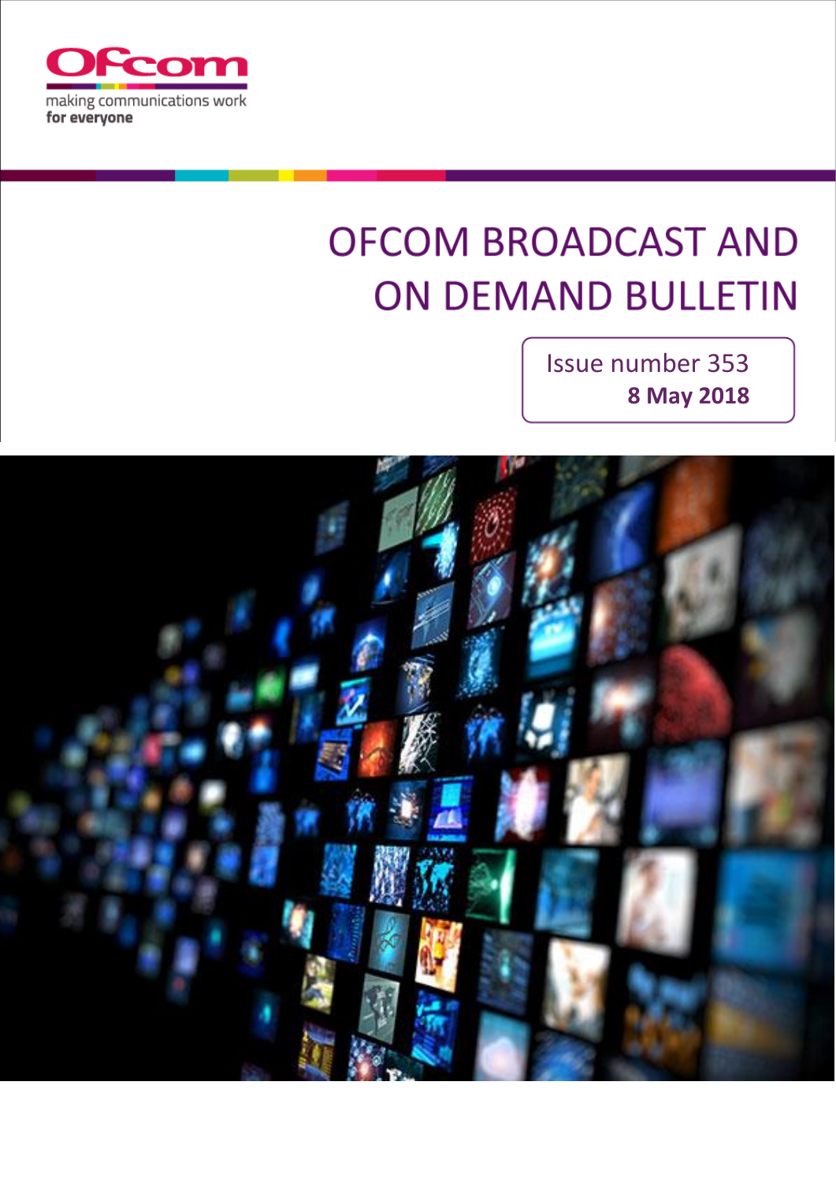Ofcom

making communications work
for everyone

# OFCOM BROADCAST AND ON DEMAND BULLETIN

Issue number 353

**8 May 2018**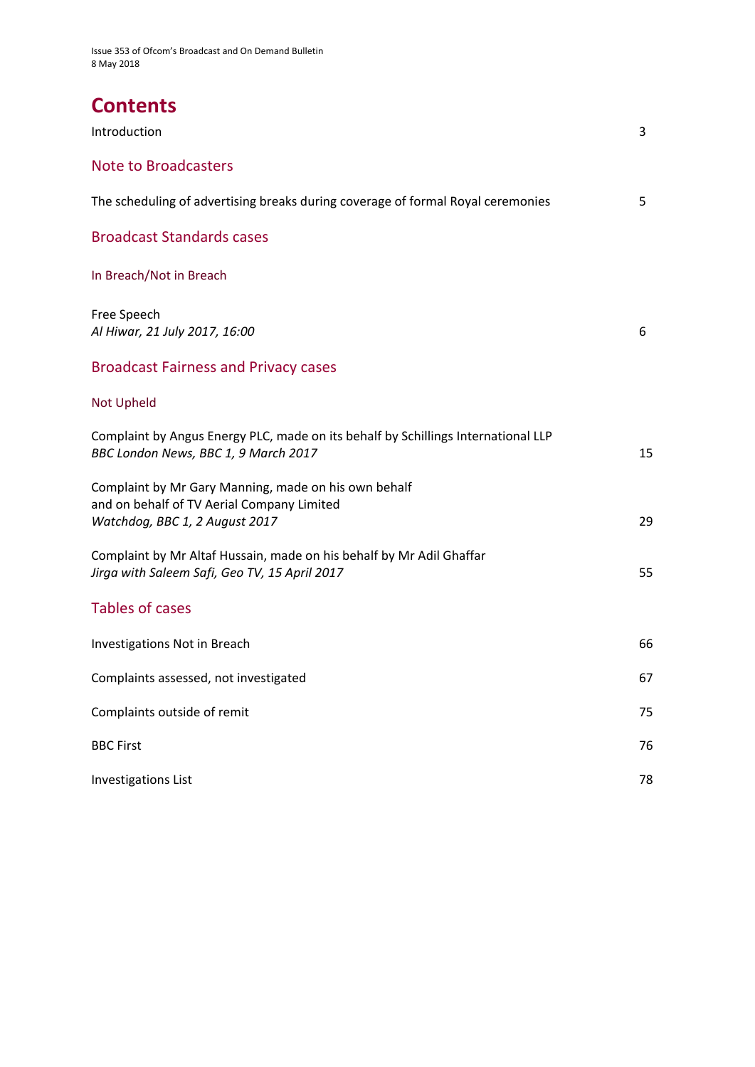Issue 353 of Ofcom's Broadcast and On Demand Bulletin
8 May 2018

# Contents

| | |
|---|---|
| Introduction | 3 |

## Note to Broadcasters

| | |
|---|---|
| The scheduling of advertising breaks during coverage of formal Royal ceremonies | 5 |

## Broadcast Standards cases

### In Breach/Not in Breach

| | |
|---|---|
| Free Speech<br>*Al Hiwar, 21 July 2017, 16:00* | 6 |

## Broadcast Fairness and Privacy cases

### Not Upheld

| | |
|---|---|
| Complaint by Angus Energy PLC, made on its behalf by Schillings International LLP<br>*BBC London News, BBC 1, 9 March 2017* | 15 |
| Complaint by Mr Gary Manning, made on his own behalf and on behalf of TV Aerial Company Limited<br>*Watchdog, BBC 1, 2 August 2017* | 29 |
| Complaint by Mr Altaf Hussain, made on his behalf by Mr Adil Ghaffar<br>*Jirga with Saleem Safi, Geo TV, 15 April 2017* | 55 |

## Tables of cases

| | |
|---|---|
| Investigations Not in Breach | 66 |
| Complaints assessed, not investigated | 67 |
| Complaints outside of remit | 75 |
| BBC First | 76 |
| Investigations List | 78 |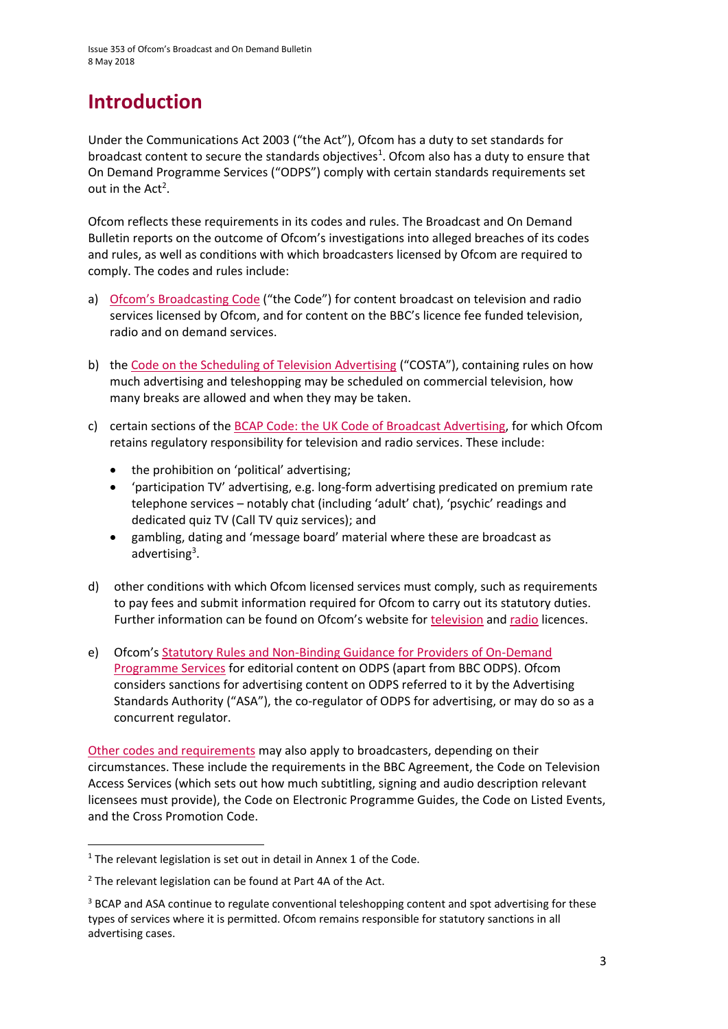# Introduction

Under the Communications Act 2003 ("the Act"), Ofcom has a duty to set standards for broadcast content to secure the standards objectives[1]. Ofcom also has a duty to ensure that On Demand Programme Services ("ODPS") comply with certain standards requirements set out in the Act[2].

Ofcom reflects these requirements in its codes and rules. The Broadcast and On Demand Bulletin reports on the outcome of Ofcom's investigations into alleged breaches of its codes and rules, as well as conditions with which broadcasters licensed by Ofcom are required to comply. The codes and rules include:

a) Ofcom's Broadcasting Code ("the Code") for content broadcast on television and radio services licensed by Ofcom, and for content on the BBC's licence fee funded television, radio and on demand services.

b) the Code on the Scheduling of Television Advertising ("COSTA"), containing rules on how much advertising and teleshopping may be scheduled on commercial television, how many breaks are allowed and when they may be taken.

c) certain sections of the BCAP Code: the UK Code of Broadcast Advertising, for which Ofcom retains regulatory responsibility for television and radio services. These include:

- the prohibition on 'political' advertising;
- 'participation TV' advertising, e.g. long-form advertising predicated on premium rate telephone services – notably chat (including 'adult' chat), 'psychic' readings and dedicated quiz TV (Call TV quiz services); and
- gambling, dating and 'message board' material where these are broadcast as advertising[3].

d) other conditions with which Ofcom licensed services must comply, such as requirements to pay fees and submit information required for Ofcom to carry out its statutory duties. Further information can be found on Ofcom's website for television and radio licences.

e) Ofcom's Statutory Rules and Non-Binding Guidance for Providers of On-Demand Programme Services for editorial content on ODPS (apart from BBC ODPS). Ofcom considers sanctions for advertising content on ODPS referred to it by the Advertising Standards Authority ("ASA"), the co-regulator of ODPS for advertising, or may do so as a concurrent regulator.

Other codes and requirements may also apply to broadcasters, depending on their circumstances. These include the requirements in the BBC Agreement, the Code on Television Access Services (which sets out how much subtitling, signing and audio description relevant licensees must provide), the Code on Electronic Programme Guides, the Code on Listed Events, and the Cross Promotion Code.

---

[1] The relevant legislation is set out in detail in Annex 1 of the Code.

[2] The relevant legislation can be found at Part 4A of the Act.

[3] BCAP and ASA continue to regulate conventional teleshopping content and spot advertising for these types of services where it is permitted. Ofcom remains responsible for statutory sanctions in all advertising cases.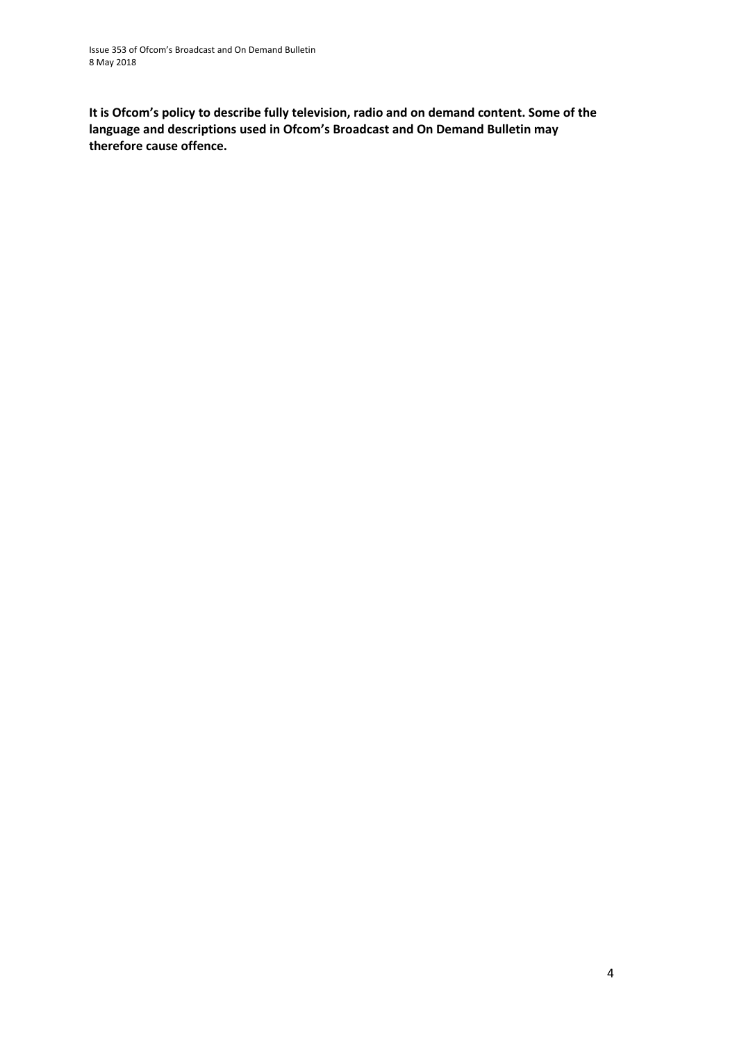**It is Ofcom's policy to describe fully television, radio and on demand content. Some of the language and descriptions used in Ofcom's Broadcast and On Demand Bulletin may therefore cause offence.**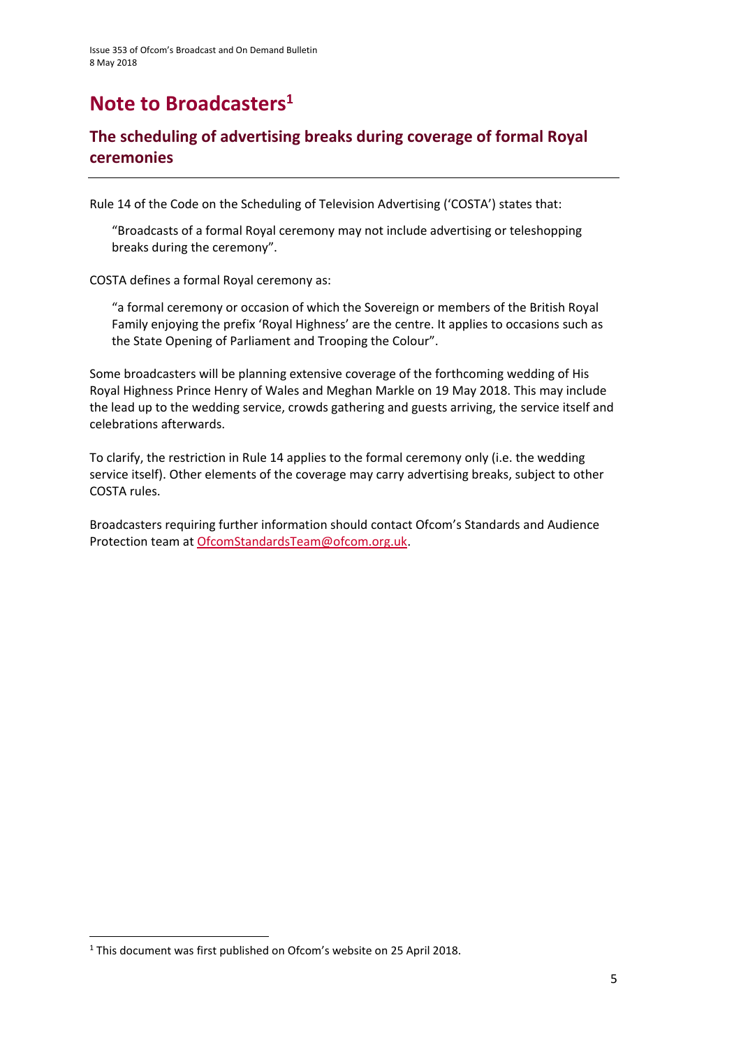# Note to Broadcasters[1]

## The scheduling of advertising breaks during coverage of formal Royal ceremonies

Rule 14 of the Code on the Scheduling of Television Advertising ('COSTA') states that:

> "Broadcasts of a formal Royal ceremony may not include advertising or teleshopping breaks during the ceremony".

COSTA defines a formal Royal ceremony as:

> "a formal ceremony or occasion of which the Sovereign or members of the British Royal Family enjoying the prefix 'Royal Highness' are the centre. It applies to occasions such as the State Opening of Parliament and Trooping the Colour".

Some broadcasters will be planning extensive coverage of the forthcoming wedding of His Royal Highness Prince Henry of Wales and Meghan Markle on 19 May 2018. This may include the lead up to the wedding service, crowds gathering and guests arriving, the service itself and celebrations afterwards.

To clarify, the restriction in Rule 14 applies to the formal ceremony only (i.e. the wedding service itself). Other elements of the coverage may carry advertising breaks, subject to other COSTA rules.

Broadcasters requiring further information should contact Ofcom's Standards and Audience Protection team at OfcomStandardsTeam@ofcom.org.uk.

---

[1] This document was first published on Ofcom's website on 25 April 2018.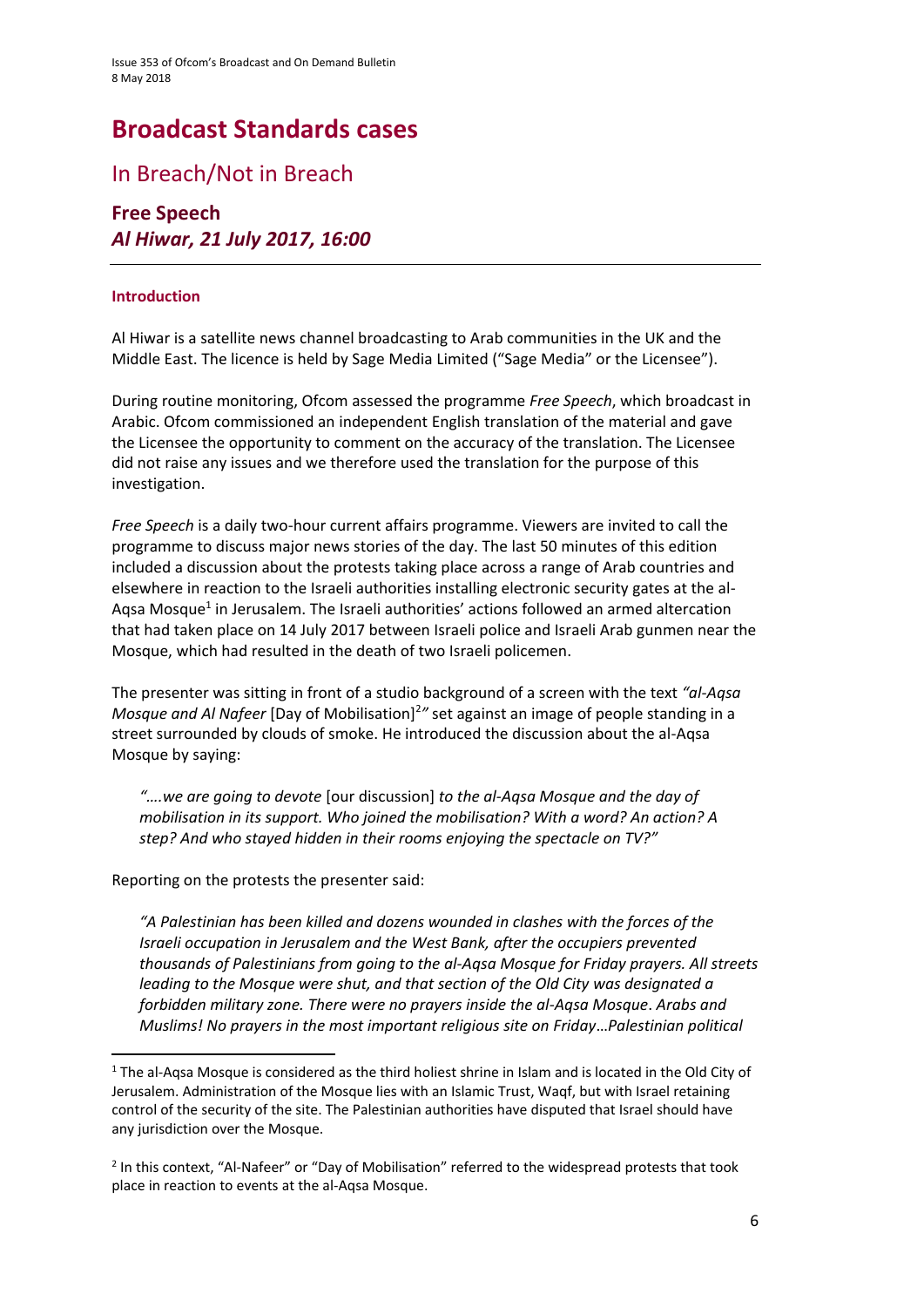# Broadcast Standards cases

## In Breach/Not in Breach

### Free Speech
### *Al Hiwar, 21 July 2017, 16:00*

---

#### Introduction

Al Hiwar is a satellite news channel broadcasting to Arab communities in the UK and the Middle East. The licence is held by Sage Media Limited ("Sage Media" or the Licensee").

During routine monitoring, Ofcom assessed the programme *Free Speech*, which broadcast in Arabic. Ofcom commissioned an independent English translation of the material and gave the Licensee the opportunity to comment on the accuracy of the translation. The Licensee did not raise any issues and we therefore used the translation for the purpose of this investigation.

*Free Speech* is a daily two-hour current affairs programme. Viewers are invited to call the programme to discuss major news stories of the day. The last 50 minutes of this edition included a discussion about the protests taking place across a range of Arab countries and elsewhere in reaction to the Israeli authorities installing electronic security gates at the al-Aqsa Mosque[1] in Jerusalem. The Israeli authorities' actions followed an armed altercation that had taken place on 14 July 2017 between Israeli police and Israeli Arab gunmen near the Mosque, which had resulted in the death of two Israeli policemen.

The presenter was sitting in front of a studio background of a screen with the text *"al-Aqsa Mosque and Al Nafeer* [Day of Mobilisation][2]*"* set against an image of people standing in a street surrounded by clouds of smoke. He introduced the discussion about the al-Aqsa Mosque by saying:

> *"….we are going to devote* [our discussion] *to the al-Aqsa Mosque and the day of mobilisation in its support. Who joined the mobilisation? With a word? An action? A step? And who stayed hidden in their rooms enjoying the spectacle on TV?"*

Reporting on the protests the presenter said:

> *"A Palestinian has been killed and dozens wounded in clashes with the forces of the Israeli occupation in Jerusalem and the West Bank, after the occupiers prevented thousands of Palestinians from going to the al-Aqsa Mosque for Friday prayers. All streets leading to the Mosque were shut, and that section of the Old City was designated a forbidden military zone. There were no prayers inside the al-Aqsa Mosque. Arabs and Muslims! No prayers in the most important religious site on Friday…Palestinian political*

---

[1] The al-Aqsa Mosque is considered as the third holiest shrine in Islam and is located in the Old City of Jerusalem. Administration of the Mosque lies with an Islamic Trust, Waqf, but with Israel retaining control of the security of the site. The Palestinian authorities have disputed that Israel should have any jurisdiction over the Mosque.

[2] In this context, "Al-Nafeer" or "Day of Mobilisation" referred to the widespread protests that took place in reaction to events at the al-Aqsa Mosque.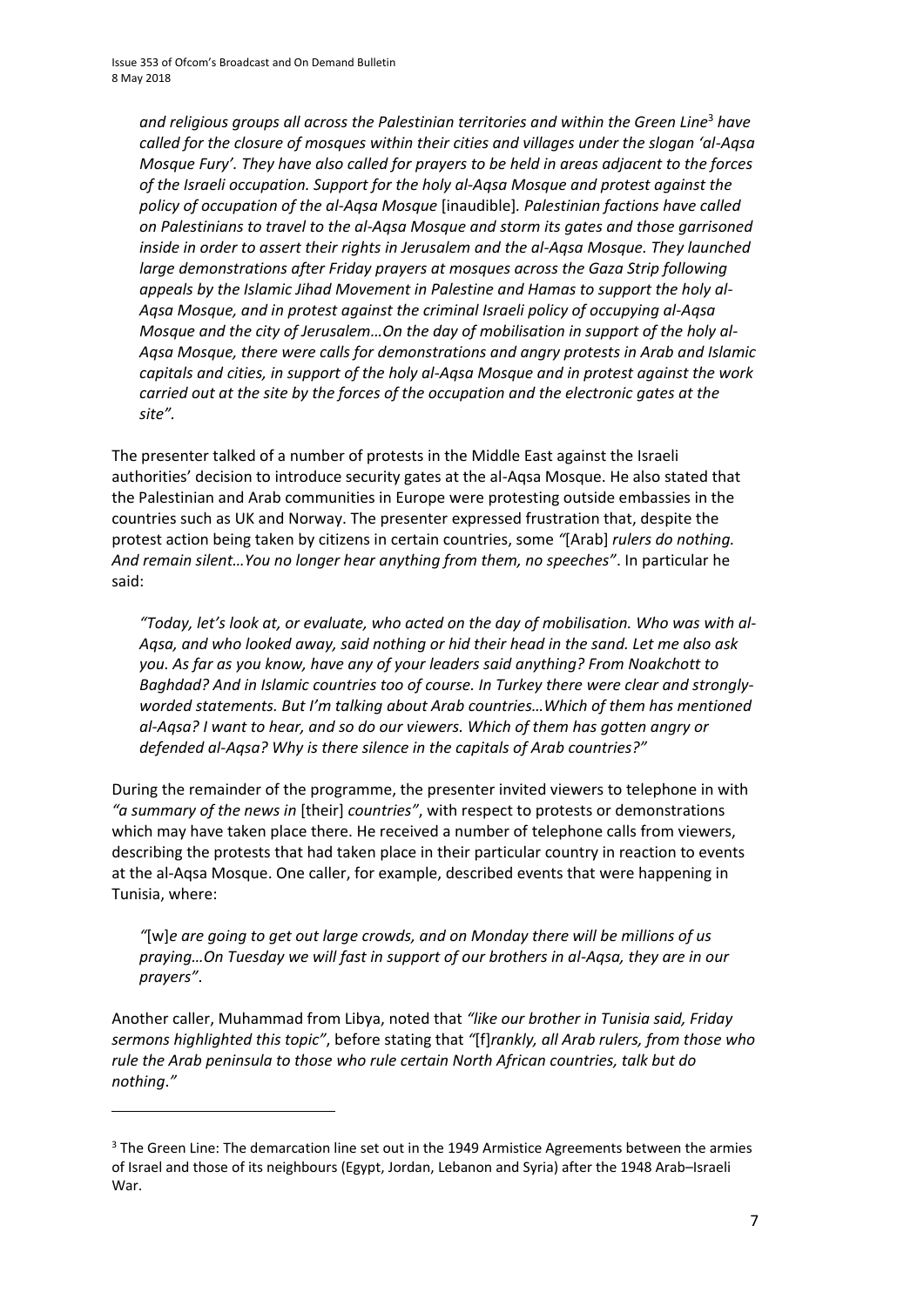*and religious groups all across the Palestinian territories and within the Green Line*[3] *have called for the closure of mosques within their cities and villages under the slogan 'al-Aqsa Mosque Fury'. They have also called for prayers to be held in areas adjacent to the forces of the Israeli occupation. Support for the holy al-Aqsa Mosque and protest against the policy of occupation of the al-Aqsa Mosque* [inaudible]*. Palestinian factions have called on Palestinians to travel to the al-Aqsa Mosque and storm its gates and those garrisoned inside in order to assert their rights in Jerusalem and the al-Aqsa Mosque. They launched large demonstrations after Friday prayers at mosques across the Gaza Strip following appeals by the Islamic Jihad Movement in Palestine and Hamas to support the holy al-Aqsa Mosque, and in protest against the criminal Israeli policy of occupying al-Aqsa Mosque and the city of Jerusalem…On the day of mobilisation in support of the holy al-Aqsa Mosque, there were calls for demonstrations and angry protests in Arab and Islamic capitals and cities, in support of the holy al-Aqsa Mosque and in protest against the work carried out at the site by the forces of the occupation and the electronic gates at the site".*

The presenter talked of a number of protests in the Middle East against the Israeli authorities' decision to introduce security gates at the al-Aqsa Mosque. He also stated that the Palestinian and Arab communities in Europe were protesting outside embassies in the countries such as UK and Norway. The presenter expressed frustration that, despite the protest action being taken by citizens in certain countries, some *"*[Arab] *rulers do nothing. And remain silent…You no longer hear anything from them, no speeches"*. In particular he said:

*"Today, let's look at, or evaluate, who acted on the day of mobilisation. Who was with al-Aqsa, and who looked away, said nothing or hid their head in the sand. Let me also ask you. As far as you know, have any of your leaders said anything? From Noakchott to Baghdad? And in Islamic countries too of course. In Turkey there were clear and strongly-worded statements. But I'm talking about Arab countries…Which of them has mentioned al-Aqsa? I want to hear, and so do our viewers. Which of them has gotten angry or defended al-Aqsa? Why is there silence in the capitals of Arab countries?"*

During the remainder of the programme, the presenter invited viewers to telephone in with *"a summary of the news in* [their] *countries"*, with respect to protests or demonstrations which may have taken place there. He received a number of telephone calls from viewers, describing the protests that had taken place in their particular country in reaction to events at the al-Aqsa Mosque. One caller, for example, described events that were happening in Tunisia, where:

*"*[w]*e are going to get out large crowds, and on Monday there will be millions of us praying…On Tuesday we will fast in support of our brothers in al-Aqsa, they are in our prayers"*.

Another caller, Muhammad from Libya, noted that *"like our brother in Tunisia said, Friday sermons highlighted this topic"*, before stating that *"*[f]*rankly, all Arab rulers, from those who rule the Arab peninsula to those who rule certain North African countries, talk but do nothing."*

---

[3] The Green Line: The demarcation line set out in the 1949 Armistice Agreements between the armies of Israel and those of its neighbours (Egypt, Jordan, Lebanon and Syria) after the 1948 Arab–Israeli War.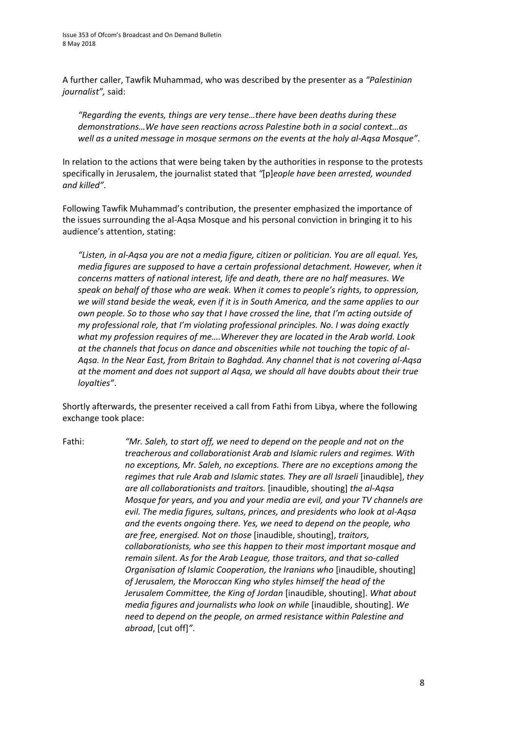A further caller, Tawfik Muhammad, who was described by the presenter as a *"Palestinian journalist",* said:

> *"Regarding the events, things are very tense…there have been deaths during these demonstrations…We have seen reactions across Palestine both in a social context…as well as a united message in mosque sermons on the events at the holy al-Aqsa Mosque"*.

In relation to the actions that were being taken by the authorities in response to the protests specifically in Jerusalem, the journalist stated that *"*[p]*eople have been arrested, wounded and killed"*.

Following Tawfik Muhammad's contribution, the presenter emphasized the importance of the issues surrounding the al-Aqsa Mosque and his personal conviction in bringing it to his audience's attention, stating:

> *"Listen, in al-Aqsa you are not a media figure, citizen or politician. You are all equal. Yes, media figures are supposed to have a certain professional detachment. However, when it concerns matters of national interest, life and death, there are no half measures. We speak on behalf of those who are weak. When it comes to people's rights, to oppression, we will stand beside the weak, even if it is in South America, and the same applies to our own people. So to those who say that I have crossed the line, that I'm acting outside of my professional role, that I'm violating professional principles. No. I was doing exactly what my profession requires of me….Wherever they are located in the Arab world. Look at the channels that focus on dance and obscenities while not touching the topic of al-Aqsa. In the Near East, from Britain to Baghdad. Any channel that is not covering al-Aqsa at the moment and does not support al Aqsa, we should all have doubts about their true loyalties"*.

Shortly afterwards, the presenter received a call from Fathi from Libya, where the following exchange took place:

Fathi: *"Mr. Saleh, to start off, we need to depend on the people and not on the treacherous and collaborationist Arab and Islamic rulers and regimes. With no exceptions, Mr. Saleh, no exceptions. There are no exceptions among the regimes that rule Arab and Islamic states. They are all Israeli* [inaudible], *they are all collaborationists and traitors.* [inaudible, shouting] *the al-Aqsa Mosque for years, and you and your media are evil, and your TV channels are evil. The media figures, sultans, princes, and presidents who look at al-Aqsa and the events ongoing there. Yes, we need to depend on the people, who are free, energised. Not on those* [inaudible, shouting], *traitors, collaborationists, who see this happen to their most important mosque and remain silent. As for the Arab League, those traitors, and that so-called Organisation of Islamic Cooperation, the Iranians who* [inaudible, shouting] *of Jerusalem, the Moroccan King who styles himself the head of the Jerusalem Committee, the King of Jordan* [inaudible, shouting]. *What about media figures and journalists who look on while* [inaudible, shouting]. *We need to depend on the people, on armed resistance within Palestine and abroad*, [cut off]*"*.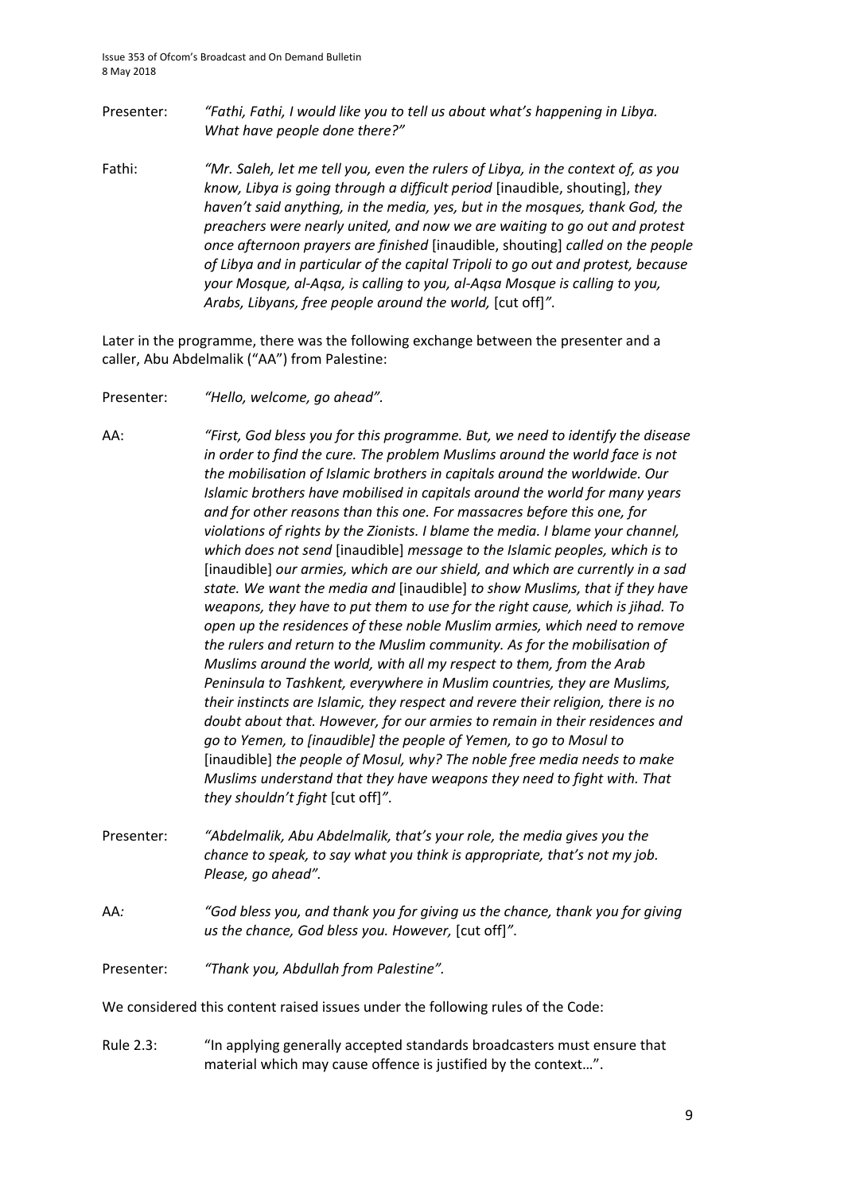Presenter: *"Fathi, Fathi, I would like you to tell us about what's happening in Libya. What have people done there?"*

Fathi: *"Mr. Saleh, let me tell you, even the rulers of Libya, in the context of, as you know, Libya is going through a difficult period* [inaudible, shouting], *they haven't said anything, in the media, yes, but in the mosques, thank God, the preachers were nearly united, and now we are waiting to go out and protest once afternoon prayers are finished* [inaudible, shouting] *called on the people of Libya and in particular of the capital Tripoli to go out and protest, because your Mosque, al-Aqsa, is calling to you, al-Aqsa Mosque is calling to you, Arabs, Libyans, free people around the world,* [cut off]*"*.

Later in the programme, there was the following exchange between the presenter and a caller, Abu Abdelmalik ("AA") from Palestine:

Presenter: *"Hello, welcome, go ahead".*

AA: *"First, God bless you for this programme. But, we need to identify the disease in order to find the cure. The problem Muslims around the world face is not the mobilisation of Islamic brothers in capitals around the worldwide. Our Islamic brothers have mobilised in capitals around the world for many years and for other reasons than this one. For massacres before this one, for violations of rights by the Zionists. I blame the media. I blame your channel, which does not send* [inaudible] *message to the Islamic peoples, which is to* [inaudible] *our armies, which are our shield, and which are currently in a sad state. We want the media and* [inaudible] *to show Muslims, that if they have weapons, they have to put them to use for the right cause, which is jihad. To open up the residences of these noble Muslim armies, which need to remove the rulers and return to the Muslim community. As for the mobilisation of Muslims around the world, with all my respect to them, from the Arab Peninsula to Tashkent, everywhere in Muslim countries, they are Muslims, their instincts are Islamic, they respect and revere their religion, there is no doubt about that. However, for our armies to remain in their residences and go to Yemen, to [inaudible] the people of Yemen, to go to Mosul to* [inaudible] *the people of Mosul, why? The noble free media needs to make Muslims understand that they have weapons they need to fight with. That they shouldn't fight* [cut off]*"*.

Presenter: *"Abdelmalik, Abu Abdelmalik, that's your role, the media gives you the chance to speak, to say what you think is appropriate, that's not my job. Please, go ahead".*

AA: *"God bless you, and thank you for giving us the chance, thank you for giving us the chance, God bless you. However,* [cut off]*"*.

Presenter: *"Thank you, Abdullah from Palestine".*

We considered this content raised issues under the following rules of the Code:

Rule 2.3: "In applying generally accepted standards broadcasters must ensure that material which may cause offence is justified by the context…".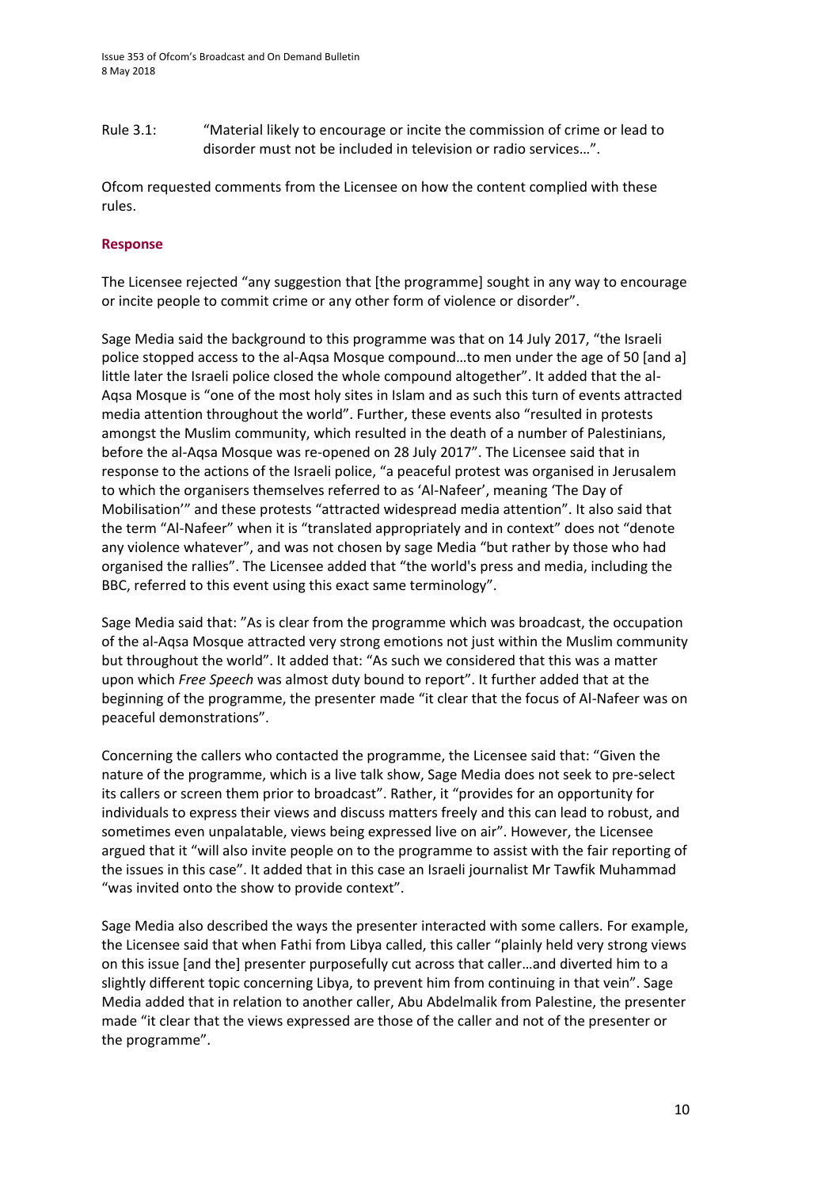Rule 3.1: "Material likely to encourage or incite the commission of crime or lead to disorder must not be included in television or radio services…".

Ofcom requested comments from the Licensee on how the content complied with these rules.

### Response

The Licensee rejected "any suggestion that [the programme] sought in any way to encourage or incite people to commit crime or any other form of violence or disorder".

Sage Media said the background to this programme was that on 14 July 2017, "the Israeli police stopped access to the al-Aqsa Mosque compound…to men under the age of 50 [and a] little later the Israeli police closed the whole compound altogether". It added that the al-Aqsa Mosque is "one of the most holy sites in Islam and as such this turn of events attracted media attention throughout the world". Further, these events also "resulted in protests amongst the Muslim community, which resulted in the death of a number of Palestinians, before the al-Aqsa Mosque was re-opened on 28 July 2017". The Licensee said that in response to the actions of the Israeli police, "a peaceful protest was organised in Jerusalem to which the organisers themselves referred to as 'Al-Nafeer', meaning 'The Day of Mobilisation'" and these protests "attracted widespread media attention". It also said that the term "Al-Nafeer" when it is "translated appropriately and in context" does not "denote any violence whatever", and was not chosen by sage Media "but rather by those who had organised the rallies". The Licensee added that "the world's press and media, including the BBC, referred to this event using this exact same terminology".

Sage Media said that: "As is clear from the programme which was broadcast, the occupation of the al-Aqsa Mosque attracted very strong emotions not just within the Muslim community but throughout the world". It added that: "As such we considered that this was a matter upon which *Free Speech* was almost duty bound to report". It further added that at the beginning of the programme, the presenter made "it clear that the focus of Al-Nafeer was on peaceful demonstrations".

Concerning the callers who contacted the programme, the Licensee said that: "Given the nature of the programme, which is a live talk show, Sage Media does not seek to pre-select its callers or screen them prior to broadcast". Rather, it "provides for an opportunity for individuals to express their views and discuss matters freely and this can lead to robust, and sometimes even unpalatable, views being expressed live on air". However, the Licensee argued that it "will also invite people on to the programme to assist with the fair reporting of the issues in this case". It added that in this case an Israeli journalist Mr Tawfik Muhammad "was invited onto the show to provide context".

Sage Media also described the ways the presenter interacted with some callers. For example, the Licensee said that when Fathi from Libya called, this caller "plainly held very strong views on this issue [and the] presenter purposefully cut across that caller…and diverted him to a slightly different topic concerning Libya, to prevent him from continuing in that vein". Sage Media added that in relation to another caller, Abu Abdelmalik from Palestine, the presenter made "it clear that the views expressed are those of the caller and not of the presenter or the programme".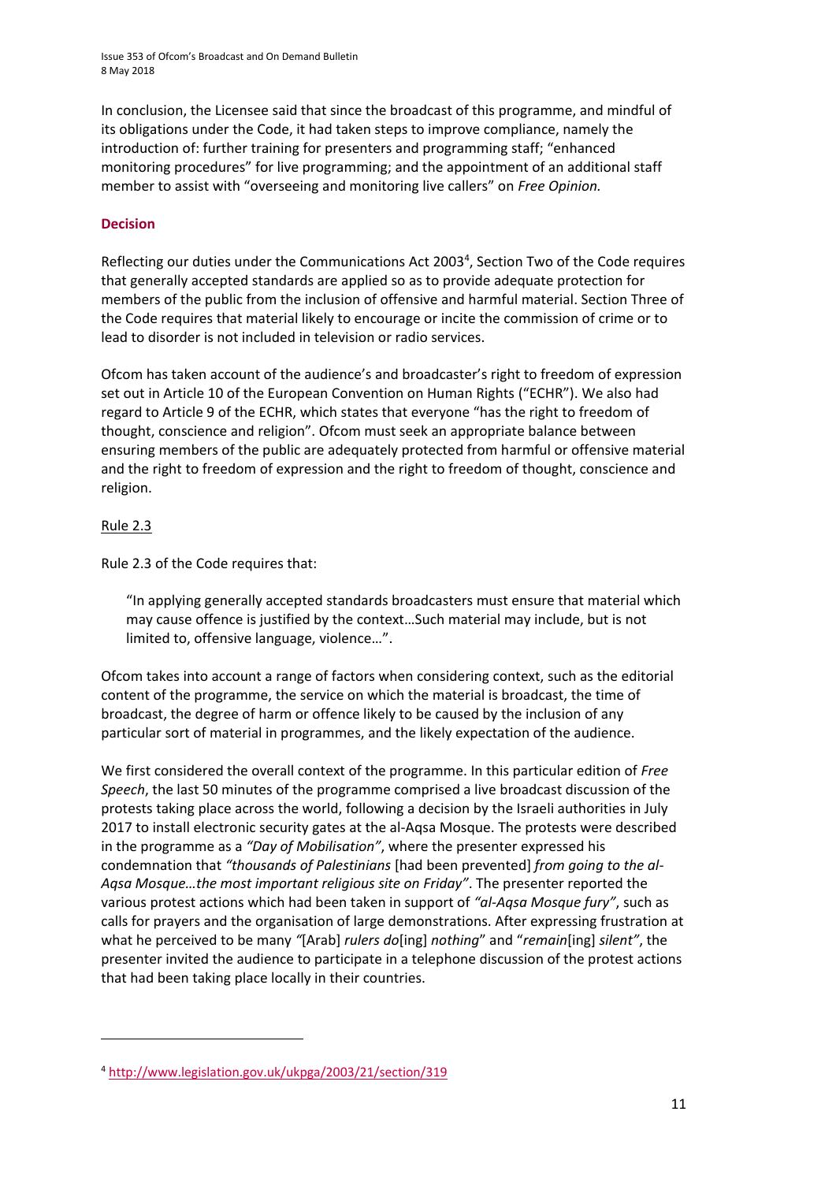In conclusion, the Licensee said that since the broadcast of this programme, and mindful of its obligations under the Code, it had taken steps to improve compliance, namely the introduction of: further training for presenters and programming staff; "enhanced monitoring procedures" for live programming; and the appointment of an additional staff member to assist with "overseeing and monitoring live callers" on *Free Opinion.*

### Decision

Reflecting our duties under the Communications Act 2003[4], Section Two of the Code requires that generally accepted standards are applied so as to provide adequate protection for members of the public from the inclusion of offensive and harmful material. Section Three of the Code requires that material likely to encourage or incite the commission of crime or to lead to disorder is not included in television or radio services.

Ofcom has taken account of the audience's and broadcaster's right to freedom of expression set out in Article 10 of the European Convention on Human Rights ("ECHR"). We also had regard to Article 9 of the ECHR, which states that everyone "has the right to freedom of thought, conscience and religion". Ofcom must seek an appropriate balance between ensuring members of the public are adequately protected from harmful or offensive material and the right to freedom of expression and the right to freedom of thought, conscience and religion.

Rule 2.3

Rule 2.3 of the Code requires that:

> "In applying generally accepted standards broadcasters must ensure that material which may cause offence is justified by the context…Such material may include, but is not limited to, offensive language, violence…".

Ofcom takes into account a range of factors when considering context, such as the editorial content of the programme, the service on which the material is broadcast, the time of broadcast, the degree of harm or offence likely to be caused by the inclusion of any particular sort of material in programmes, and the likely expectation of the audience.

We first considered the overall context of the programme. In this particular edition of *Free Speech*, the last 50 minutes of the programme comprised a live broadcast discussion of the protests taking place across the world, following a decision by the Israeli authorities in July 2017 to install electronic security gates at the al-Aqsa Mosque. The protests were described in the programme as a *"Day of Mobilisation"*, where the presenter expressed his condemnation that *"thousands of Palestinians* [had been prevented] *from going to the al-Aqsa Mosque…the most important religious site on Friday"*. The presenter reported the various protest actions which had been taken in support of *"al-Aqsa Mosque fury"*, such as calls for prayers and the organisation of large demonstrations. After expressing frustration at what he perceived to be many *"*[Arab] *rulers do*[ing] *nothing*" and "*remain*[ing] *silent"*, the presenter invited the audience to participate in a telephone discussion of the protest actions that had been taking place locally in their countries.

[4] http://www.legislation.gov.uk/ukpga/2003/21/section/319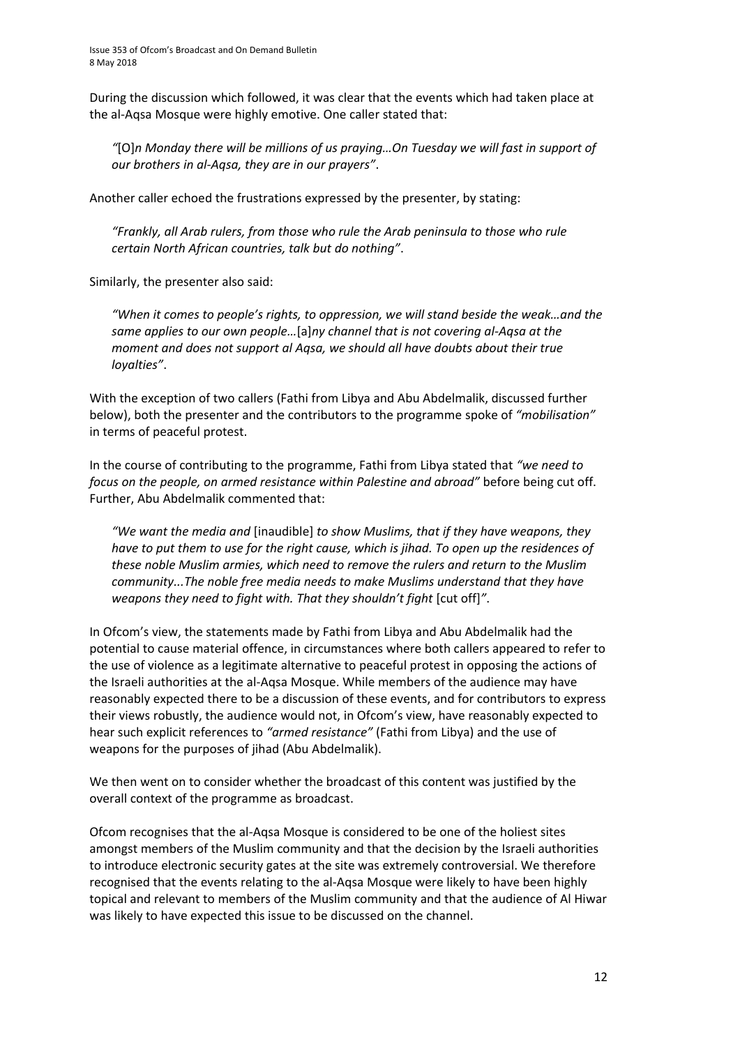During the discussion which followed, it was clear that the events which had taken place at the al-Aqsa Mosque were highly emotive. One caller stated that:

> *"*[O]*n Monday there will be millions of us praying…On Tuesday we will fast in support of our brothers in al-Aqsa, they are in our prayers"*.

Another caller echoed the frustrations expressed by the presenter, by stating:

> *"Frankly, all Arab rulers, from those who rule the Arab peninsula to those who rule certain North African countries, talk but do nothing"*.

Similarly, the presenter also said:

> *"When it comes to people's rights, to oppression, we will stand beside the weak…and the same applies to our own people…*[a]*ny channel that is not covering al-Aqsa at the moment and does not support al Aqsa, we should all have doubts about their true loyalties"*.

With the exception of two callers (Fathi from Libya and Abu Abdelmalik, discussed further below), both the presenter and the contributors to the programme spoke of *"mobilisation"* in terms of peaceful protest.

In the course of contributing to the programme, Fathi from Libya stated that *"we need to focus on the people, on armed resistance within Palestine and abroad"* before being cut off. Further, Abu Abdelmalik commented that:

> *"We want the media and* [inaudible] *to show Muslims, that if they have weapons, they have to put them to use for the right cause, which is jihad. To open up the residences of these noble Muslim armies, which need to remove the rulers and return to the Muslim community...The noble free media needs to make Muslims understand that they have weapons they need to fight with. That they shouldn't fight* [cut off]*"*.

In Ofcom's view, the statements made by Fathi from Libya and Abu Abdelmalik had the potential to cause material offence, in circumstances where both callers appeared to refer to the use of violence as a legitimate alternative to peaceful protest in opposing the actions of the Israeli authorities at the al-Aqsa Mosque. While members of the audience may have reasonably expected there to be a discussion of these events, and for contributors to express their views robustly, the audience would not, in Ofcom's view, have reasonably expected to hear such explicit references to *"armed resistance"* (Fathi from Libya) and the use of weapons for the purposes of jihad (Abu Abdelmalik).

We then went on to consider whether the broadcast of this content was justified by the overall context of the programme as broadcast.

Ofcom recognises that the al-Aqsa Mosque is considered to be one of the holiest sites amongst members of the Muslim community and that the decision by the Israeli authorities to introduce electronic security gates at the site was extremely controversial. We therefore recognised that the events relating to the al-Aqsa Mosque were likely to have been highly topical and relevant to members of the Muslim community and that the audience of Al Hiwar was likely to have expected this issue to be discussed on the channel.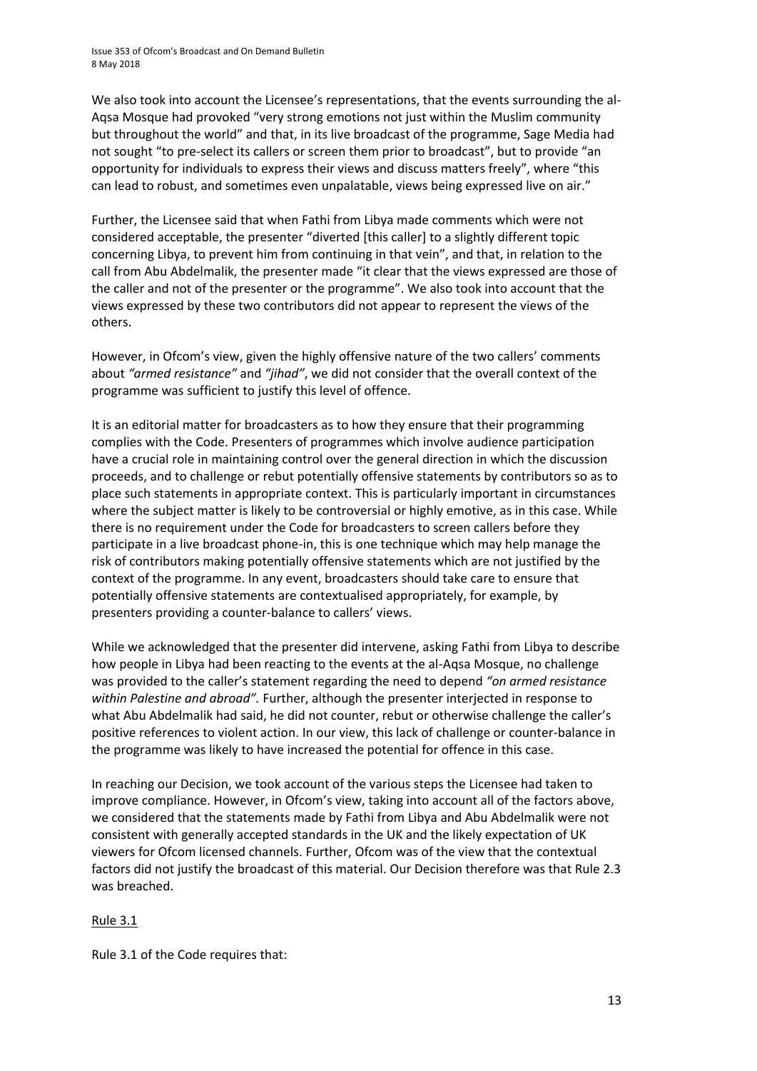We also took into account the Licensee's representations, that the events surrounding the al-Aqsa Mosque had provoked "very strong emotions not just within the Muslim community but throughout the world" and that, in its live broadcast of the programme, Sage Media had not sought "to pre-select its callers or screen them prior to broadcast", but to provide "an opportunity for individuals to express their views and discuss matters freely", where "this can lead to robust, and sometimes even unpalatable, views being expressed live on air."

Further, the Licensee said that when Fathi from Libya made comments which were not considered acceptable, the presenter "diverted [this caller] to a slightly different topic concerning Libya, to prevent him from continuing in that vein", and that, in relation to the call from Abu Abdelmalik, the presenter made "it clear that the views expressed are those of the caller and not of the presenter or the programme". We also took into account that the views expressed by these two contributors did not appear to represent the views of the others.

However, in Ofcom's view, given the highly offensive nature of the two callers' comments about *"armed resistance"* and *"jihad"*, we did not consider that the overall context of the programme was sufficient to justify this level of offence.

It is an editorial matter for broadcasters as to how they ensure that their programming complies with the Code. Presenters of programmes which involve audience participation have a crucial role in maintaining control over the general direction in which the discussion proceeds, and to challenge or rebut potentially offensive statements by contributors so as to place such statements in appropriate context. This is particularly important in circumstances where the subject matter is likely to be controversial or highly emotive, as in this case. While there is no requirement under the Code for broadcasters to screen callers before they participate in a live broadcast phone-in, this is one technique which may help manage the risk of contributors making potentially offensive statements which are not justified by the context of the programme. In any event, broadcasters should take care to ensure that potentially offensive statements are contextualised appropriately, for example, by presenters providing a counter-balance to callers' views.

While we acknowledged that the presenter did intervene, asking Fathi from Libya to describe how people in Libya had been reacting to the events at the al-Aqsa Mosque, no challenge was provided to the caller's statement regarding the need to depend *"on armed resistance within Palestine and abroad".* Further, although the presenter interjected in response to what Abu Abdelmalik had said, he did not counter, rebut or otherwise challenge the caller's positive references to violent action. In our view, this lack of challenge or counter-balance in the programme was likely to have increased the potential for offence in this case.

In reaching our Decision, we took account of the various steps the Licensee had taken to improve compliance. However, in Ofcom's view, taking into account all of the factors above, we considered that the statements made by Fathi from Libya and Abu Abdelmalik were not consistent with generally accepted standards in the UK and the likely expectation of UK viewers for Ofcom licensed channels. Further, Ofcom was of the view that the contextual factors did not justify the broadcast of this material. Our Decision therefore was that Rule 2.3 was breached.

Rule 3.1

Rule 3.1 of the Code requires that: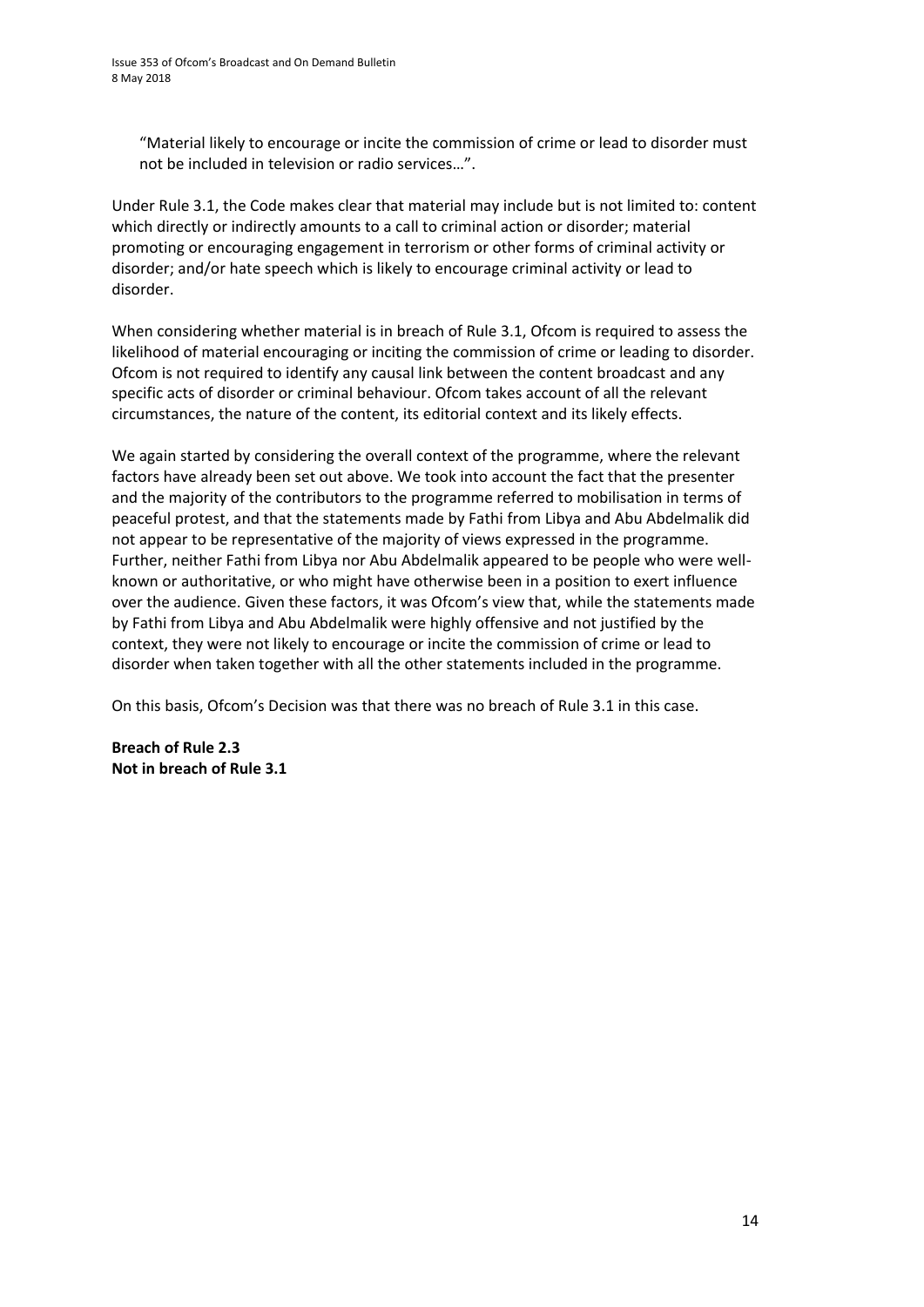"Material likely to encourage or incite the commission of crime or lead to disorder must not be included in television or radio services…".

Under Rule 3.1, the Code makes clear that material may include but is not limited to: content which directly or indirectly amounts to a call to criminal action or disorder; material promoting or encouraging engagement in terrorism or other forms of criminal activity or disorder; and/or hate speech which is likely to encourage criminal activity or lead to disorder.

When considering whether material is in breach of Rule 3.1, Ofcom is required to assess the likelihood of material encouraging or inciting the commission of crime or leading to disorder. Ofcom is not required to identify any causal link between the content broadcast and any specific acts of disorder or criminal behaviour. Ofcom takes account of all the relevant circumstances, the nature of the content, its editorial context and its likely effects.

We again started by considering the overall context of the programme, where the relevant factors have already been set out above. We took into account the fact that the presenter and the majority of the contributors to the programme referred to mobilisation in terms of peaceful protest, and that the statements made by Fathi from Libya and Abu Abdelmalik did not appear to be representative of the majority of views expressed in the programme. Further, neither Fathi from Libya nor Abu Abdelmalik appeared to be people who were well-known or authoritative, or who might have otherwise been in a position to exert influence over the audience. Given these factors, it was Ofcom's view that, while the statements made by Fathi from Libya and Abu Abdelmalik were highly offensive and not justified by the context, they were not likely to encourage or incite the commission of crime or lead to disorder when taken together with all the other statements included in the programme.

On this basis, Ofcom's Decision was that there was no breach of Rule 3.1 in this case.

**Breach of Rule 2.3**
**Not in breach of Rule 3.1**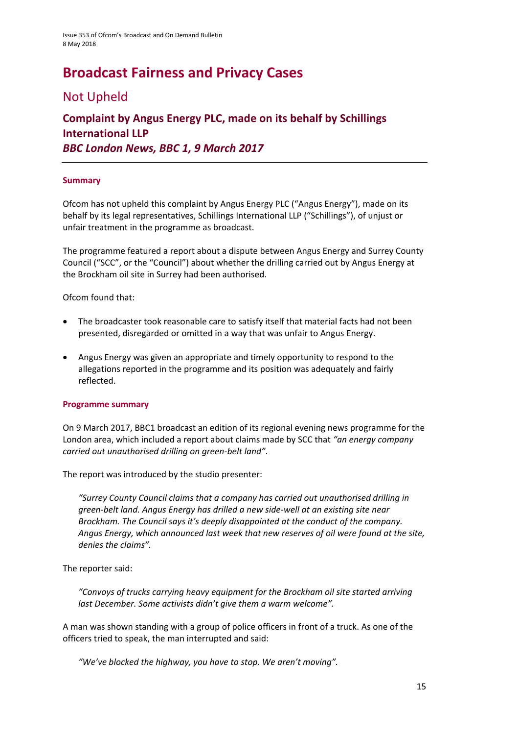# Broadcast Fairness and Privacy Cases

## Not Upheld

### Complaint by Angus Energy PLC, made on its behalf by Schillings International LLP
### *BBC London News, BBC 1, 9 March 2017*

---

#### Summary

Ofcom has not upheld this complaint by Angus Energy PLC ("Angus Energy"), made on its behalf by its legal representatives, Schillings International LLP ("Schillings"), of unjust or unfair treatment in the programme as broadcast.

The programme featured a report about a dispute between Angus Energy and Surrey County Council ("SCC", or the "Council") about whether the drilling carried out by Angus Energy at the Brockham oil site in Surrey had been authorised.

Ofcom found that:

- The broadcaster took reasonable care to satisfy itself that material facts had not been presented, disregarded or omitted in a way that was unfair to Angus Energy.
- Angus Energy was given an appropriate and timely opportunity to respond to the allegations reported in the programme and its position was adequately and fairly reflected.

#### Programme summary

On 9 March 2017, BBC1 broadcast an edition of its regional evening news programme for the London area, which included a report about claims made by SCC that *"an energy company carried out unauthorised drilling on green-belt land"*.

The report was introduced by the studio presenter:

> *"Surrey County Council claims that a company has carried out unauthorised drilling in green-belt land. Angus Energy has drilled a new side-well at an existing site near Brockham. The Council says it's deeply disappointed at the conduct of the company. Angus Energy, which announced last week that new reserves of oil were found at the site, denies the claims".*

The reporter said:

> *"Convoys of trucks carrying heavy equipment for the Brockham oil site started arriving last December. Some activists didn't give them a warm welcome".*

A man was shown standing with a group of police officers in front of a truck. As one of the officers tried to speak, the man interrupted and said:

> *"We've blocked the highway, you have to stop. We aren't moving".*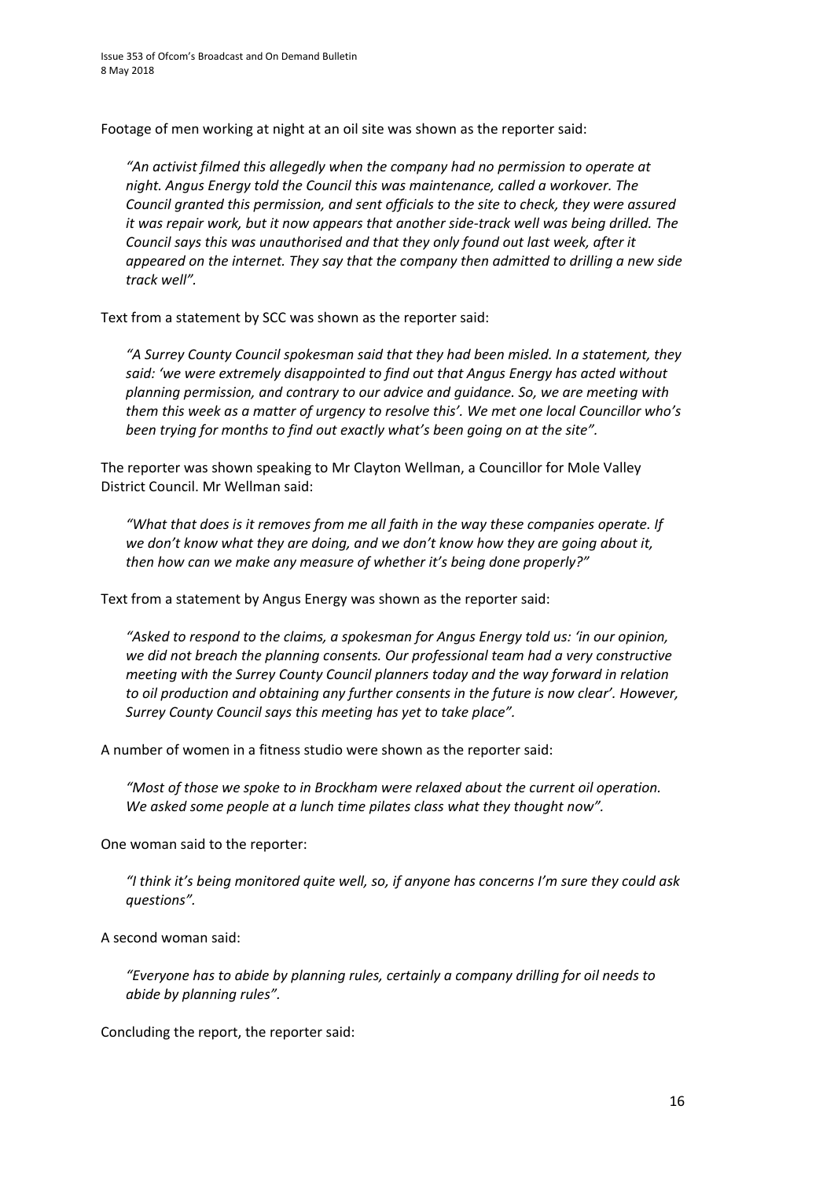Footage of men working at night at an oil site was shown as the reporter said:

> *"An activist filmed this allegedly when the company had no permission to operate at night. Angus Energy told the Council this was maintenance, called a workover. The Council granted this permission, and sent officials to the site to check, they were assured it was repair work, but it now appears that another side-track well was being drilled. The Council says this was unauthorised and that they only found out last week, after it appeared on the internet. They say that the company then admitted to drilling a new side track well".*

Text from a statement by SCC was shown as the reporter said:

> *"A Surrey County Council spokesman said that they had been misled. In a statement, they said: 'we were extremely disappointed to find out that Angus Energy has acted without planning permission, and contrary to our advice and guidance. So, we are meeting with them this week as a matter of urgency to resolve this'. We met one local Councillor who's been trying for months to find out exactly what's been going on at the site".*

The reporter was shown speaking to Mr Clayton Wellman, a Councillor for Mole Valley District Council. Mr Wellman said:

> *"What that does is it removes from me all faith in the way these companies operate. If we don't know what they are doing, and we don't know how they are going about it, then how can we make any measure of whether it's being done properly?"*

Text from a statement by Angus Energy was shown as the reporter said:

> *"Asked to respond to the claims, a spokesman for Angus Energy told us: 'in our opinion, we did not breach the planning consents. Our professional team had a very constructive meeting with the Surrey County Council planners today and the way forward in relation to oil production and obtaining any further consents in the future is now clear'. However, Surrey County Council says this meeting has yet to take place".*

A number of women in a fitness studio were shown as the reporter said:

> *"Most of those we spoke to in Brockham were relaxed about the current oil operation. We asked some people at a lunch time pilates class what they thought now".*

One woman said to the reporter:

> *"I think it's being monitored quite well, so, if anyone has concerns I'm sure they could ask questions".*

A second woman said:

> *"Everyone has to abide by planning rules, certainly a company drilling for oil needs to abide by planning rules".*

Concluding the report, the reporter said: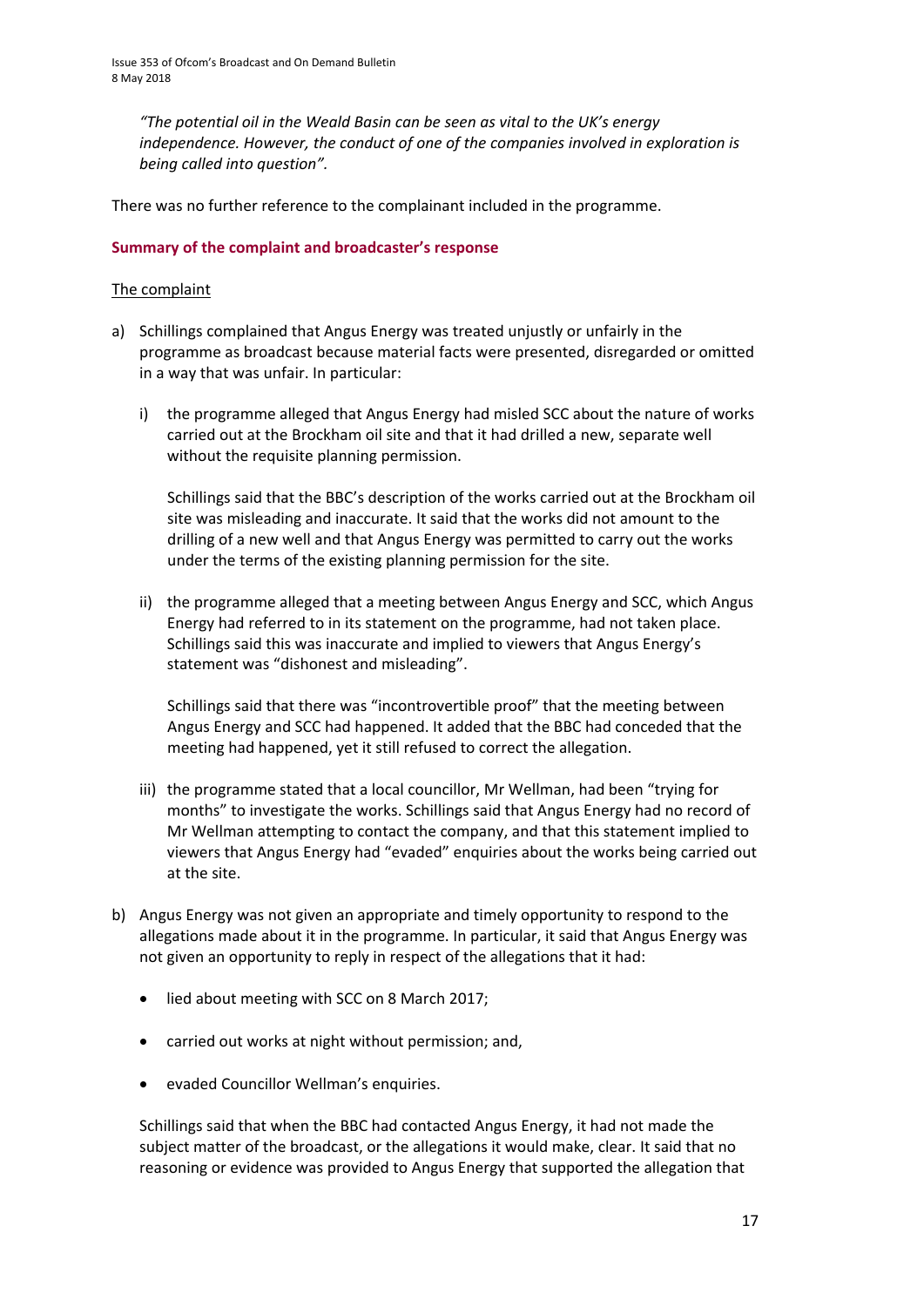*"The potential oil in the Weald Basin can be seen as vital to the UK's energy independence. However, the conduct of one of the companies involved in exploration is being called into question".*

There was no further reference to the complainant included in the programme.

**Summary of the complaint and broadcaster's response**

The complaint

a) Schillings complained that Angus Energy was treated unjustly or unfairly in the programme as broadcast because material facts were presented, disregarded or omitted in a way that was unfair. In particular:

   i) the programme alleged that Angus Energy had misled SCC about the nature of works carried out at the Brockham oil site and that it had drilled a new, separate well without the requisite planning permission.

   Schillings said that the BBC's description of the works carried out at the Brockham oil site was misleading and inaccurate. It said that the works did not amount to the drilling of a new well and that Angus Energy was permitted to carry out the works under the terms of the existing planning permission for the site.

   ii) the programme alleged that a meeting between Angus Energy and SCC, which Angus Energy had referred to in its statement on the programme, had not taken place. Schillings said this was inaccurate and implied to viewers that Angus Energy's statement was "dishonest and misleading".

   Schillings said that there was "incontrovertible proof" that the meeting between Angus Energy and SCC had happened. It added that the BBC had conceded that the meeting had happened, yet it still refused to correct the allegation.

   iii) the programme stated that a local councillor, Mr Wellman, had been "trying for months" to investigate the works. Schillings said that Angus Energy had no record of Mr Wellman attempting to contact the company, and that this statement implied to viewers that Angus Energy had "evaded" enquiries about the works being carried out at the site.

b) Angus Energy was not given an appropriate and timely opportunity to respond to the allegations made about it in the programme. In particular, it said that Angus Energy was not given an opportunity to reply in respect of the allegations that it had:

   - lied about meeting with SCC on 8 March 2017;
   - carried out works at night without permission; and,
   - evaded Councillor Wellman's enquiries.

   Schillings said that when the BBC had contacted Angus Energy, it had not made the subject matter of the broadcast, or the allegations it would make, clear. It said that no reasoning or evidence was provided to Angus Energy that supported the allegation that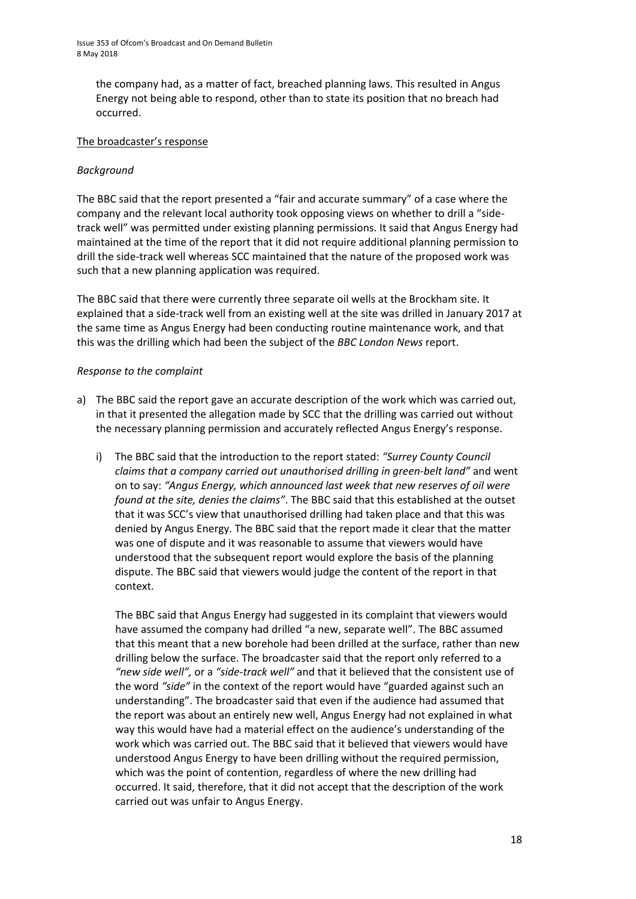the company had, as a matter of fact, breached planning laws. This resulted in Angus Energy not being able to respond, other than to state its position that no breach had occurred.

The broadcaster's response

*Background*

The BBC said that the report presented a "fair and accurate summary" of a case where the company and the relevant local authority took opposing views on whether to drill a "side-track well" was permitted under existing planning permissions. It said that Angus Energy had maintained at the time of the report that it did not require additional planning permission to drill the side-track well whereas SCC maintained that the nature of the proposed work was such that a new planning application was required.

The BBC said that there were currently three separate oil wells at the Brockham site. It explained that a side-track well from an existing well at the site was drilled in January 2017 at the same time as Angus Energy had been conducting routine maintenance work, and that this was the drilling which had been the subject of the *BBC London News* report.

*Response to the complaint*

a) The BBC said the report gave an accurate description of the work which was carried out, in that it presented the allegation made by SCC that the drilling was carried out without the necessary planning permission and accurately reflected Angus Energy's response.

   i) The BBC said that the introduction to the report stated: *"Surrey County Council claims that a company carried out unauthorised drilling in green-belt land"* and went on to say: *"Angus Energy, which announced last week that new reserves of oil were found at the site, denies the claims"*. The BBC said that this established at the outset that it was SCC's view that unauthorised drilling had taken place and that this was denied by Angus Energy. The BBC said that the report made it clear that the matter was one of dispute and it was reasonable to assume that viewers would have understood that the subsequent report would explore the basis of the planning dispute. The BBC said that viewers would judge the content of the report in that context.

   The BBC said that Angus Energy had suggested in its complaint that viewers would have assumed the company had drilled "a new, separate well". The BBC assumed that this meant that a new borehole had been drilled at the surface, rather than new drilling below the surface. The broadcaster said that the report only referred to a *"new side well",* or a *"side-track well"* and that it believed that the consistent use of the word *"side"* in the context of the report would have "guarded against such an understanding". The broadcaster said that even if the audience had assumed that the report was about an entirely new well, Angus Energy had not explained in what way this would have had a material effect on the audience's understanding of the work which was carried out. The BBC said that it believed that viewers would have understood Angus Energy to have been drilling without the required permission, which was the point of contention, regardless of where the new drilling had occurred. It said, therefore, that it did not accept that the description of the work carried out was unfair to Angus Energy.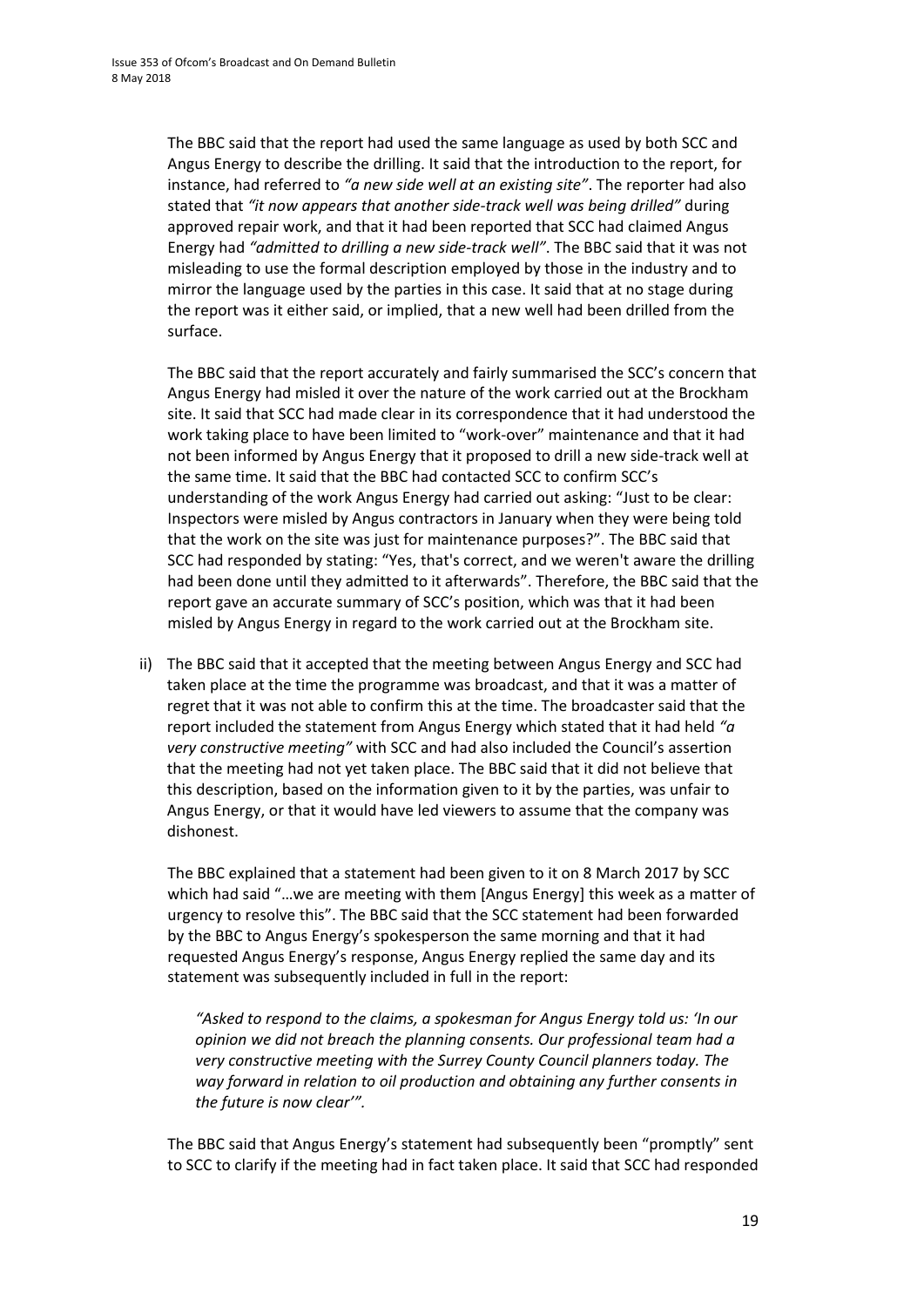The BBC said that the report had used the same language as used by both SCC and Angus Energy to describe the drilling. It said that the introduction to the report, for instance, had referred to *"a new side well at an existing site"*. The reporter had also stated that *"it now appears that another side-track well was being drilled"* during approved repair work, and that it had been reported that SCC had claimed Angus Energy had *"admitted to drilling a new side-track well"*. The BBC said that it was not misleading to use the formal description employed by those in the industry and to mirror the language used by the parties in this case. It said that at no stage during the report was it either said, or implied, that a new well had been drilled from the surface.

The BBC said that the report accurately and fairly summarised the SCC's concern that Angus Energy had misled it over the nature of the work carried out at the Brockham site. It said that SCC had made clear in its correspondence that it had understood the work taking place to have been limited to "work-over" maintenance and that it had not been informed by Angus Energy that it proposed to drill a new side-track well at the same time. It said that the BBC had contacted SCC to confirm SCC's understanding of the work Angus Energy had carried out asking: "Just to be clear: Inspectors were misled by Angus contractors in January when they were being told that the work on the site was just for maintenance purposes?". The BBC said that SCC had responded by stating: "Yes, that's correct, and we weren't aware the drilling had been done until they admitted to it afterwards". Therefore, the BBC said that the report gave an accurate summary of SCC's position, which was that it had been misled by Angus Energy in regard to the work carried out at the Brockham site.

ii) The BBC said that it accepted that the meeting between Angus Energy and SCC had taken place at the time the programme was broadcast, and that it was a matter of regret that it was not able to confirm this at the time. The broadcaster said that the report included the statement from Angus Energy which stated that it had held *"a very constructive meeting"* with SCC and had also included the Council's assertion that the meeting had not yet taken place. The BBC said that it did not believe that this description, based on the information given to it by the parties, was unfair to Angus Energy, or that it would have led viewers to assume that the company was dishonest.

The BBC explained that a statement had been given to it on 8 March 2017 by SCC which had said "…we are meeting with them [Angus Energy] this week as a matter of urgency to resolve this". The BBC said that the SCC statement had been forwarded by the BBC to Angus Energy's spokesperson the same morning and that it had requested Angus Energy's response, Angus Energy replied the same day and its statement was subsequently included in full in the report:

> *"Asked to respond to the claims, a spokesman for Angus Energy told us: 'In our opinion we did not breach the planning consents. Our professional team had a very constructive meeting with the Surrey County Council planners today. The way forward in relation to oil production and obtaining any further consents in the future is now clear'".*

The BBC said that Angus Energy's statement had subsequently been "promptly" sent to SCC to clarify if the meeting had in fact taken place. It said that SCC had responded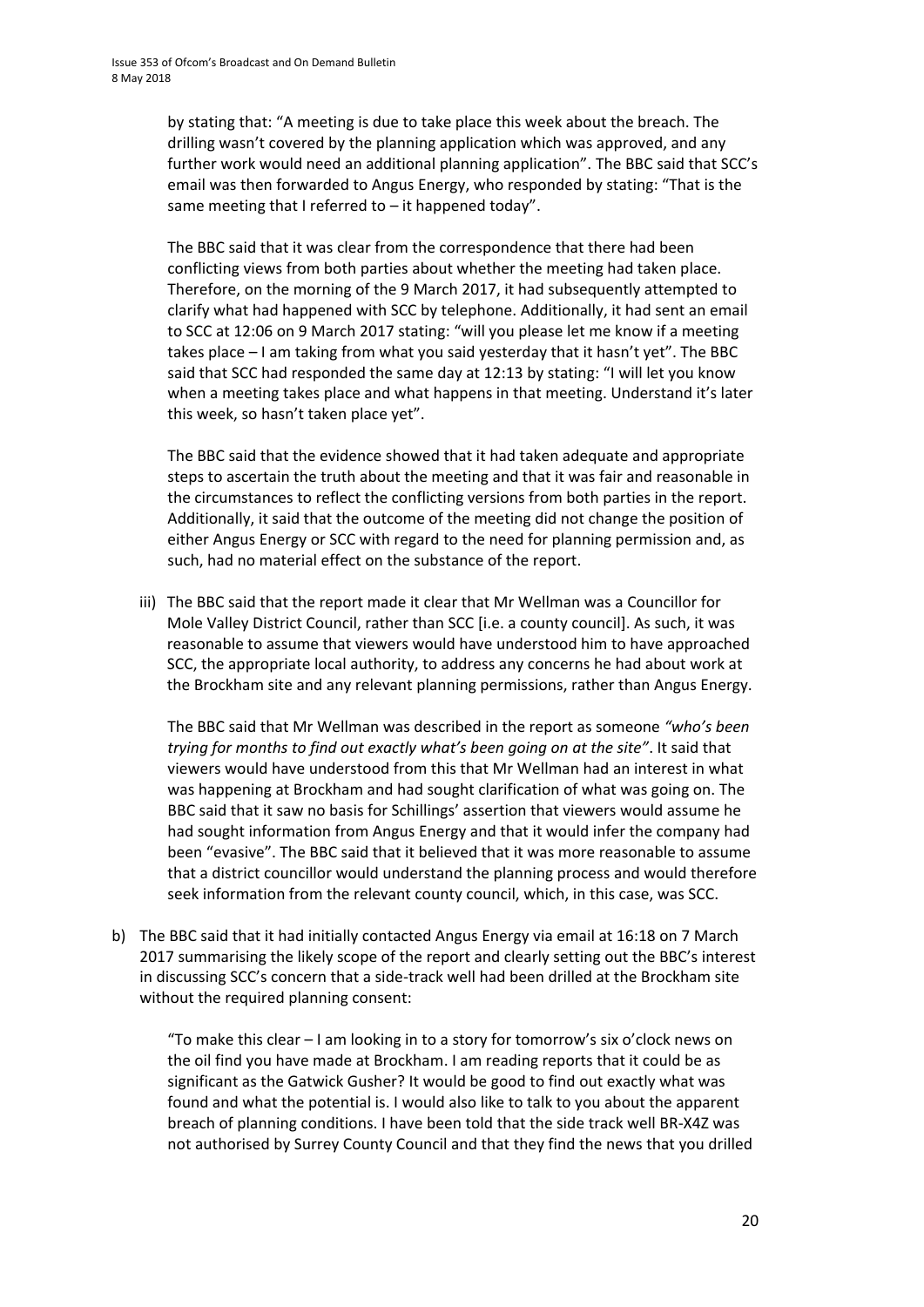by stating that: "A meeting is due to take place this week about the breach. The drilling wasn't covered by the planning application which was approved, and any further work would need an additional planning application". The BBC said that SCC's email was then forwarded to Angus Energy, who responded by stating: "That is the same meeting that I referred to – it happened today".

The BBC said that it was clear from the correspondence that there had been conflicting views from both parties about whether the meeting had taken place. Therefore, on the morning of the 9 March 2017, it had subsequently attempted to clarify what had happened with SCC by telephone. Additionally, it had sent an email to SCC at 12:06 on 9 March 2017 stating: "will you please let me know if a meeting takes place – I am taking from what you said yesterday that it hasn't yet". The BBC said that SCC had responded the same day at 12:13 by stating: "I will let you know when a meeting takes place and what happens in that meeting. Understand it's later this week, so hasn't taken place yet".

The BBC said that the evidence showed that it had taken adequate and appropriate steps to ascertain the truth about the meeting and that it was fair and reasonable in the circumstances to reflect the conflicting versions from both parties in the report. Additionally, it said that the outcome of the meeting did not change the position of either Angus Energy or SCC with regard to the need for planning permission and, as such, had no material effect on the substance of the report.

iii) The BBC said that the report made it clear that Mr Wellman was a Councillor for Mole Valley District Council, rather than SCC [i.e. a county council]. As such, it was reasonable to assume that viewers would have understood him to have approached SCC, the appropriate local authority, to address any concerns he had about work at the Brockham site and any relevant planning permissions, rather than Angus Energy.

The BBC said that Mr Wellman was described in the report as someone *"who's been trying for months to find out exactly what's been going on at the site"*. It said that viewers would have understood from this that Mr Wellman had an interest in what was happening at Brockham and had sought clarification of what was going on. The BBC said that it saw no basis for Schillings' assertion that viewers would assume he had sought information from Angus Energy and that it would infer the company had been "evasive". The BBC said that it believed that it was more reasonable to assume that a district councillor would understand the planning process and would therefore seek information from the relevant county council, which, in this case, was SCC.

b) The BBC said that it had initially contacted Angus Energy via email at 16:18 on 7 March 2017 summarising the likely scope of the report and clearly setting out the BBC's interest in discussing SCC's concern that a side-track well had been drilled at the Brockham site without the required planning consent:

"To make this clear – I am looking in to a story for tomorrow's six o'clock news on the oil find you have made at Brockham. I am reading reports that it could be as significant as the Gatwick Gusher? It would be good to find out exactly what was found and what the potential is. I would also like to talk to you about the apparent breach of planning conditions. I have been told that the side track well BR-X4Z was not authorised by Surrey County Council and that they find the news that you drilled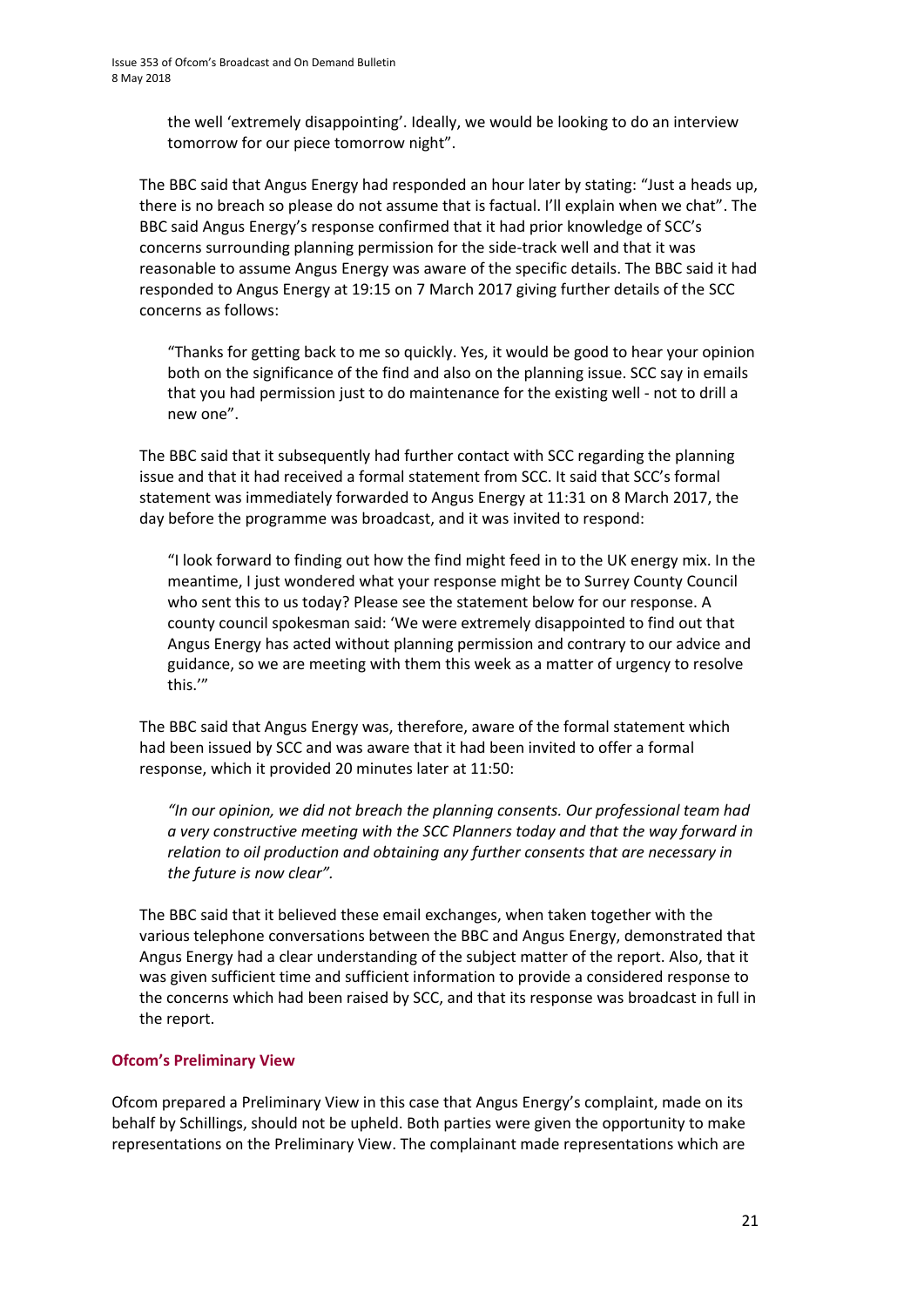the well 'extremely disappointing'. Ideally, we would be looking to do an interview tomorrow for our piece tomorrow night".

The BBC said that Angus Energy had responded an hour later by stating: "Just a heads up, there is no breach so please do not assume that is factual. I'll explain when we chat". The BBC said Angus Energy's response confirmed that it had prior knowledge of SCC's concerns surrounding planning permission for the side-track well and that it was reasonable to assume Angus Energy was aware of the specific details. The BBC said it had responded to Angus Energy at 19:15 on 7 March 2017 giving further details of the SCC concerns as follows:

> "Thanks for getting back to me so quickly. Yes, it would be good to hear your opinion both on the significance of the find and also on the planning issue. SCC say in emails that you had permission just to do maintenance for the existing well - not to drill a new one".

The BBC said that it subsequently had further contact with SCC regarding the planning issue and that it had received a formal statement from SCC. It said that SCC's formal statement was immediately forwarded to Angus Energy at 11:31 on 8 March 2017, the day before the programme was broadcast, and it was invited to respond:

> "I look forward to finding out how the find might feed in to the UK energy mix. In the meantime, I just wondered what your response might be to Surrey County Council who sent this to us today? Please see the statement below for our response. A county council spokesman said: 'We were extremely disappointed to find out that Angus Energy has acted without planning permission and contrary to our advice and guidance, so we are meeting with them this week as a matter of urgency to resolve this.'"

The BBC said that Angus Energy was, therefore, aware of the formal statement which had been issued by SCC and was aware that it had been invited to offer a formal response, which it provided 20 minutes later at 11:50:

> *"In our opinion, we did not breach the planning consents. Our professional team had a very constructive meeting with the SCC Planners today and that the way forward in relation to oil production and obtaining any further consents that are necessary in the future is now clear".*

The BBC said that it believed these email exchanges, when taken together with the various telephone conversations between the BBC and Angus Energy, demonstrated that Angus Energy had a clear understanding of the subject matter of the report. Also, that it was given sufficient time and sufficient information to provide a considered response to the concerns which had been raised by SCC, and that its response was broadcast in full in the report.

### Ofcom's Preliminary View

Ofcom prepared a Preliminary View in this case that Angus Energy's complaint, made on its behalf by Schillings, should not be upheld. Both parties were given the opportunity to make representations on the Preliminary View. The complainant made representations which are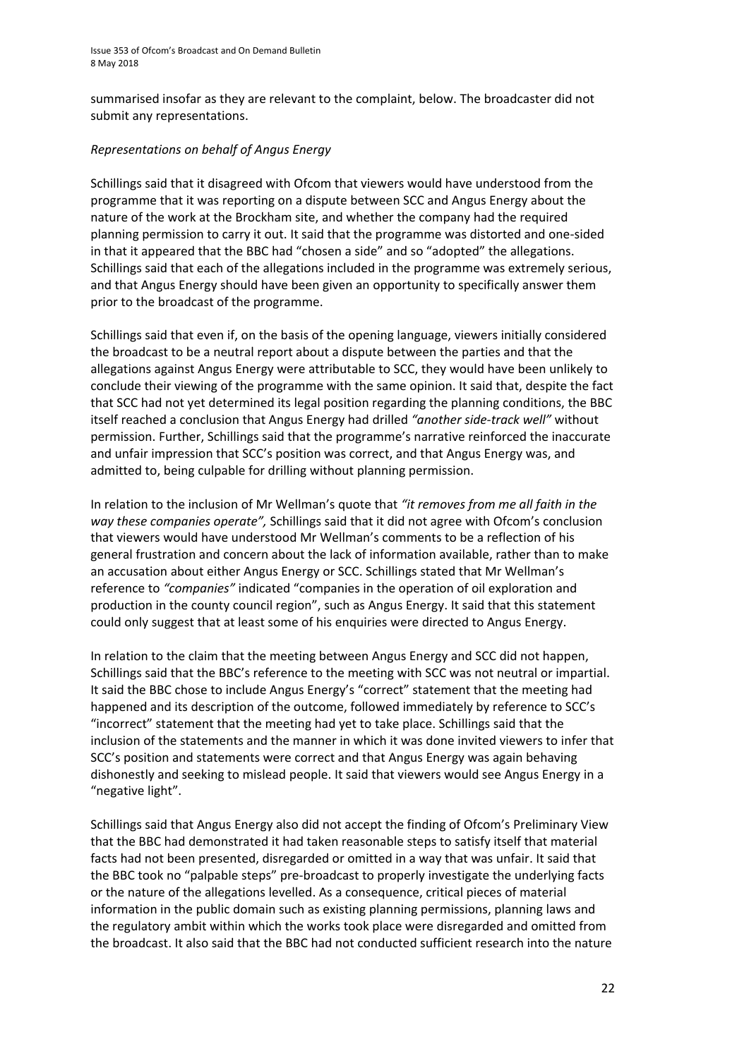summarised insofar as they are relevant to the complaint, below. The broadcaster did not submit any representations.

*Representations on behalf of Angus Energy*

Schillings said that it disagreed with Ofcom that viewers would have understood from the programme that it was reporting on a dispute between SCC and Angus Energy about the nature of the work at the Brockham site, and whether the company had the required planning permission to carry it out. It said that the programme was distorted and one-sided in that it appeared that the BBC had "chosen a side" and so "adopted" the allegations. Schillings said that each of the allegations included in the programme was extremely serious, and that Angus Energy should have been given an opportunity to specifically answer them prior to the broadcast of the programme.

Schillings said that even if, on the basis of the opening language, viewers initially considered the broadcast to be a neutral report about a dispute between the parties and that the allegations against Angus Energy were attributable to SCC, they would have been unlikely to conclude their viewing of the programme with the same opinion. It said that, despite the fact that SCC had not yet determined its legal position regarding the planning conditions, the BBC itself reached a conclusion that Angus Energy had drilled *"another side-track well"* without permission. Further, Schillings said that the programme's narrative reinforced the inaccurate and unfair impression that SCC's position was correct, and that Angus Energy was, and admitted to, being culpable for drilling without planning permission.

In relation to the inclusion of Mr Wellman's quote that *"it removes from me all faith in the way these companies operate",* Schillings said that it did not agree with Ofcom's conclusion that viewers would have understood Mr Wellman's comments to be a reflection of his general frustration and concern about the lack of information available, rather than to make an accusation about either Angus Energy or SCC. Schillings stated that Mr Wellman's reference to *"companies"* indicated "companies in the operation of oil exploration and production in the county council region", such as Angus Energy. It said that this statement could only suggest that at least some of his enquiries were directed to Angus Energy.

In relation to the claim that the meeting between Angus Energy and SCC did not happen, Schillings said that the BBC's reference to the meeting with SCC was not neutral or impartial. It said the BBC chose to include Angus Energy's "correct" statement that the meeting had happened and its description of the outcome, followed immediately by reference to SCC's "incorrect" statement that the meeting had yet to take place. Schillings said that the inclusion of the statements and the manner in which it was done invited viewers to infer that SCC's position and statements were correct and that Angus Energy was again behaving dishonestly and seeking to mislead people. It said that viewers would see Angus Energy in a "negative light".

Schillings said that Angus Energy also did not accept the finding of Ofcom's Preliminary View that the BBC had demonstrated it had taken reasonable steps to satisfy itself that material facts had not been presented, disregarded or omitted in a way that was unfair. It said that the BBC took no "palpable steps" pre-broadcast to properly investigate the underlying facts or the nature of the allegations levelled. As a consequence, critical pieces of material information in the public domain such as existing planning permissions, planning laws and the regulatory ambit within which the works took place were disregarded and omitted from the broadcast. It also said that the BBC had not conducted sufficient research into the nature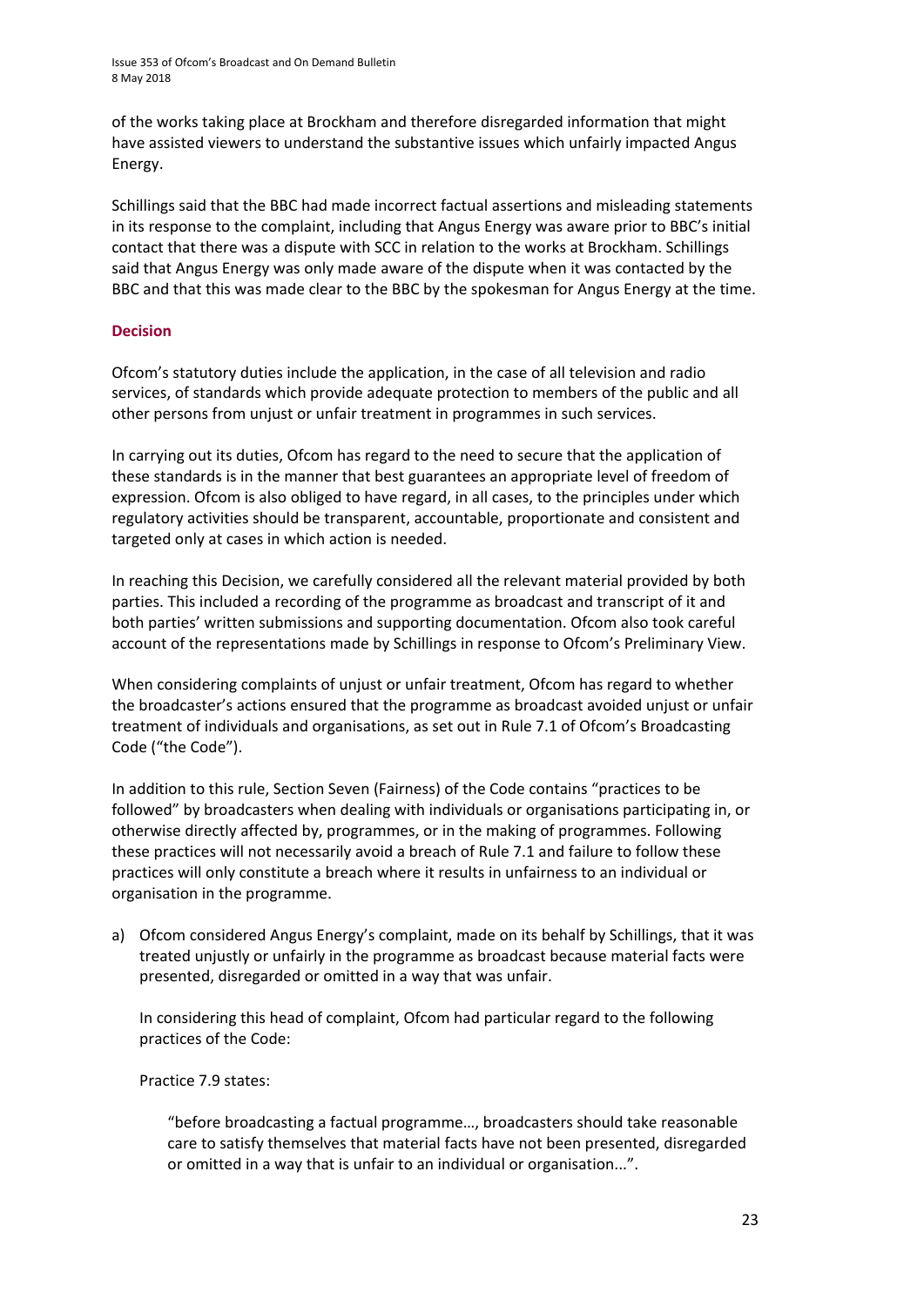of the works taking place at Brockham and therefore disregarded information that might have assisted viewers to understand the substantive issues which unfairly impacted Angus Energy.

Schillings said that the BBC had made incorrect factual assertions and misleading statements in its response to the complaint, including that Angus Energy was aware prior to BBC's initial contact that there was a dispute with SCC in relation to the works at Brockham. Schillings said that Angus Energy was only made aware of the dispute when it was contacted by the BBC and that this was made clear to the BBC by the spokesman for Angus Energy at the time.

### Decision

Ofcom's statutory duties include the application, in the case of all television and radio services, of standards which provide adequate protection to members of the public and all other persons from unjust or unfair treatment in programmes in such services.

In carrying out its duties, Ofcom has regard to the need to secure that the application of these standards is in the manner that best guarantees an appropriate level of freedom of expression. Ofcom is also obliged to have regard, in all cases, to the principles under which regulatory activities should be transparent, accountable, proportionate and consistent and targeted only at cases in which action is needed.

In reaching this Decision, we carefully considered all the relevant material provided by both parties. This included a recording of the programme as broadcast and transcript of it and both parties' written submissions and supporting documentation. Ofcom also took careful account of the representations made by Schillings in response to Ofcom's Preliminary View.

When considering complaints of unjust or unfair treatment, Ofcom has regard to whether the broadcaster's actions ensured that the programme as broadcast avoided unjust or unfair treatment of individuals and organisations, as set out in Rule 7.1 of Ofcom's Broadcasting Code ("the Code").

In addition to this rule, Section Seven (Fairness) of the Code contains "practices to be followed" by broadcasters when dealing with individuals or organisations participating in, or otherwise directly affected by, programmes, or in the making of programmes. Following these practices will not necessarily avoid a breach of Rule 7.1 and failure to follow these practices will only constitute a breach where it results in unfairness to an individual or organisation in the programme.

a) Ofcom considered Angus Energy's complaint, made on its behalf by Schillings, that it was treated unjustly or unfairly in the programme as broadcast because material facts were presented, disregarded or omitted in a way that was unfair.

   In considering this head of complaint, Ofcom had particular regard to the following practices of the Code:

   Practice 7.9 states:

   > "before broadcasting a factual programme…, broadcasters should take reasonable care to satisfy themselves that material facts have not been presented, disregarded or omitted in a way that is unfair to an individual or organisation...".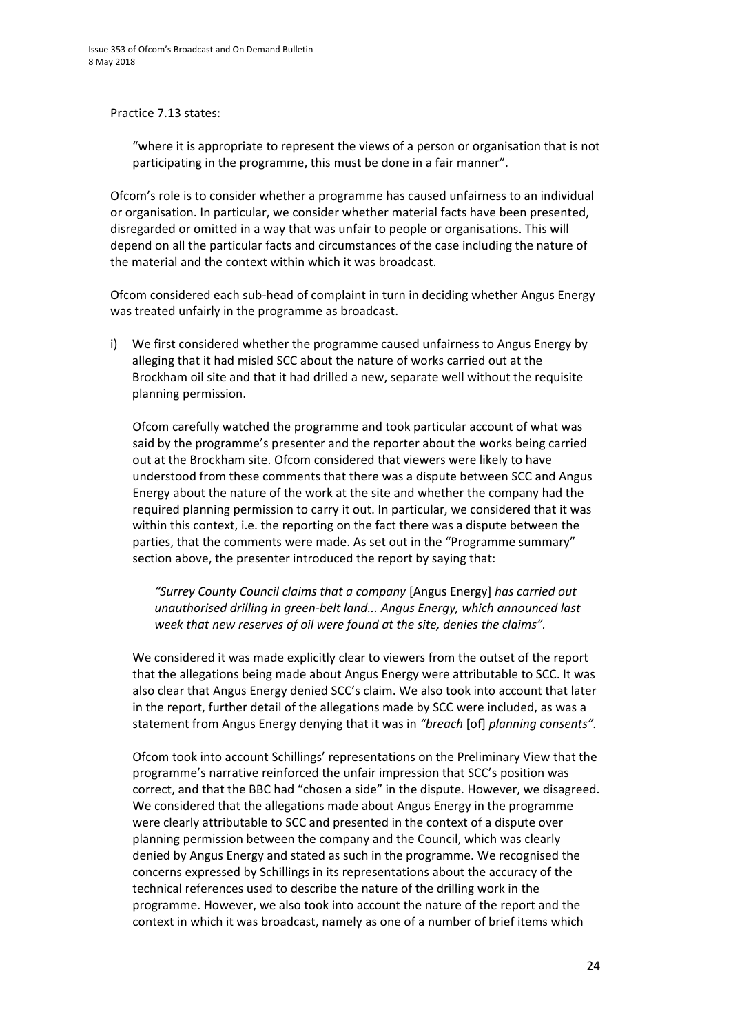Practice 7.13 states:

> "where it is appropriate to represent the views of a person or organisation that is not participating in the programme, this must be done in a fair manner".

Ofcom's role is to consider whether a programme has caused unfairness to an individual or organisation. In particular, we consider whether material facts have been presented, disregarded or omitted in a way that was unfair to people or organisations. This will depend on all the particular facts and circumstances of the case including the nature of the material and the context within which it was broadcast.

Ofcom considered each sub-head of complaint in turn in deciding whether Angus Energy was treated unfairly in the programme as broadcast.

i) We first considered whether the programme caused unfairness to Angus Energy by alleging that it had misled SCC about the nature of works carried out at the Brockham oil site and that it had drilled a new, separate well without the requisite planning permission.

   Ofcom carefully watched the programme and took particular account of what was said by the programme's presenter and the reporter about the works being carried out at the Brockham site. Ofcom considered that viewers were likely to have understood from these comments that there was a dispute between SCC and Angus Energy about the nature of the work at the site and whether the company had the required planning permission to carry it out. In particular, we considered that it was within this context, i.e. the reporting on the fact there was a dispute between the parties, that the comments were made. As set out in the "Programme summary" section above, the presenter introduced the report by saying that:

   > *"Surrey County Council claims that a company* [Angus Energy] *has carried out unauthorised drilling in green-belt land... Angus Energy, which announced last week that new reserves of oil were found at the site, denies the claims".*

   We considered it was made explicitly clear to viewers from the outset of the report that the allegations being made about Angus Energy were attributable to SCC. It was also clear that Angus Energy denied SCC's claim. We also took into account that later in the report, further detail of the allegations made by SCC were included, as was a statement from Angus Energy denying that it was in *"breach* [of] *planning consents".*

   Ofcom took into account Schillings' representations on the Preliminary View that the programme's narrative reinforced the unfair impression that SCC's position was correct, and that the BBC had "chosen a side" in the dispute. However, we disagreed. We considered that the allegations made about Angus Energy in the programme were clearly attributable to SCC and presented in the context of a dispute over planning permission between the company and the Council, which was clearly denied by Angus Energy and stated as such in the programme. We recognised the concerns expressed by Schillings in its representations about the accuracy of the technical references used to describe the nature of the drilling work in the programme. However, we also took into account the nature of the report and the context in which it was broadcast, namely as one of a number of brief items which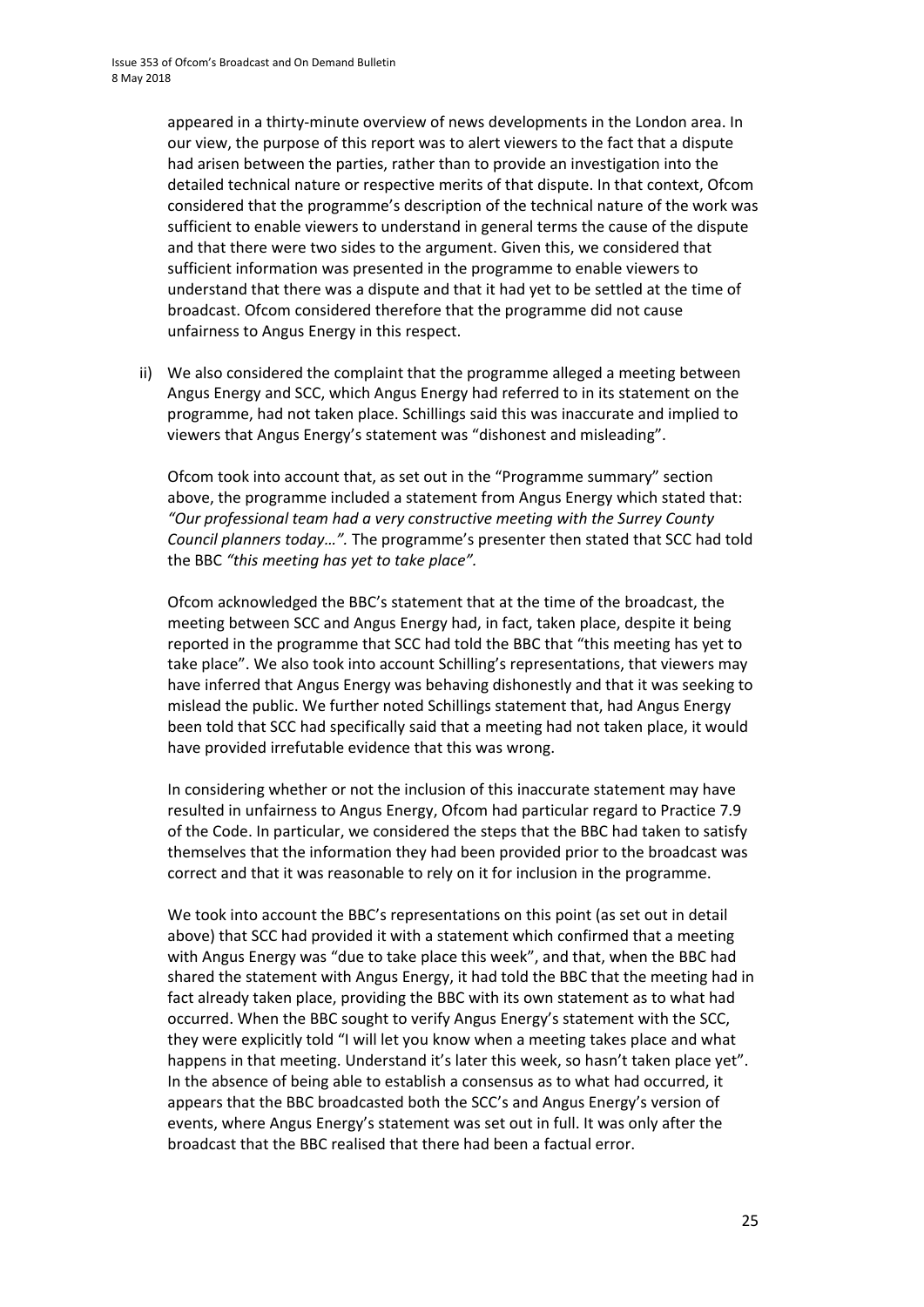appeared in a thirty-minute overview of news developments in the London area. In our view, the purpose of this report was to alert viewers to the fact that a dispute had arisen between the parties, rather than to provide an investigation into the detailed technical nature or respective merits of that dispute. In that context, Ofcom considered that the programme's description of the technical nature of the work was sufficient to enable viewers to understand in general terms the cause of the dispute and that there were two sides to the argument. Given this, we considered that sufficient information was presented in the programme to enable viewers to understand that there was a dispute and that it had yet to be settled at the time of broadcast. Ofcom considered therefore that the programme did not cause unfairness to Angus Energy in this respect.

ii) We also considered the complaint that the programme alleged a meeting between Angus Energy and SCC, which Angus Energy had referred to in its statement on the programme, had not taken place. Schillings said this was inaccurate and implied to viewers that Angus Energy's statement was "dishonest and misleading".

   Ofcom took into account that, as set out in the "Programme summary" section above, the programme included a statement from Angus Energy which stated that: *"Our professional team had a very constructive meeting with the Surrey County Council planners today…".* The programme's presenter then stated that SCC had told the BBC *"this meeting has yet to take place".*

   Ofcom acknowledged the BBC's statement that at the time of the broadcast, the meeting between SCC and Angus Energy had, in fact, taken place, despite it being reported in the programme that SCC had told the BBC that "this meeting has yet to take place". We also took into account Schilling's representations, that viewers may have inferred that Angus Energy was behaving dishonestly and that it was seeking to mislead the public. We further noted Schillings statement that, had Angus Energy been told that SCC had specifically said that a meeting had not taken place, it would have provided irrefutable evidence that this was wrong.

   In considering whether or not the inclusion of this inaccurate statement may have resulted in unfairness to Angus Energy, Ofcom had particular regard to Practice 7.9 of the Code. In particular, we considered the steps that the BBC had taken to satisfy themselves that the information they had been provided prior to the broadcast was correct and that it was reasonable to rely on it for inclusion in the programme.

   We took into account the BBC's representations on this point (as set out in detail above) that SCC had provided it with a statement which confirmed that a meeting with Angus Energy was "due to take place this week", and that, when the BBC had shared the statement with Angus Energy, it had told the BBC that the meeting had in fact already taken place, providing the BBC with its own statement as to what had occurred. When the BBC sought to verify Angus Energy's statement with the SCC, they were explicitly told "I will let you know when a meeting takes place and what happens in that meeting. Understand it's later this week, so hasn't taken place yet". In the absence of being able to establish a consensus as to what had occurred, it appears that the BBC broadcasted both the SCC's and Angus Energy's version of events, where Angus Energy's statement was set out in full. It was only after the broadcast that the BBC realised that there had been a factual error.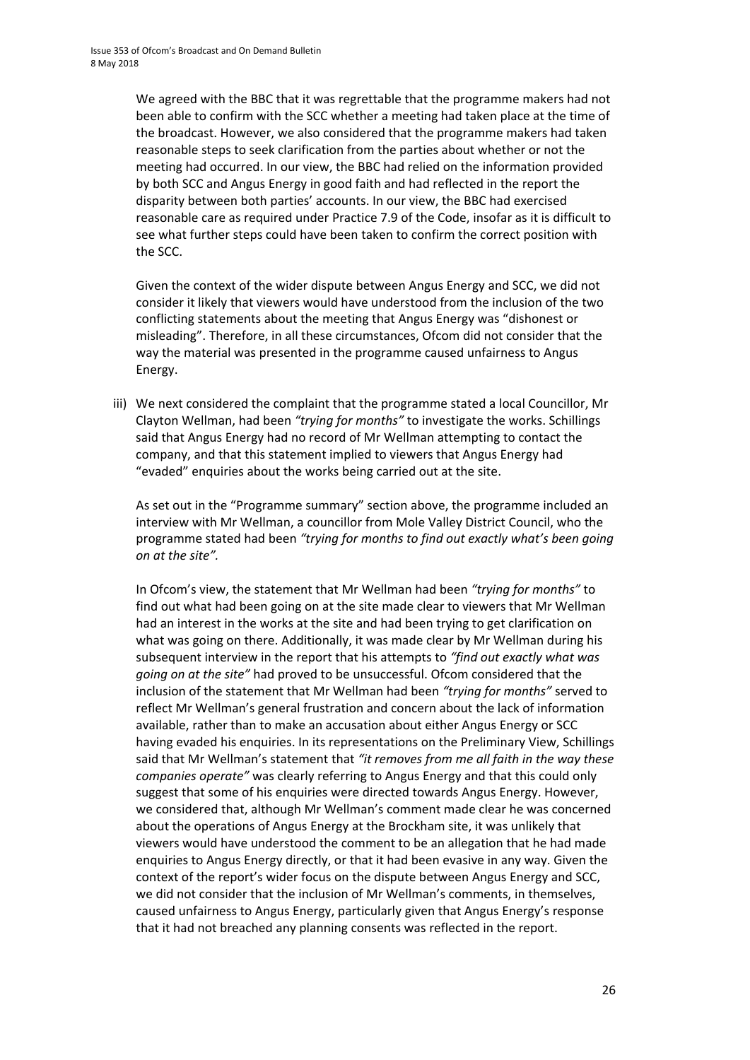We agreed with the BBC that it was regrettable that the programme makers had not been able to confirm with the SCC whether a meeting had taken place at the time of the broadcast. However, we also considered that the programme makers had taken reasonable steps to seek clarification from the parties about whether or not the meeting had occurred. In our view, the BBC had relied on the information provided by both SCC and Angus Energy in good faith and had reflected in the report the disparity between both parties' accounts. In our view, the BBC had exercised reasonable care as required under Practice 7.9 of the Code, insofar as it is difficult to see what further steps could have been taken to confirm the correct position with the SCC.

Given the context of the wider dispute between Angus Energy and SCC, we did not consider it likely that viewers would have understood from the inclusion of the two conflicting statements about the meeting that Angus Energy was "dishonest or misleading". Therefore, in all these circumstances, Ofcom did not consider that the way the material was presented in the programme caused unfairness to Angus Energy.

iii) We next considered the complaint that the programme stated a local Councillor, Mr Clayton Wellman, had been *"trying for months"* to investigate the works. Schillings said that Angus Energy had no record of Mr Wellman attempting to contact the company, and that this statement implied to viewers that Angus Energy had "evaded" enquiries about the works being carried out at the site.

As set out in the "Programme summary" section above, the programme included an interview with Mr Wellman, a councillor from Mole Valley District Council, who the programme stated had been *"trying for months to find out exactly what's been going on at the site".*

In Ofcom's view, the statement that Mr Wellman had been *"trying for months"* to find out what had been going on at the site made clear to viewers that Mr Wellman had an interest in the works at the site and had been trying to get clarification on what was going on there. Additionally, it was made clear by Mr Wellman during his subsequent interview in the report that his attempts to *"find out exactly what was going on at the site"* had proved to be unsuccessful. Ofcom considered that the inclusion of the statement that Mr Wellman had been *"trying for months"* served to reflect Mr Wellman's general frustration and concern about the lack of information available, rather than to make an accusation about either Angus Energy or SCC having evaded his enquiries. In its representations on the Preliminary View, Schillings said that Mr Wellman's statement that *"it removes from me all faith in the way these companies operate"* was clearly referring to Angus Energy and that this could only suggest that some of his enquiries were directed towards Angus Energy. However, we considered that, although Mr Wellman's comment made clear he was concerned about the operations of Angus Energy at the Brockham site, it was unlikely that viewers would have understood the comment to be an allegation that he had made enquiries to Angus Energy directly, or that it had been evasive in any way. Given the context of the report's wider focus on the dispute between Angus Energy and SCC, we did not consider that the inclusion of Mr Wellman's comments, in themselves, caused unfairness to Angus Energy, particularly given that Angus Energy's response that it had not breached any planning consents was reflected in the report.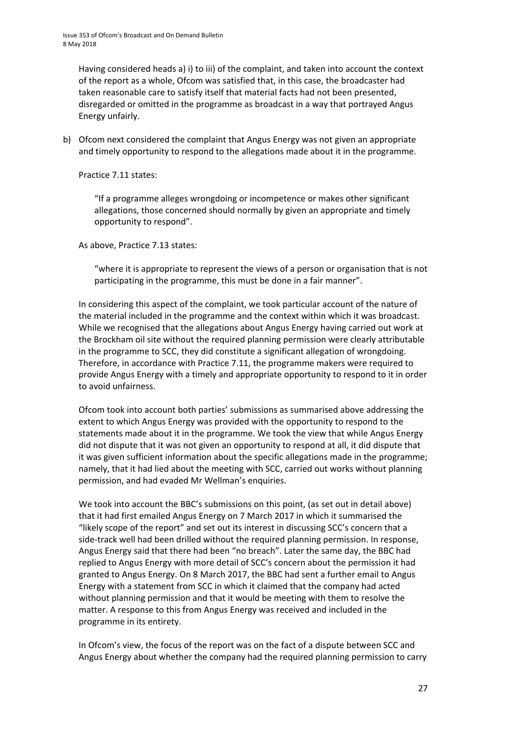Having considered heads a) i) to iii) of the complaint, and taken into account the context of the report as a whole, Ofcom was satisfied that, in this case, the broadcaster had taken reasonable care to satisfy itself that material facts had not been presented, disregarded or omitted in the programme as broadcast in a way that portrayed Angus Energy unfairly.

b) Ofcom next considered the complaint that Angus Energy was not given an appropriate and timely opportunity to respond to the allegations made about it in the programme.

Practice 7.11 states:

> "If a programme alleges wrongdoing or incompetence or makes other significant allegations, those concerned should normally by given an appropriate and timely opportunity to respond".

As above, Practice 7.13 states:

> "where it is appropriate to represent the views of a person or organisation that is not participating in the programme, this must be done in a fair manner".

In considering this aspect of the complaint, we took particular account of the nature of the material included in the programme and the context within which it was broadcast. While we recognised that the allegations about Angus Energy having carried out work at the Brockham oil site without the required planning permission were clearly attributable in the programme to SCC, they did constitute a significant allegation of wrongdoing. Therefore, in accordance with Practice 7.11, the programme makers were required to provide Angus Energy with a timely and appropriate opportunity to respond to it in order to avoid unfairness.

Ofcom took into account both parties' submissions as summarised above addressing the extent to which Angus Energy was provided with the opportunity to respond to the statements made about it in the programme. We took the view that while Angus Energy did not dispute that it was not given an opportunity to respond at all, it did dispute that it was given sufficient information about the specific allegations made in the programme; namely, that it had lied about the meeting with SCC, carried out works without planning permission, and had evaded Mr Wellman's enquiries.

We took into account the BBC's submissions on this point, (as set out in detail above) that it had first emailed Angus Energy on 7 March 2017 in which it summarised the "likely scope of the report" and set out its interest in discussing SCC's concern that a side-track well had been drilled without the required planning permission. In response, Angus Energy said that there had been "no breach". Later the same day, the BBC had replied to Angus Energy with more detail of SCC's concern about the permission it had granted to Angus Energy. On 8 March 2017, the BBC had sent a further email to Angus Energy with a statement from SCC in which it claimed that the company had acted without planning permission and that it would be meeting with them to resolve the matter. A response to this from Angus Energy was received and included in the programme in its entirety.

In Ofcom's view, the focus of the report was on the fact of a dispute between SCC and Angus Energy about whether the company had the required planning permission to carry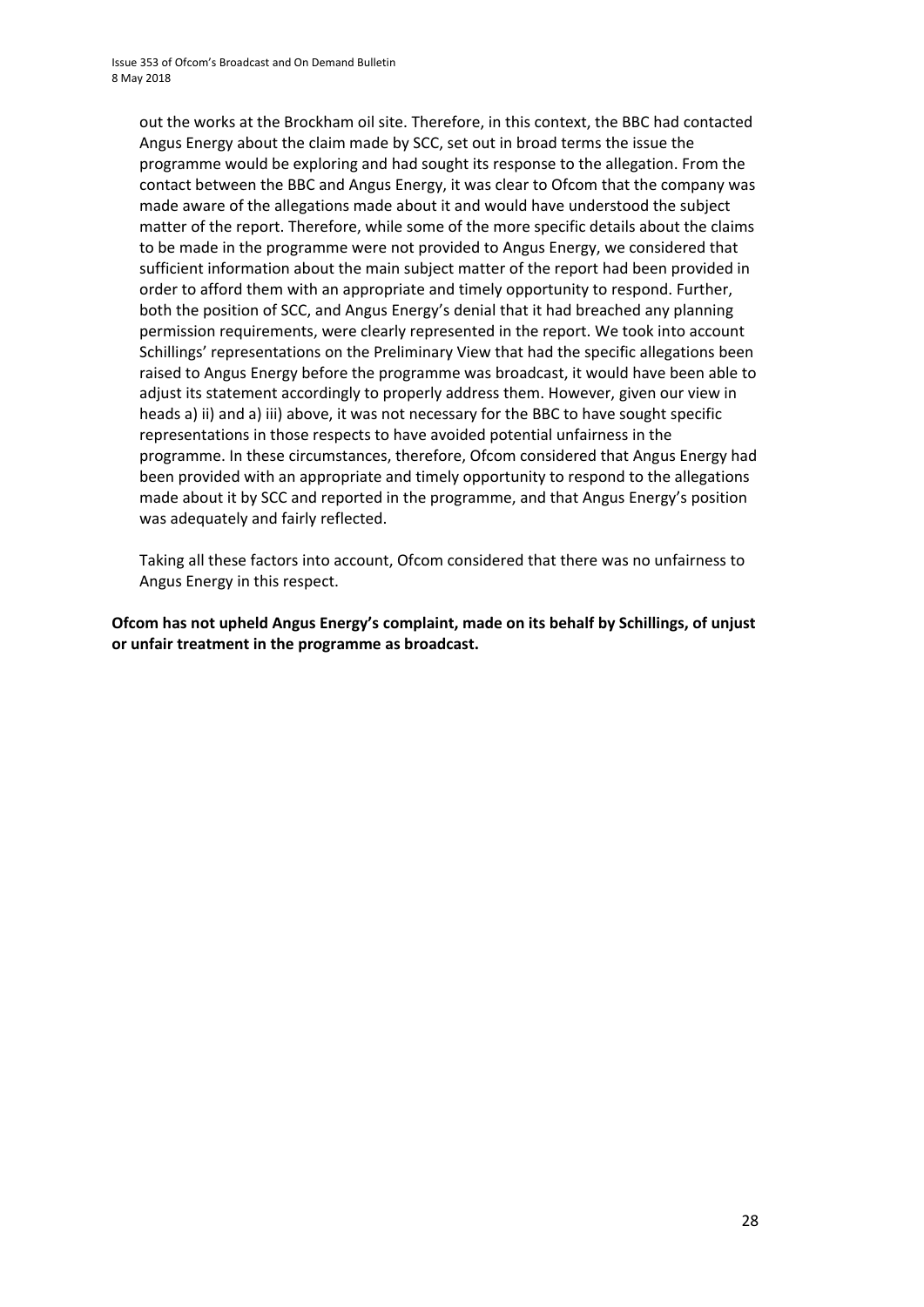out the works at the Brockham oil site. Therefore, in this context, the BBC had contacted Angus Energy about the claim made by SCC, set out in broad terms the issue the programme would be exploring and had sought its response to the allegation. From the contact between the BBC and Angus Energy, it was clear to Ofcom that the company was made aware of the allegations made about it and would have understood the subject matter of the report. Therefore, while some of the more specific details about the claims to be made in the programme were not provided to Angus Energy, we considered that sufficient information about the main subject matter of the report had been provided in order to afford them with an appropriate and timely opportunity to respond. Further, both the position of SCC, and Angus Energy's denial that it had breached any planning permission requirements, were clearly represented in the report. We took into account Schillings' representations on the Preliminary View that had the specific allegations been raised to Angus Energy before the programme was broadcast, it would have been able to adjust its statement accordingly to properly address them. However, given our view in heads a) ii) and a) iii) above, it was not necessary for the BBC to have sought specific representations in those respects to have avoided potential unfairness in the programme. In these circumstances, therefore, Ofcom considered that Angus Energy had been provided with an appropriate and timely opportunity to respond to the allegations made about it by SCC and reported in the programme, and that Angus Energy's position was adequately and fairly reflected.

Taking all these factors into account, Ofcom considered that there was no unfairness to Angus Energy in this respect.

**Ofcom has not upheld Angus Energy's complaint, made on its behalf by Schillings, of unjust or unfair treatment in the programme as broadcast.**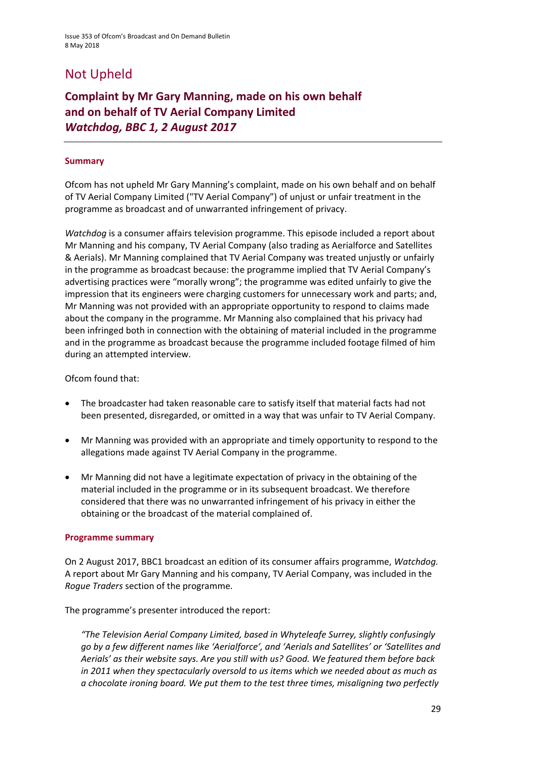# Not Upheld

## Complaint by Mr Gary Manning, made on his own behalf and on behalf of TV Aerial Company Limited *Watchdog, BBC 1, 2 August 2017*

### Summary

Ofcom has not upheld Mr Gary Manning's complaint, made on his own behalf and on behalf of TV Aerial Company Limited ("TV Aerial Company") of unjust or unfair treatment in the programme as broadcast and of unwarranted infringement of privacy.

*Watchdog* is a consumer affairs television programme. This episode included a report about Mr Manning and his company, TV Aerial Company (also trading as Aerialforce and Satellites & Aerials). Mr Manning complained that TV Aerial Company was treated unjustly or unfairly in the programme as broadcast because: the programme implied that TV Aerial Company's advertising practices were "morally wrong"; the programme was edited unfairly to give the impression that its engineers were charging customers for unnecessary work and parts; and, Mr Manning was not provided with an appropriate opportunity to respond to claims made about the company in the programme. Mr Manning also complained that his privacy had been infringed both in connection with the obtaining of material included in the programme and in the programme as broadcast because the programme included footage filmed of him during an attempted interview.

Ofcom found that:

- The broadcaster had taken reasonable care to satisfy itself that material facts had not been presented, disregarded, or omitted in a way that was unfair to TV Aerial Company.
- Mr Manning was provided with an appropriate and timely opportunity to respond to the allegations made against TV Aerial Company in the programme.
- Mr Manning did not have a legitimate expectation of privacy in the obtaining of the material included in the programme or in its subsequent broadcast. We therefore considered that there was no unwarranted infringement of his privacy in either the obtaining or the broadcast of the material complained of.

### Programme summary

On 2 August 2017, BBC1 broadcast an edition of its consumer affairs programme, *Watchdog.* A report about Mr Gary Manning and his company, TV Aerial Company, was included in the *Rogue Traders* section of the programme.

The programme's presenter introduced the report:

> *"The Television Aerial Company Limited, based in Whyteleafe Surrey, slightly confusingly go by a few different names like 'Aerialforce', and 'Aerials and Satellites' or 'Satellites and Aerials' as their website says. Are you still with us? Good. We featured them before back in 2011 when they spectacularly oversold to us items which we needed about as much as a chocolate ironing board. We put them to the test three times, misaligning two perfectly*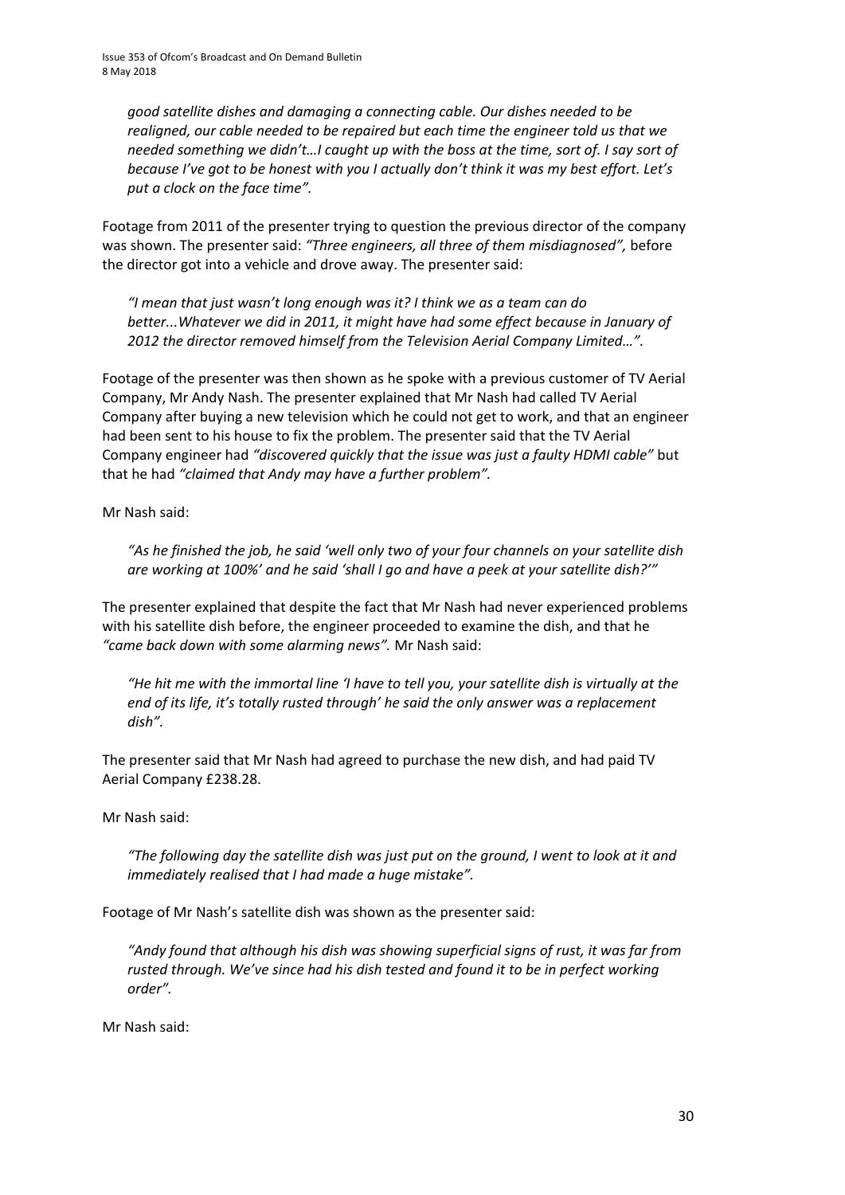*good satellite dishes and damaging a connecting cable. Our dishes needed to be realigned, our cable needed to be repaired but each time the engineer told us that we needed something we didn't…I caught up with the boss at the time, sort of. I say sort of because I've got to be honest with you I actually don't think it was my best effort. Let's put a clock on the face time".*

Footage from 2011 of the presenter trying to question the previous director of the company was shown. The presenter said: *"Three engineers, all three of them misdiagnosed",* before the director got into a vehicle and drove away. The presenter said:

*"I mean that just wasn't long enough was it? I think we as a team can do better...Whatever we did in 2011, it might have had some effect because in January of 2012 the director removed himself from the Television Aerial Company Limited…".*

Footage of the presenter was then shown as he spoke with a previous customer of TV Aerial Company, Mr Andy Nash. The presenter explained that Mr Nash had called TV Aerial Company after buying a new television which he could not get to work, and that an engineer had been sent to his house to fix the problem. The presenter said that the TV Aerial Company engineer had *"discovered quickly that the issue was just a faulty HDMI cable"* but that he had *"claimed that Andy may have a further problem".*

Mr Nash said:

*"As he finished the job, he said 'well only two of your four channels on your satellite dish are working at 100%' and he said 'shall I go and have a peek at your satellite dish?'"*

The presenter explained that despite the fact that Mr Nash had never experienced problems with his satellite dish before, the engineer proceeded to examine the dish, and that he *"came back down with some alarming news".* Mr Nash said:

*"He hit me with the immortal line 'I have to tell you, your satellite dish is virtually at the end of its life, it's totally rusted through' he said the only answer was a replacement dish".*

The presenter said that Mr Nash had agreed to purchase the new dish, and had paid TV Aerial Company £238.28.

Mr Nash said:

*"The following day the satellite dish was just put on the ground, I went to look at it and immediately realised that I had made a huge mistake".*

Footage of Mr Nash's satellite dish was shown as the presenter said:

*"Andy found that although his dish was showing superficial signs of rust, it was far from rusted through. We've since had his dish tested and found it to be in perfect working order".*

Mr Nash said: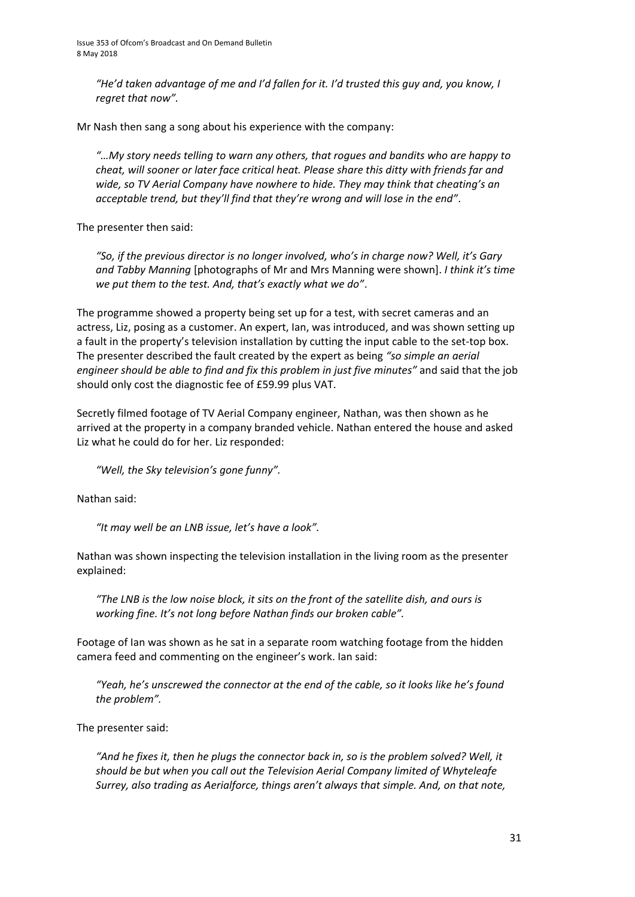*"He'd taken advantage of me and I'd fallen for it. I'd trusted this guy and, you know, I regret that now".*

Mr Nash then sang a song about his experience with the company:

*"…My story needs telling to warn any others, that rogues and bandits who are happy to cheat, will sooner or later face critical heat. Please share this ditty with friends far and wide, so TV Aerial Company have nowhere to hide. They may think that cheating's an acceptable trend, but they'll find that they're wrong and will lose in the end"*.

The presenter then said:

*"So, if the previous director is no longer involved, who's in charge now? Well, it's Gary and Tabby Manning* [photographs of Mr and Mrs Manning were shown]. *I think it's time we put them to the test. And, that's exactly what we do"*.

The programme showed a property being set up for a test, with secret cameras and an actress, Liz, posing as a customer. An expert, Ian, was introduced, and was shown setting up a fault in the property's television installation by cutting the input cable to the set-top box. The presenter described the fault created by the expert as being *"so simple an aerial engineer should be able to find and fix this problem in just five minutes"* and said that the job should only cost the diagnostic fee of £59.99 plus VAT.

Secretly filmed footage of TV Aerial Company engineer, Nathan, was then shown as he arrived at the property in a company branded vehicle. Nathan entered the house and asked Liz what he could do for her. Liz responded:

*"Well, the Sky television's gone funny".*

Nathan said:

*"It may well be an LNB issue, let's have a look".*

Nathan was shown inspecting the television installation in the living room as the presenter explained:

*"The LNB is the low noise block, it sits on the front of the satellite dish, and ours is working fine. It's not long before Nathan finds our broken cable".*

Footage of Ian was shown as he sat in a separate room watching footage from the hidden camera feed and commenting on the engineer's work. Ian said:

*"Yeah, he's unscrewed the connector at the end of the cable, so it looks like he's found the problem".*

The presenter said:

*"And he fixes it, then he plugs the connector back in, so is the problem solved? Well, it should be but when you call out the Television Aerial Company limited of Whyteleafe Surrey, also trading as Aerialforce, things aren't always that simple. And, on that note,*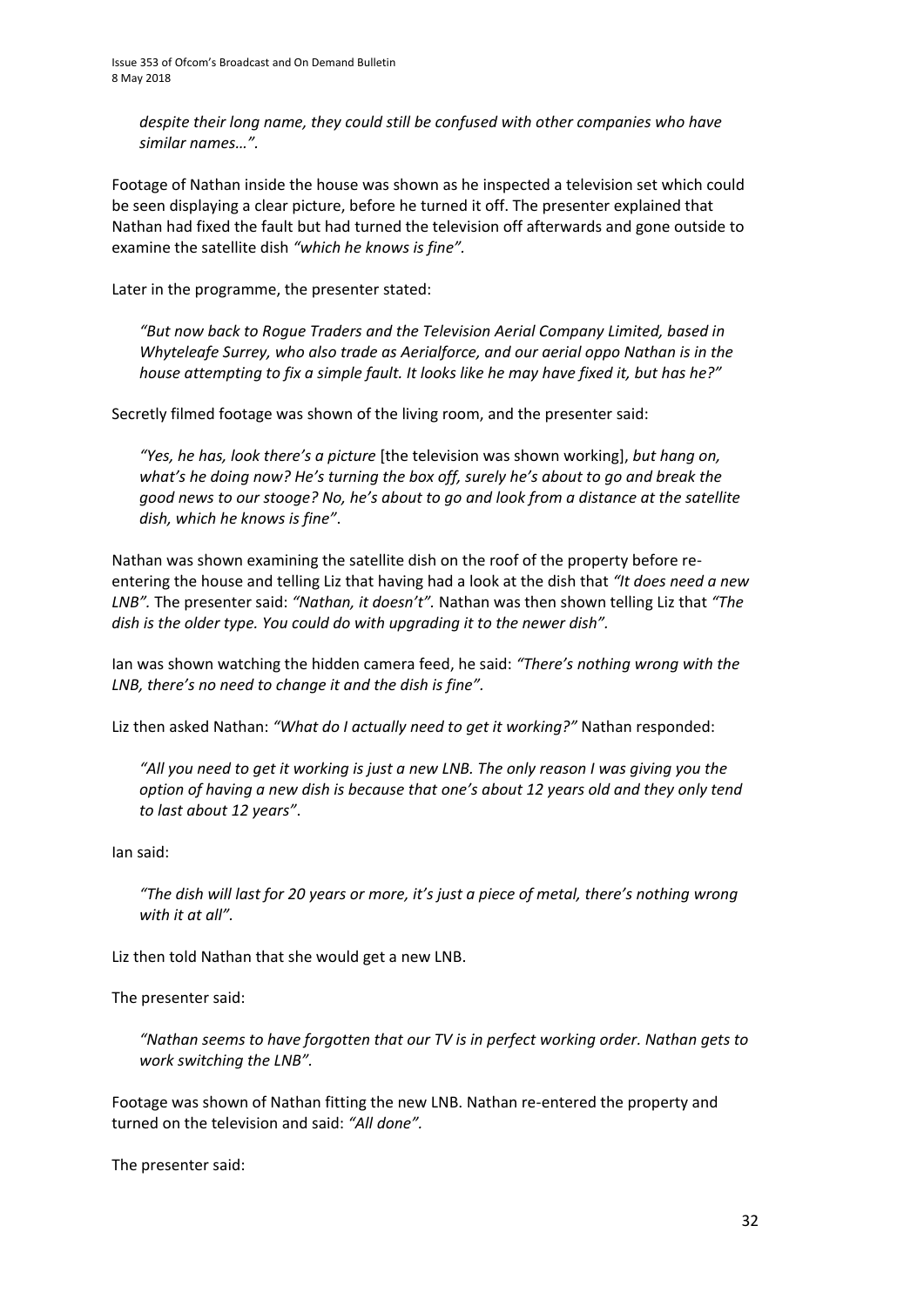*despite their long name, they could still be confused with other companies who have similar names…".*

Footage of Nathan inside the house was shown as he inspected a television set which could be seen displaying a clear picture, before he turned it off. The presenter explained that Nathan had fixed the fault but had turned the television off afterwards and gone outside to examine the satellite dish *"which he knows is fine".*

Later in the programme, the presenter stated:

> *"But now back to Rogue Traders and the Television Aerial Company Limited, based in Whyteleafe Surrey, who also trade as Aerialforce, and our aerial oppo Nathan is in the house attempting to fix a simple fault. It looks like he may have fixed it, but has he?"*

Secretly filmed footage was shown of the living room, and the presenter said:

> *"Yes, he has, look there's a picture* [the television was shown working], *but hang on, what's he doing now? He's turning the box off, surely he's about to go and break the good news to our stooge? No, he's about to go and look from a distance at the satellite dish, which he knows is fine"*.

Nathan was shown examining the satellite dish on the roof of the property before re-entering the house and telling Liz that having had a look at the dish that *"It does need a new LNB".* The presenter said: *"Nathan, it doesn't".* Nathan was then shown telling Liz that *"The dish is the older type. You could do with upgrading it to the newer dish".*

Ian was shown watching the hidden camera feed, he said: *"There's nothing wrong with the LNB, there's no need to change it and the dish is fine".*

Liz then asked Nathan: *"What do I actually need to get it working?"* Nathan responded:

> *"All you need to get it working is just a new LNB. The only reason I was giving you the option of having a new dish is because that one's about 12 years old and they only tend to last about 12 years"*.

Ian said:

> *"The dish will last for 20 years or more, it's just a piece of metal, there's nothing wrong with it at all".*

Liz then told Nathan that she would get a new LNB.

The presenter said:

> *"Nathan seems to have forgotten that our TV is in perfect working order. Nathan gets to work switching the LNB".*

Footage was shown of Nathan fitting the new LNB. Nathan re-entered the property and turned on the television and said: *"All done".*

The presenter said: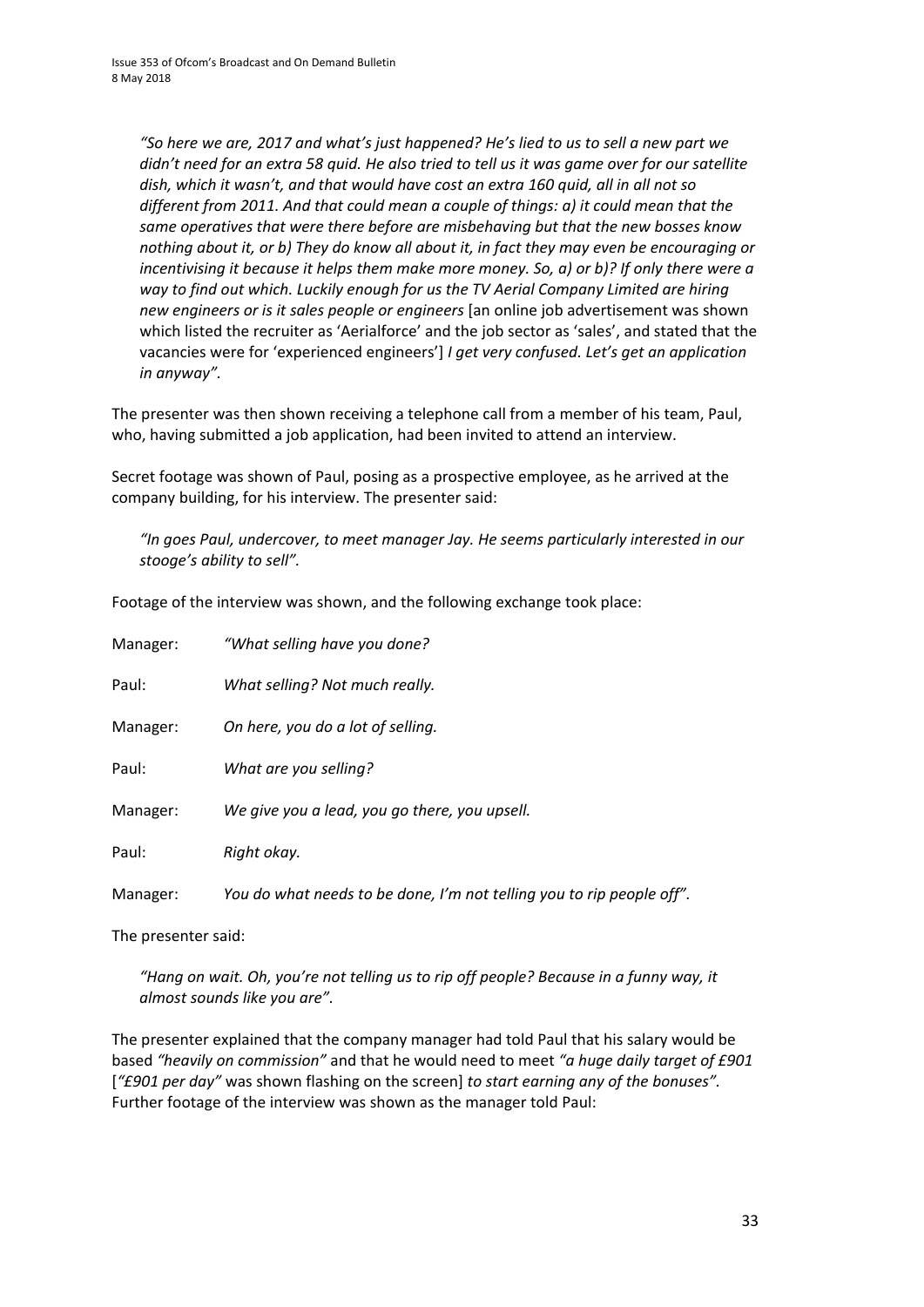*"So here we are, 2017 and what's just happened? He's lied to us to sell a new part we didn't need for an extra 58 quid. He also tried to tell us it was game over for our satellite dish, which it wasn't, and that would have cost an extra 160 quid, all in all not so different from 2011. And that could mean a couple of things: a) it could mean that the same operatives that were there before are misbehaving but that the new bosses know nothing about it, or b) They do know all about it, in fact they may even be encouraging or incentivising it because it helps them make more money. So, a) or b)? If only there were a way to find out which. Luckily enough for us the TV Aerial Company Limited are hiring new engineers or is it sales people or engineers* [an online job advertisement was shown which listed the recruiter as 'Aerialforce' and the job sector as 'sales', and stated that the vacancies were for 'experienced engineers'] *I get very confused. Let's get an application in anyway".*

The presenter was then shown receiving a telephone call from a member of his team, Paul, who, having submitted a job application, had been invited to attend an interview.

Secret footage was shown of Paul, posing as a prospective employee, as he arrived at the company building, for his interview. The presenter said:

*"In goes Paul, undercover, to meet manager Jay. He seems particularly interested in our stooge's ability to sell".*

Footage of the interview was shown, and the following exchange took place:

| | |
|---|---|
| Manager: | *"What selling have you done?* |
| Paul: | *What selling? Not much really.* |
| Manager: | *On here, you do a lot of selling.* |
| Paul: | *What are you selling?* |
| Manager: | *We give you a lead, you go there, you upsell.* |
| Paul: | *Right okay.* |
| Manager: | *You do what needs to be done, I'm not telling you to rip people off".* |

The presenter said:

*"Hang on wait. Oh, you're not telling us to rip off people? Because in a funny way, it almost sounds like you are".*

The presenter explained that the company manager had told Paul that his salary would be based *"heavily on commission"* and that he would need to meet *"a huge daily target of £901* [*"£901 per day"* was shown flashing on the screen] *to start earning any of the bonuses".* Further footage of the interview was shown as the manager told Paul: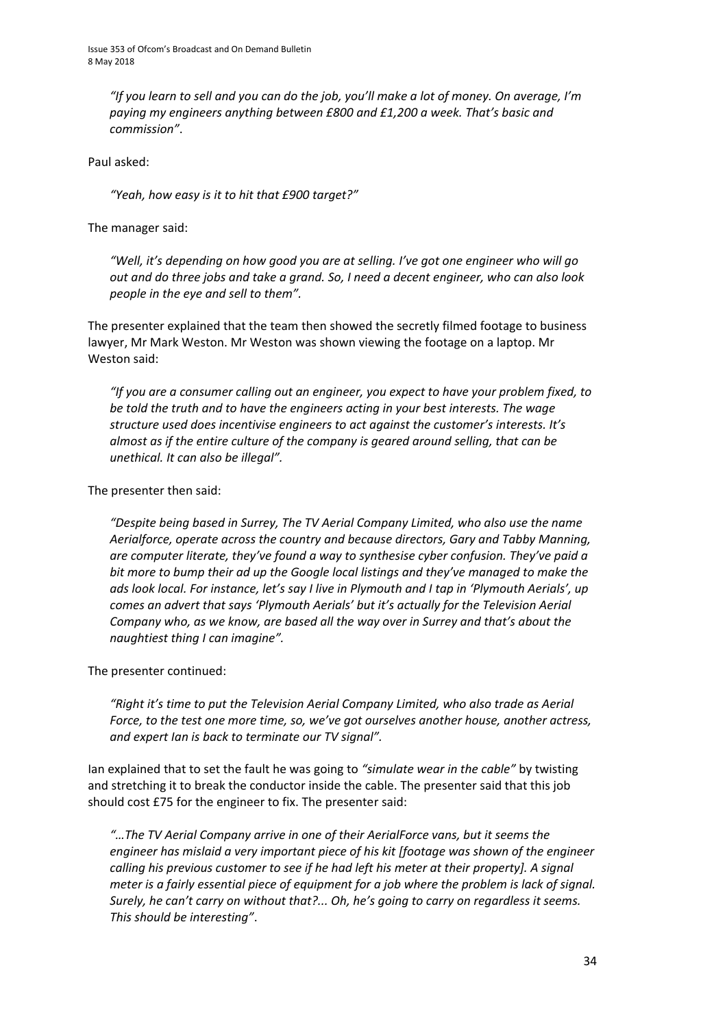*"If you learn to sell and you can do the job, you'll make a lot of money. On average, I'm paying my engineers anything between £800 and £1,200 a week. That's basic and commission"*.

Paul asked:

> *"Yeah, how easy is it to hit that £900 target?"*

The manager said:

> *"Well, it's depending on how good you are at selling. I've got one engineer who will go out and do three jobs and take a grand. So, I need a decent engineer, who can also look people in the eye and sell to them".*

The presenter explained that the team then showed the secretly filmed footage to business lawyer, Mr Mark Weston. Mr Weston was shown viewing the footage on a laptop. Mr Weston said:

> *"If you are a consumer calling out an engineer, you expect to have your problem fixed, to be told the truth and to have the engineers acting in your best interests. The wage structure used does incentivise engineers to act against the customer's interests. It's almost as if the entire culture of the company is geared around selling, that can be unethical. It can also be illegal".*

The presenter then said:

> *"Despite being based in Surrey, The TV Aerial Company Limited, who also use the name Aerialforce, operate across the country and because directors, Gary and Tabby Manning, are computer literate, they've found a way to synthesise cyber confusion. They've paid a bit more to bump their ad up the Google local listings and they've managed to make the ads look local. For instance, let's say I live in Plymouth and I tap in 'Plymouth Aerials', up comes an advert that says 'Plymouth Aerials' but it's actually for the Television Aerial Company who, as we know, are based all the way over in Surrey and that's about the naughtiest thing I can imagine".*

The presenter continued:

> *"Right it's time to put the Television Aerial Company Limited, who also trade as Aerial Force, to the test one more time, so, we've got ourselves another house, another actress, and expert Ian is back to terminate our TV signal".*

Ian explained that to set the fault he was going to *"simulate wear in the cable"* by twisting and stretching it to break the conductor inside the cable. The presenter said that this job should cost £75 for the engineer to fix. The presenter said:

> *"…The TV Aerial Company arrive in one of their AerialForce vans, but it seems the engineer has mislaid a very important piece of his kit [footage was shown of the engineer calling his previous customer to see if he had left his meter at their property]. A signal meter is a fairly essential piece of equipment for a job where the problem is lack of signal. Surely, he can't carry on without that?... Oh, he's going to carry on regardless it seems. This should be interesting"*.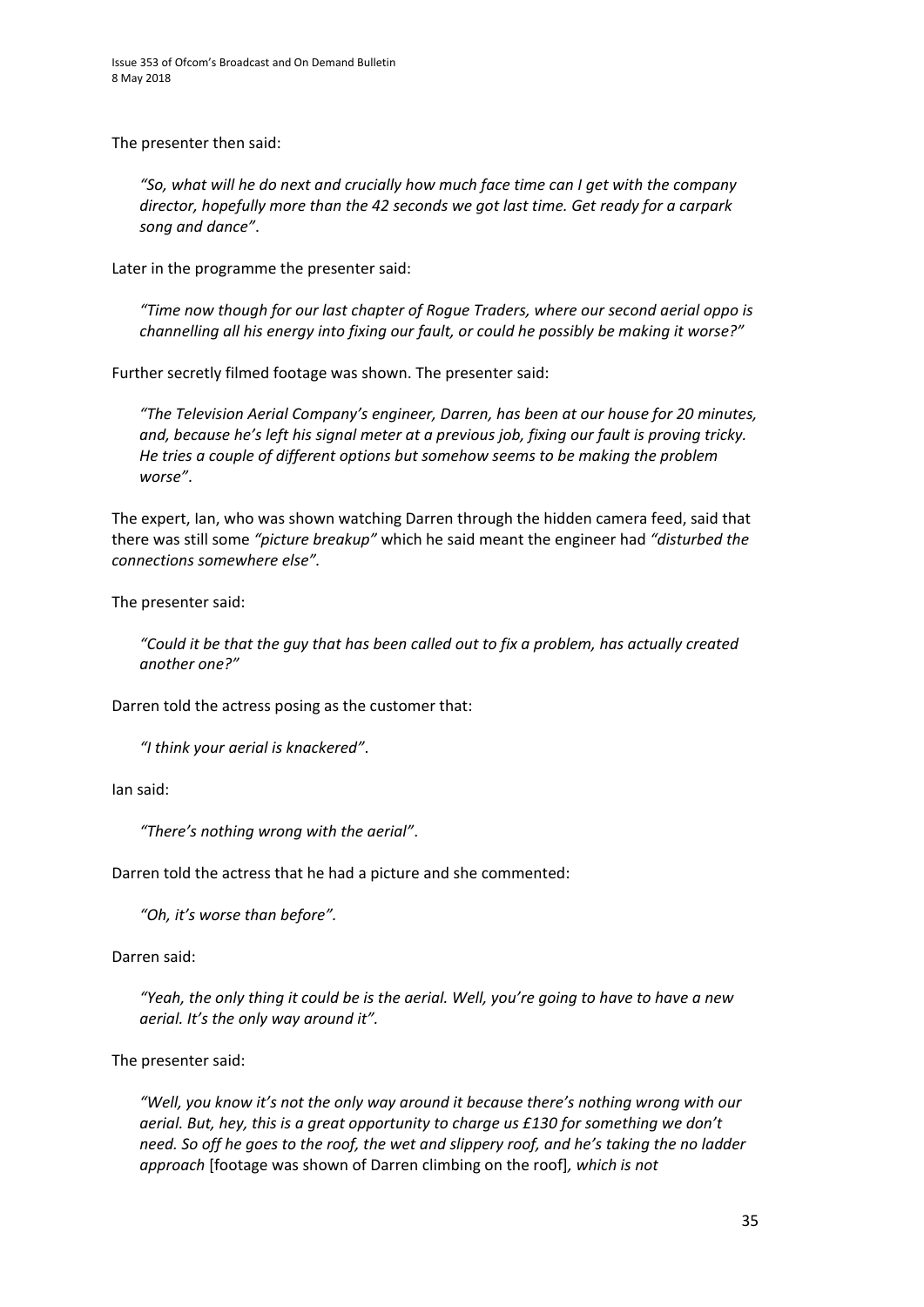The presenter then said:

> *"So, what will he do next and crucially how much face time can I get with the company director, hopefully more than the 42 seconds we got last time. Get ready for a carpark song and dance"*.

Later in the programme the presenter said:

> *"Time now though for our last chapter of Rogue Traders, where our second aerial oppo is channelling all his energy into fixing our fault, or could he possibly be making it worse?"*

Further secretly filmed footage was shown. The presenter said:

> *"The Television Aerial Company's engineer, Darren, has been at our house for 20 minutes, and, because he's left his signal meter at a previous job, fixing our fault is proving tricky. He tries a couple of different options but somehow seems to be making the problem worse"*.

The expert, Ian, who was shown watching Darren through the hidden camera feed, said that there was still some *"picture breakup"* which he said meant the engineer had *"disturbed the connections somewhere else".*

The presenter said:

> *"Could it be that the guy that has been called out to fix a problem, has actually created another one?"*

Darren told the actress posing as the customer that:

> *"I think your aerial is knackered"*.

Ian said:

> *"There's nothing wrong with the aerial"*.

Darren told the actress that he had a picture and she commented:

> *"Oh, it's worse than before".*

Darren said:

> *"Yeah, the only thing it could be is the aerial. Well, you're going to have to have a new aerial. It's the only way around it".*

The presenter said:

> *"Well, you know it's not the only way around it because there's nothing wrong with our aerial. But, hey, this is a great opportunity to charge us £130 for something we don't need. So off he goes to the roof, the wet and slippery roof, and he's taking the no ladder approach* [footage was shown of Darren climbing on the roof]*, which is not*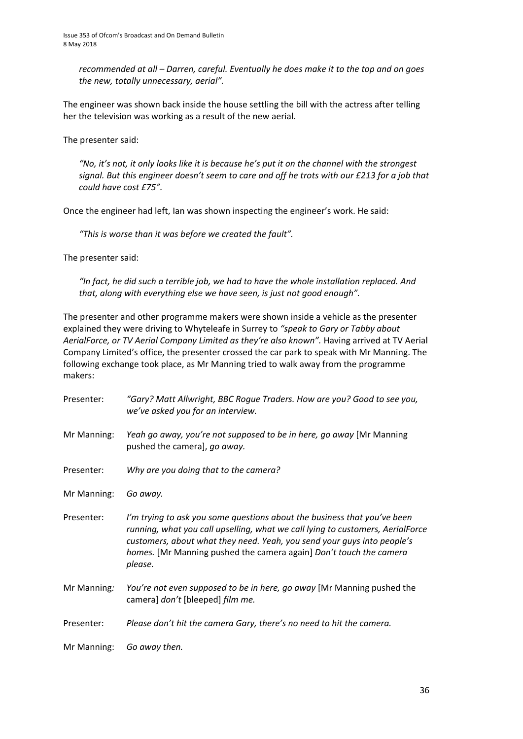*recommended at all – Darren, careful. Eventually he does make it to the top and on goes the new, totally unnecessary, aerial".*

The engineer was shown back inside the house settling the bill with the actress after telling her the television was working as a result of the new aerial.

The presenter said:

> *"No, it's not, it only looks like it is because he's put it on the channel with the strongest signal. But this engineer doesn't seem to care and off he trots with our £213 for a job that could have cost £75".*

Once the engineer had left, Ian was shown inspecting the engineer's work. He said:

> *"This is worse than it was before we created the fault".*

The presenter said:

> *"In fact, he did such a terrible job, we had to have the whole installation replaced. And that, along with everything else we have seen, is just not good enough".*

The presenter and other programme makers were shown inside a vehicle as the presenter explained they were driving to Whyteleafe in Surrey to *"speak to Gary or Tabby about AerialForce, or TV Aerial Company Limited as they're also known".* Having arrived at TV Aerial Company Limited's office, the presenter crossed the car park to speak with Mr Manning. The following exchange took place, as Mr Manning tried to walk away from the programme makers:

| | |
|---|---|
| Presenter: | *"Gary? Matt Allwright, BBC Rogue Traders. How are you? Good to see you, we've asked you for an interview.* |
| Mr Manning: | *Yeah go away, you're not supposed to be in here, go away* [Mr Manning pushed the camera], *go away.* |
| Presenter: | *Why are you doing that to the camera?* |
| Mr Manning: | *Go away.* |
| Presenter: | *I'm trying to ask you some questions about the business that you've been running, what you call upselling, what we call lying to customers, AerialForce customers, about what they need. Yeah, you send your guys into people's homes.* [Mr Manning pushed the camera again] *Don't touch the camera please.* |
| Mr Manning: | *You're not even supposed to be in here, go away* [Mr Manning pushed the camera] *don't* [bleeped] *film me.* |
| Presenter: | *Please don't hit the camera Gary, there's no need to hit the camera.* |
| Mr Manning: | *Go away then.* |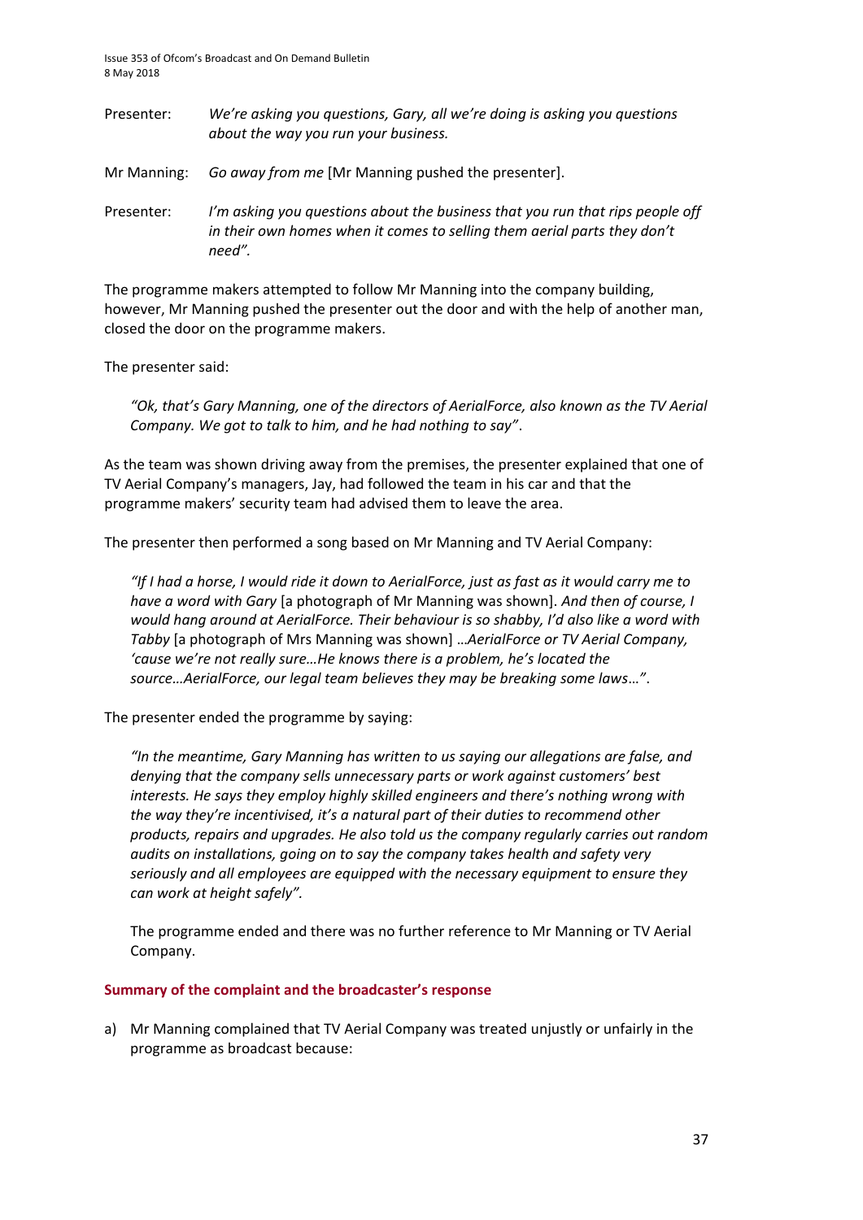Presenter: *We're asking you questions, Gary, all we're doing is asking you questions about the way you run your business.*

Mr Manning: *Go away from me* [Mr Manning pushed the presenter].

Presenter: *I'm asking you questions about the business that you run that rips people off in their own homes when it comes to selling them aerial parts they don't need".*

The programme makers attempted to follow Mr Manning into the company building, however, Mr Manning pushed the presenter out the door and with the help of another man, closed the door on the programme makers.

The presenter said:

> *"Ok, that's Gary Manning, one of the directors of AerialForce, also known as the TV Aerial Company. We got to talk to him, and he had nothing to say"*.

As the team was shown driving away from the premises, the presenter explained that one of TV Aerial Company's managers, Jay, had followed the team in his car and that the programme makers' security team had advised them to leave the area.

The presenter then performed a song based on Mr Manning and TV Aerial Company:

> *"If I had a horse, I would ride it down to AerialForce, just as fast as it would carry me to have a word with Gary* [a photograph of Mr Manning was shown]. *And then of course, I would hang around at AerialForce. Their behaviour is so shabby, I'd also like a word with Tabby* [a photograph of Mrs Manning was shown] *…AerialForce or TV Aerial Company, 'cause we're not really sure…He knows there is a problem, he's located the source…AerialForce, our legal team believes they may be breaking some laws…"*.

The presenter ended the programme by saying:

> *"In the meantime, Gary Manning has written to us saying our allegations are false, and denying that the company sells unnecessary parts or work against customers' best interests. He says they employ highly skilled engineers and there's nothing wrong with the way they're incentivised, it's a natural part of their duties to recommend other products, repairs and upgrades. He also told us the company regularly carries out random audits on installations, going on to say the company takes health and safety very seriously and all employees are equipped with the necessary equipment to ensure they can work at height safely".*
>
> The programme ended and there was no further reference to Mr Manning or TV Aerial Company.

## Summary of the complaint and the broadcaster's response

a) Mr Manning complained that TV Aerial Company was treated unjustly or unfairly in the programme as broadcast because: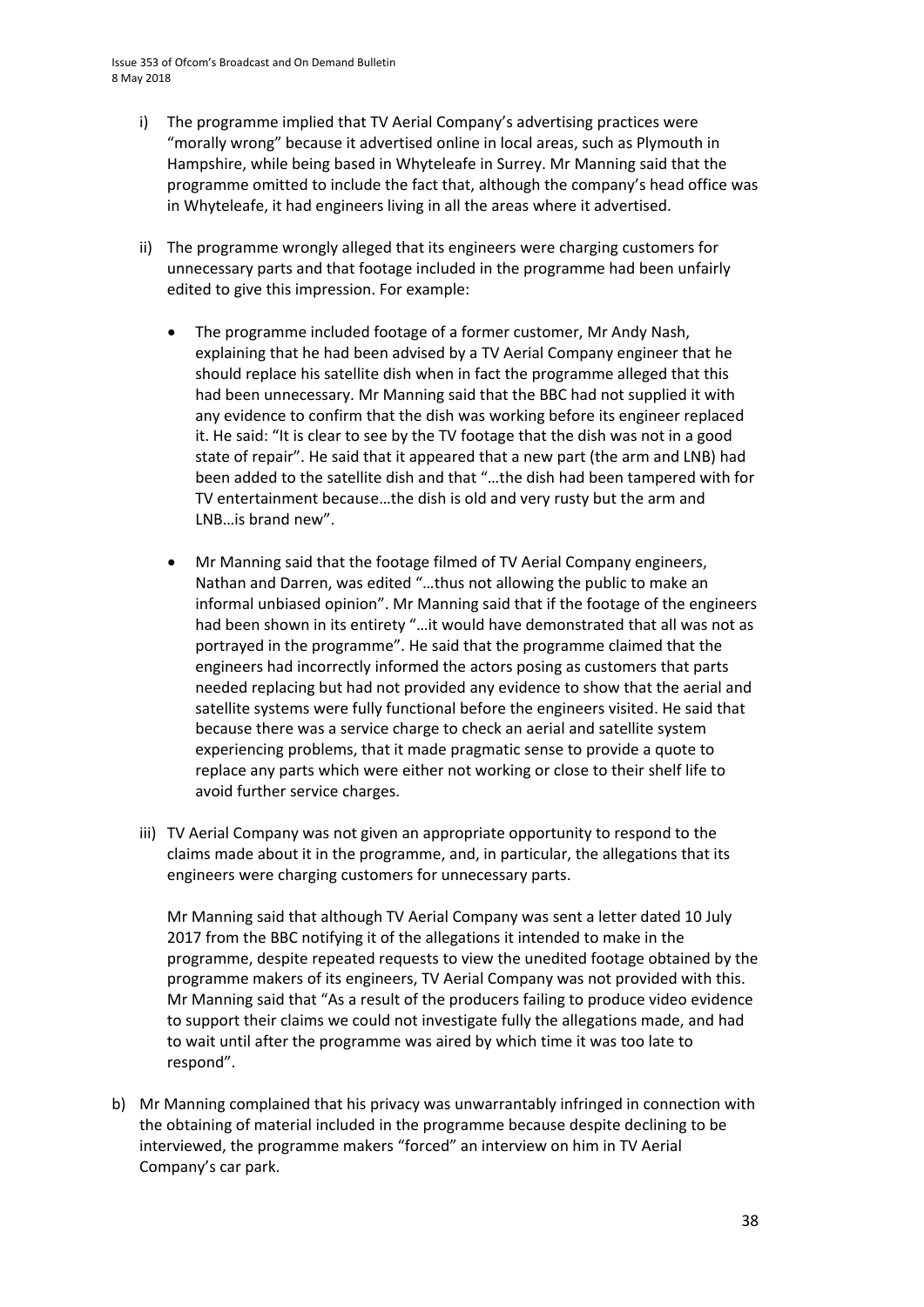i) The programme implied that TV Aerial Company's advertising practices were "morally wrong" because it advertised online in local areas, such as Plymouth in Hampshire, while being based in Whyteleafe in Surrey. Mr Manning said that the programme omitted to include the fact that, although the company's head office was in Whyteleafe, it had engineers living in all the areas where it advertised.

ii) The programme wrongly alleged that its engineers were charging customers for unnecessary parts and that footage included in the programme had been unfairly edited to give this impression. For example:

   - The programme included footage of a former customer, Mr Andy Nash, explaining that he had been advised by a TV Aerial Company engineer that he should replace his satellite dish when in fact the programme alleged that this had been unnecessary. Mr Manning said that the BBC had not supplied it with any evidence to confirm that the dish was working before its engineer replaced it. He said: "It is clear to see by the TV footage that the dish was not in a good state of repair". He said that it appeared that a new part (the arm and LNB) had been added to the satellite dish and that "…the dish had been tampered with for TV entertainment because…the dish is old and very rusty but the arm and LNB…is brand new".

   - Mr Manning said that the footage filmed of TV Aerial Company engineers, Nathan and Darren, was edited "…thus not allowing the public to make an informal unbiased opinion". Mr Manning said that if the footage of the engineers had been shown in its entirety "…it would have demonstrated that all was not as portrayed in the programme". He said that the programme claimed that the engineers had incorrectly informed the actors posing as customers that parts needed replacing but had not provided any evidence to show that the aerial and satellite systems were fully functional before the engineers visited. He said that because there was a service charge to check an aerial and satellite system experiencing problems, that it made pragmatic sense to provide a quote to replace any parts which were either not working or close to their shelf life to avoid further service charges.

iii) TV Aerial Company was not given an appropriate opportunity to respond to the claims made about it in the programme, and, in particular, the allegations that its engineers were charging customers for unnecessary parts.

   Mr Manning said that although TV Aerial Company was sent a letter dated 10 July 2017 from the BBC notifying it of the allegations it intended to make in the programme, despite repeated requests to view the unedited footage obtained by the programme makers of its engineers, TV Aerial Company was not provided with this. Mr Manning said that "As a result of the producers failing to produce video evidence to support their claims we could not investigate fully the allegations made, and had to wait until after the programme was aired by which time it was too late to respond".

b) Mr Manning complained that his privacy was unwarrantably infringed in connection with the obtaining of material included in the programme because despite declining to be interviewed, the programme makers "forced" an interview on him in TV Aerial Company's car park.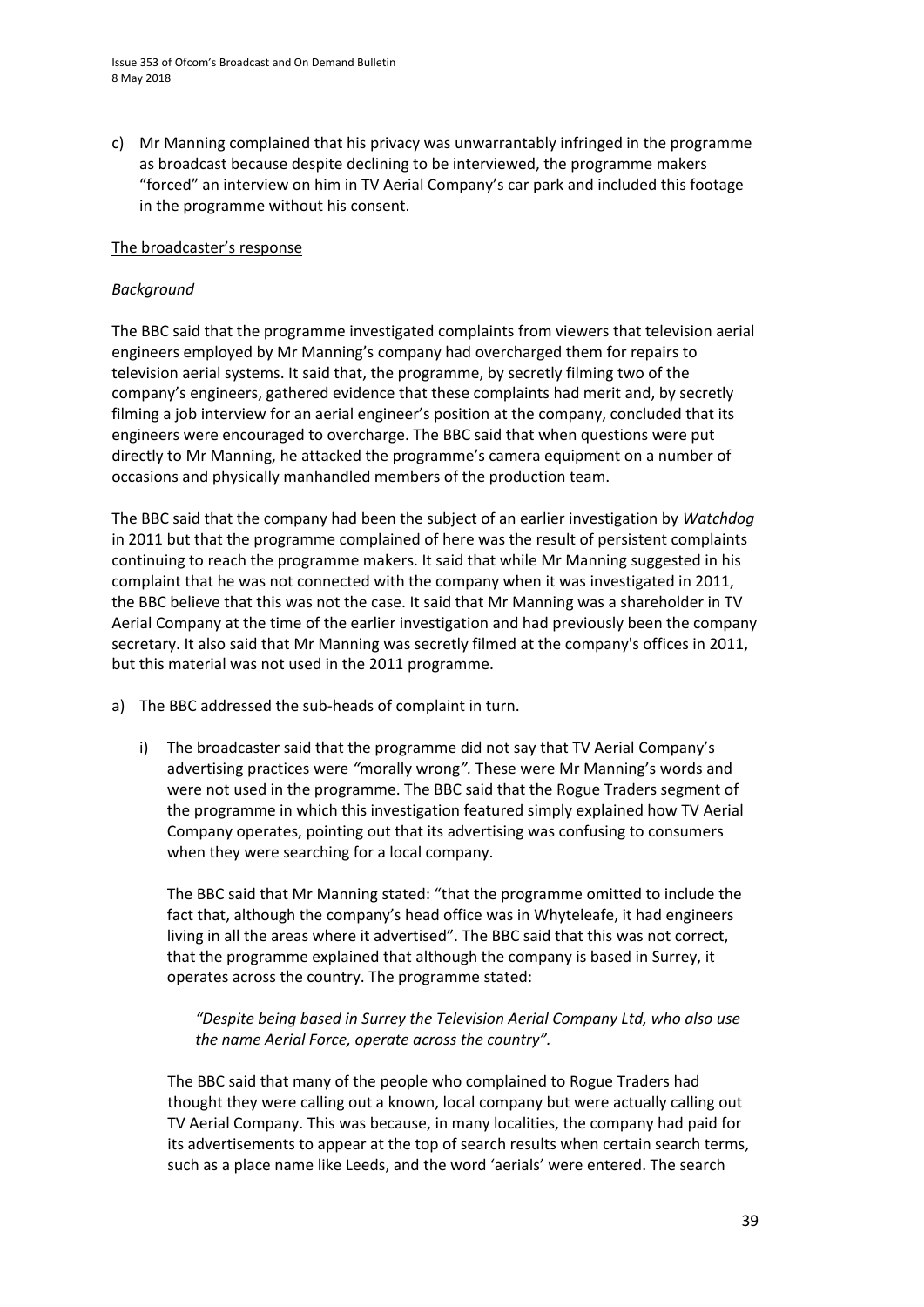c) Mr Manning complained that his privacy was unwarrantably infringed in the programme as broadcast because despite declining to be interviewed, the programme makers "forced" an interview on him in TV Aerial Company's car park and included this footage in the programme without his consent.

The broadcaster's response

*Background*

The BBC said that the programme investigated complaints from viewers that television aerial engineers employed by Mr Manning's company had overcharged them for repairs to television aerial systems. It said that, the programme, by secretly filming two of the company's engineers, gathered evidence that these complaints had merit and, by secretly filming a job interview for an aerial engineer's position at the company, concluded that its engineers were encouraged to overcharge. The BBC said that when questions were put directly to Mr Manning, he attacked the programme's camera equipment on a number of occasions and physically manhandled members of the production team.

The BBC said that the company had been the subject of an earlier investigation by *Watchdog* in 2011 but that the programme complained of here was the result of persistent complaints continuing to reach the programme makers. It said that while Mr Manning suggested in his complaint that he was not connected with the company when it was investigated in 2011, the BBC believe that this was not the case. It said that Mr Manning was a shareholder in TV Aerial Company at the time of the earlier investigation and had previously been the company secretary. It also said that Mr Manning was secretly filmed at the company's offices in 2011, but this material was not used in the 2011 programme.

a) The BBC addressed the sub-heads of complaint in turn.

   i) The broadcaster said that the programme did not say that TV Aerial Company's advertising practices were *"morally wrong".* These were Mr Manning's words and were not used in the programme. The BBC said that the Rogue Traders segment of the programme in which this investigation featured simply explained how TV Aerial Company operates, pointing out that its advertising was confusing to consumers when they were searching for a local company.

   The BBC said that Mr Manning stated: "that the programme omitted to include the fact that, although the company's head office was in Whyteleafe, it had engineers living in all the areas where it advertised". The BBC said that this was not correct, that the programme explained that although the company is based in Surrey, it operates across the country. The programme stated:

   > *"Despite being based in Surrey the Television Aerial Company Ltd, who also use the name Aerial Force, operate across the country".*

   The BBC said that many of the people who complained to Rogue Traders had thought they were calling out a known, local company but were actually calling out TV Aerial Company. This was because, in many localities, the company had paid for its advertisements to appear at the top of search results when certain search terms, such as a place name like Leeds, and the word 'aerials' were entered. The search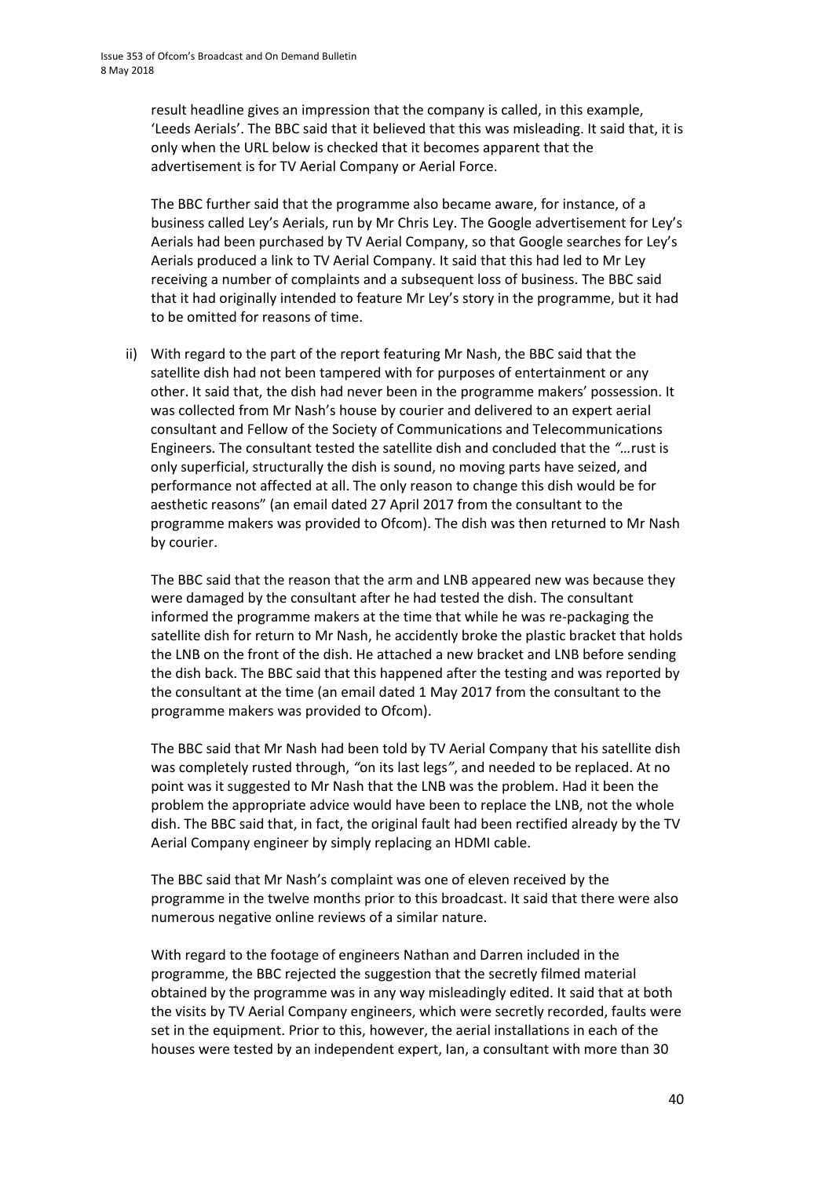result headline gives an impression that the company is called, in this example, 'Leeds Aerials'. The BBC said that it believed that this was misleading. It said that, it is only when the URL below is checked that it becomes apparent that the advertisement is for TV Aerial Company or Aerial Force.

The BBC further said that the programme also became aware, for instance, of a business called Ley's Aerials, run by Mr Chris Ley. The Google advertisement for Ley's Aerials had been purchased by TV Aerial Company, so that Google searches for Ley's Aerials produced a link to TV Aerial Company. It said that this had led to Mr Ley receiving a number of complaints and a subsequent loss of business. The BBC said that it had originally intended to feature Mr Ley's story in the programme, but it had to be omitted for reasons of time.

ii) With regard to the part of the report featuring Mr Nash, the BBC said that the satellite dish had not been tampered with for purposes of entertainment or any other. It said that, the dish had never been in the programme makers' possession. It was collected from Mr Nash's house by courier and delivered to an expert aerial consultant and Fellow of the Society of Communications and Telecommunications Engineers. The consultant tested the satellite dish and concluded that the *"…*rust is only superficial, structurally the dish is sound, no moving parts have seized, and performance not affected at all. The only reason to change this dish would be for aesthetic reasons" (an email dated 27 April 2017 from the consultant to the programme makers was provided to Ofcom). The dish was then returned to Mr Nash by courier.

The BBC said that the reason that the arm and LNB appeared new was because they were damaged by the consultant after he had tested the dish. The consultant informed the programme makers at the time that while he was re-packaging the satellite dish for return to Mr Nash, he accidently broke the plastic bracket that holds the LNB on the front of the dish. He attached a new bracket and LNB before sending the dish back. The BBC said that this happened after the testing and was reported by the consultant at the time (an email dated 1 May 2017 from the consultant to the programme makers was provided to Ofcom).

The BBC said that Mr Nash had been told by TV Aerial Company that his satellite dish was completely rusted through, *"*on its last legs*"*, and needed to be replaced. At no point was it suggested to Mr Nash that the LNB was the problem. Had it been the problem the appropriate advice would have been to replace the LNB, not the whole dish. The BBC said that, in fact, the original fault had been rectified already by the TV Aerial Company engineer by simply replacing an HDMI cable.

The BBC said that Mr Nash's complaint was one of eleven received by the programme in the twelve months prior to this broadcast. It said that there were also numerous negative online reviews of a similar nature.

With regard to the footage of engineers Nathan and Darren included in the programme, the BBC rejected the suggestion that the secretly filmed material obtained by the programme was in any way misleadingly edited. It said that at both the visits by TV Aerial Company engineers, which were secretly recorded, faults were set in the equipment. Prior to this, however, the aerial installations in each of the houses were tested by an independent expert, Ian, a consultant with more than 30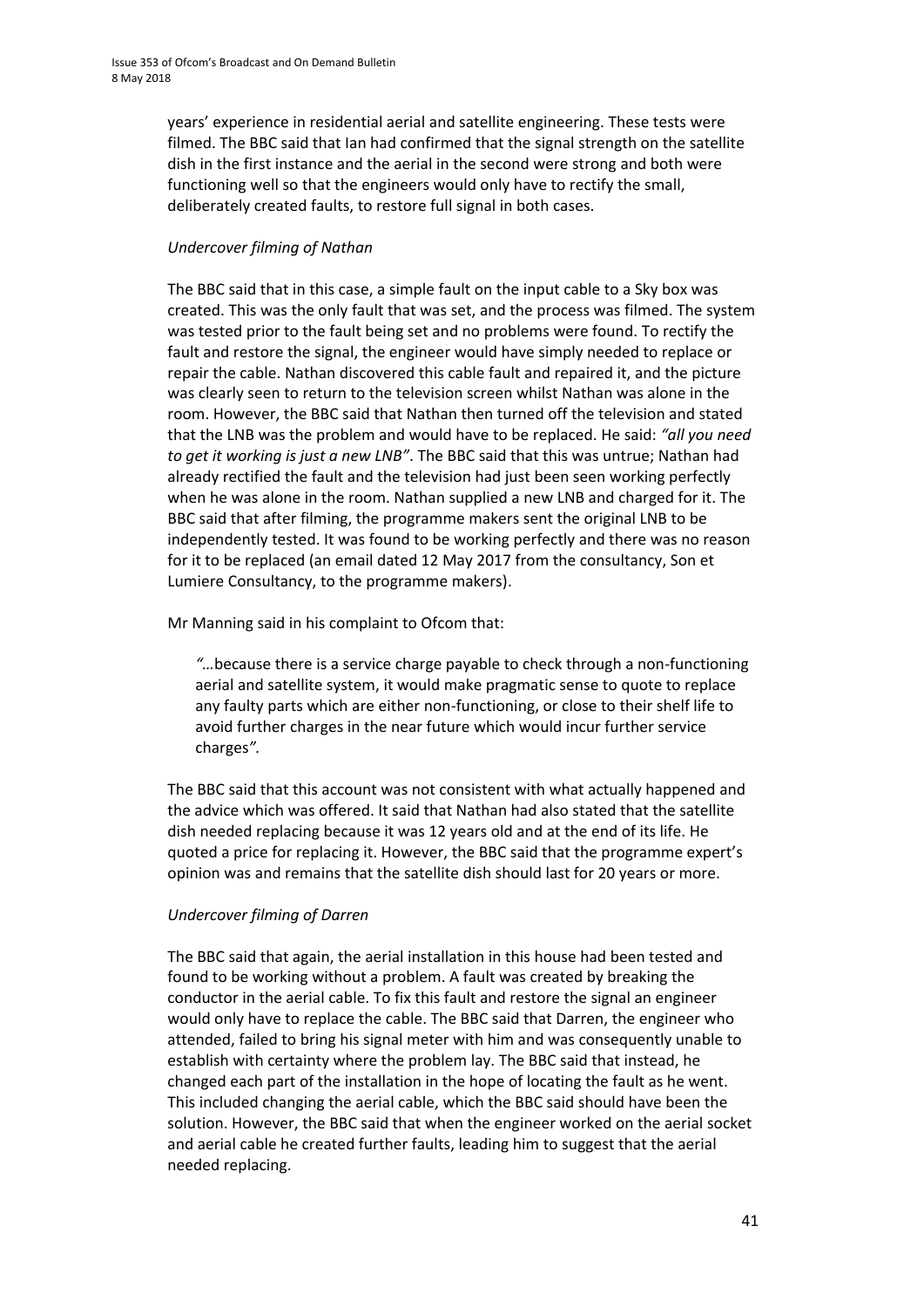years' experience in residential aerial and satellite engineering. These tests were filmed. The BBC said that Ian had confirmed that the signal strength on the satellite dish in the first instance and the aerial in the second were strong and both were functioning well so that the engineers would only have to rectify the small, deliberately created faults, to restore full signal in both cases.

*Undercover filming of Nathan*

The BBC said that in this case, a simple fault on the input cable to a Sky box was created. This was the only fault that was set, and the process was filmed. The system was tested prior to the fault being set and no problems were found. To rectify the fault and restore the signal, the engineer would have simply needed to replace or repair the cable. Nathan discovered this cable fault and repaired it, and the picture was clearly seen to return to the television screen whilst Nathan was alone in the room. However, the BBC said that Nathan then turned off the television and stated that the LNB was the problem and would have to be replaced. He said: *"all you need to get it working is just a new LNB"*. The BBC said that this was untrue; Nathan had already rectified the fault and the television had just been seen working perfectly when he was alone in the room. Nathan supplied a new LNB and charged for it. The BBC said that after filming, the programme makers sent the original LNB to be independently tested. It was found to be working perfectly and there was no reason for it to be replaced (an email dated 12 May 2017 from the consultancy, Son et Lumiere Consultancy, to the programme makers).

Mr Manning said in his complaint to Ofcom that:

> *"…because there is a service charge payable to check through a non-functioning aerial and satellite system, it would make pragmatic sense to quote to replace any faulty parts which are either non-functioning, or close to their shelf life to avoid further charges in the near future which would incur further service charges".*

The BBC said that this account was not consistent with what actually happened and the advice which was offered. It said that Nathan had also stated that the satellite dish needed replacing because it was 12 years old and at the end of its life. He quoted a price for replacing it. However, the BBC said that the programme expert's opinion was and remains that the satellite dish should last for 20 years or more.

*Undercover filming of Darren*

The BBC said that again, the aerial installation in this house had been tested and found to be working without a problem. A fault was created by breaking the conductor in the aerial cable. To fix this fault and restore the signal an engineer would only have to replace the cable. The BBC said that Darren, the engineer who attended, failed to bring his signal meter with him and was consequently unable to establish with certainty where the problem lay. The BBC said that instead, he changed each part of the installation in the hope of locating the fault as he went. This included changing the aerial cable, which the BBC said should have been the solution. However, the BBC said that when the engineer worked on the aerial socket and aerial cable he created further faults, leading him to suggest that the aerial needed replacing.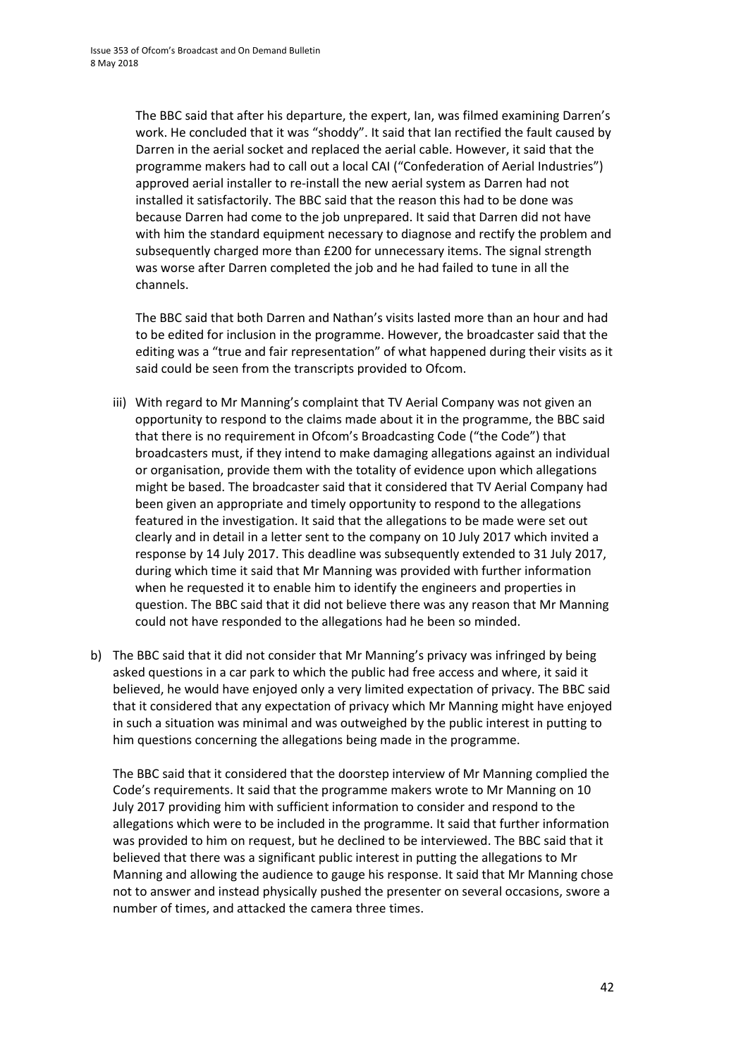The BBC said that after his departure, the expert, Ian, was filmed examining Darren's work. He concluded that it was "shoddy". It said that Ian rectified the fault caused by Darren in the aerial socket and replaced the aerial cable. However, it said that the programme makers had to call out a local CAI ("Confederation of Aerial Industries") approved aerial installer to re-install the new aerial system as Darren had not installed it satisfactorily. The BBC said that the reason this had to be done was because Darren had come to the job unprepared. It said that Darren did not have with him the standard equipment necessary to diagnose and rectify the problem and subsequently charged more than £200 for unnecessary items. The signal strength was worse after Darren completed the job and he had failed to tune in all the channels.

The BBC said that both Darren and Nathan's visits lasted more than an hour and had to be edited for inclusion in the programme. However, the broadcaster said that the editing was a "true and fair representation" of what happened during their visits as it said could be seen from the transcripts provided to Ofcom.

iii) With regard to Mr Manning's complaint that TV Aerial Company was not given an opportunity to respond to the claims made about it in the programme, the BBC said that there is no requirement in Ofcom's Broadcasting Code ("the Code") that broadcasters must, if they intend to make damaging allegations against an individual or organisation, provide them with the totality of evidence upon which allegations might be based. The broadcaster said that it considered that TV Aerial Company had been given an appropriate and timely opportunity to respond to the allegations featured in the investigation. It said that the allegations to be made were set out clearly and in detail in a letter sent to the company on 10 July 2017 which invited a response by 14 July 2017. This deadline was subsequently extended to 31 July 2017, during which time it said that Mr Manning was provided with further information when he requested it to enable him to identify the engineers and properties in question. The BBC said that it did not believe there was any reason that Mr Manning could not have responded to the allegations had he been so minded.

b) The BBC said that it did not consider that Mr Manning's privacy was infringed by being asked questions in a car park to which the public had free access and where, it said it believed, he would have enjoyed only a very limited expectation of privacy. The BBC said that it considered that any expectation of privacy which Mr Manning might have enjoyed in such a situation was minimal and was outweighed by the public interest in putting to him questions concerning the allegations being made in the programme.

The BBC said that it considered that the doorstep interview of Mr Manning complied the Code's requirements. It said that the programme makers wrote to Mr Manning on 10 July 2017 providing him with sufficient information to consider and respond to the allegations which were to be included in the programme. It said that further information was provided to him on request, but he declined to be interviewed. The BBC said that it believed that there was a significant public interest in putting the allegations to Mr Manning and allowing the audience to gauge his response. It said that Mr Manning chose not to answer and instead physically pushed the presenter on several occasions, swore a number of times, and attacked the camera three times.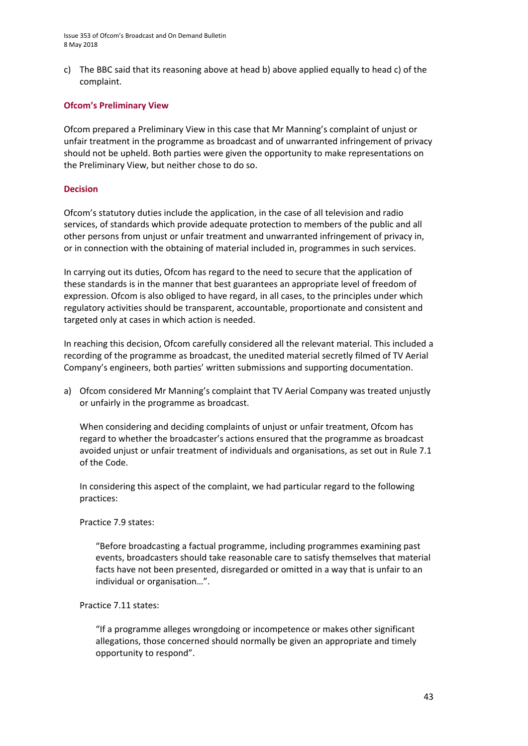c) The BBC said that its reasoning above at head b) above applied equally to head c) of the complaint.

### Ofcom's Preliminary View

Ofcom prepared a Preliminary View in this case that Mr Manning's complaint of unjust or unfair treatment in the programme as broadcast and of unwarranted infringement of privacy should not be upheld. Both parties were given the opportunity to make representations on the Preliminary View, but neither chose to do so.

### Decision

Ofcom's statutory duties include the application, in the case of all television and radio services, of standards which provide adequate protection to members of the public and all other persons from unjust or unfair treatment and unwarranted infringement of privacy in, or in connection with the obtaining of material included in, programmes in such services.

In carrying out its duties, Ofcom has regard to the need to secure that the application of these standards is in the manner that best guarantees an appropriate level of freedom of expression. Ofcom is also obliged to have regard, in all cases, to the principles under which regulatory activities should be transparent, accountable, proportionate and consistent and targeted only at cases in which action is needed.

In reaching this decision, Ofcom carefully considered all the relevant material. This included a recording of the programme as broadcast, the unedited material secretly filmed of TV Aerial Company's engineers, both parties' written submissions and supporting documentation.

a) Ofcom considered Mr Manning's complaint that TV Aerial Company was treated unjustly or unfairly in the programme as broadcast.

   When considering and deciding complaints of unjust or unfair treatment, Ofcom has regard to whether the broadcaster's actions ensured that the programme as broadcast avoided unjust or unfair treatment of individuals and organisations, as set out in Rule 7.1 of the Code.

   In considering this aspect of the complaint, we had particular regard to the following practices:

   Practice 7.9 states:

   > "Before broadcasting a factual programme, including programmes examining past events, broadcasters should take reasonable care to satisfy themselves that material facts have not been presented, disregarded or omitted in a way that is unfair to an individual or organisation…".

   Practice 7.11 states:

   > "If a programme alleges wrongdoing or incompetence or makes other significant allegations, those concerned should normally be given an appropriate and timely opportunity to respond".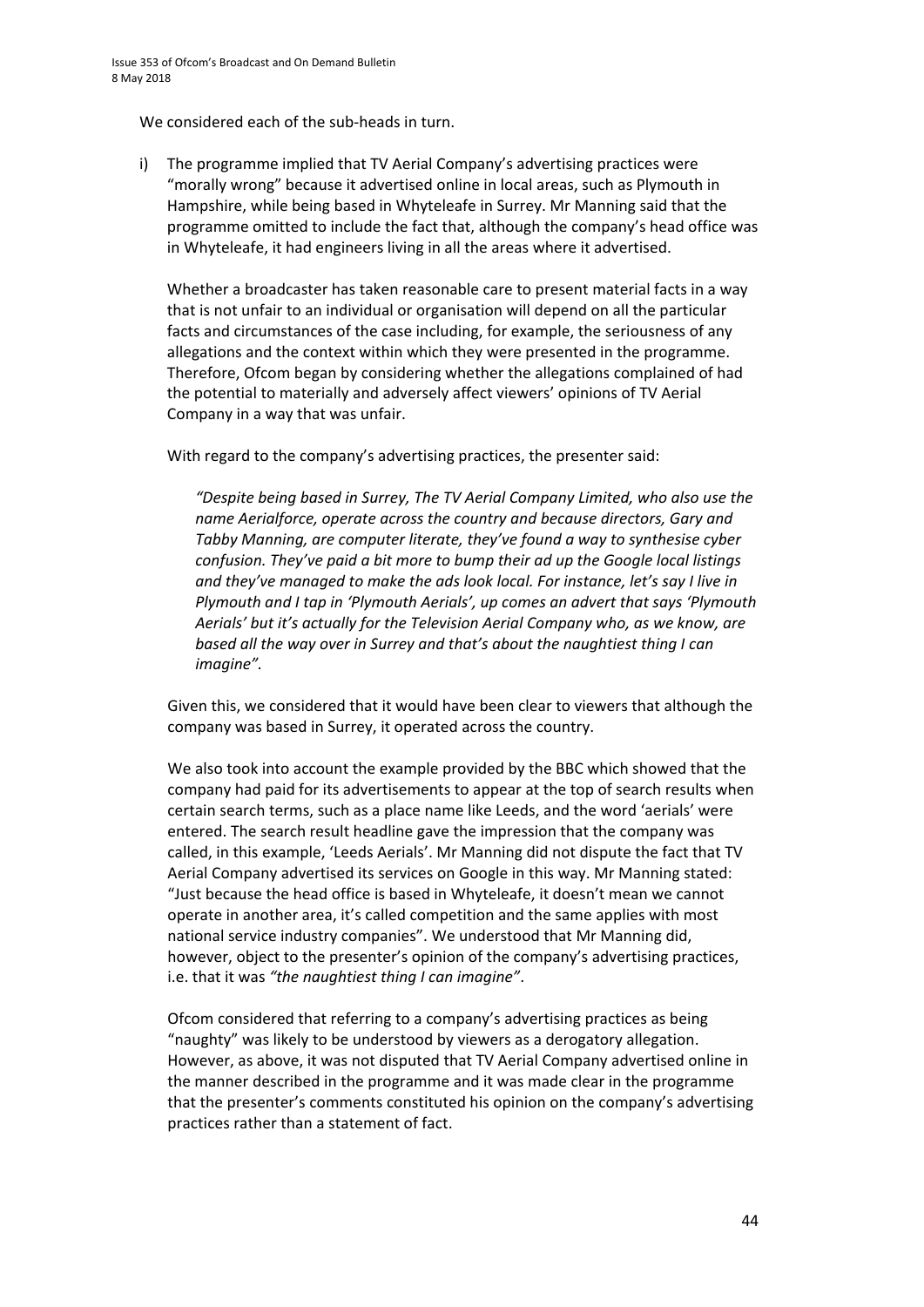We considered each of the sub-heads in turn.

i) The programme implied that TV Aerial Company's advertising practices were "morally wrong" because it advertised online in local areas, such as Plymouth in Hampshire, while being based in Whyteleafe in Surrey. Mr Manning said that the programme omitted to include the fact that, although the company's head office was in Whyteleafe, it had engineers living in all the areas where it advertised.

   Whether a broadcaster has taken reasonable care to present material facts in a way that is not unfair to an individual or organisation will depend on all the particular facts and circumstances of the case including, for example, the seriousness of any allegations and the context within which they were presented in the programme. Therefore, Ofcom began by considering whether the allegations complained of had the potential to materially and adversely affect viewers' opinions of TV Aerial Company in a way that was unfair.

   With regard to the company's advertising practices, the presenter said:

   > *"Despite being based in Surrey, The TV Aerial Company Limited, who also use the name Aerialforce, operate across the country and because directors, Gary and Tabby Manning, are computer literate, they've found a way to synthesise cyber confusion. They've paid a bit more to bump their ad up the Google local listings and they've managed to make the ads look local. For instance, let's say I live in Plymouth and I tap in 'Plymouth Aerials', up comes an advert that says 'Plymouth Aerials' but it's actually for the Television Aerial Company who, as we know, are based all the way over in Surrey and that's about the naughtiest thing I can imagine".*

   Given this, we considered that it would have been clear to viewers that although the company was based in Surrey, it operated across the country.

   We also took into account the example provided by the BBC which showed that the company had paid for its advertisements to appear at the top of search results when certain search terms, such as a place name like Leeds, and the word 'aerials' were entered. The search result headline gave the impression that the company was called, in this example, 'Leeds Aerials'. Mr Manning did not dispute the fact that TV Aerial Company advertised its services on Google in this way. Mr Manning stated: "Just because the head office is based in Whyteleafe, it doesn't mean we cannot operate in another area, it's called competition and the same applies with most national service industry companies". We understood that Mr Manning did, however, object to the presenter's opinion of the company's advertising practices, i.e. that it was *"the naughtiest thing I can imagine"*.

   Ofcom considered that referring to a company's advertising practices as being "naughty" was likely to be understood by viewers as a derogatory allegation. However, as above, it was not disputed that TV Aerial Company advertised online in the manner described in the programme and it was made clear in the programme that the presenter's comments constituted his opinion on the company's advertising practices rather than a statement of fact.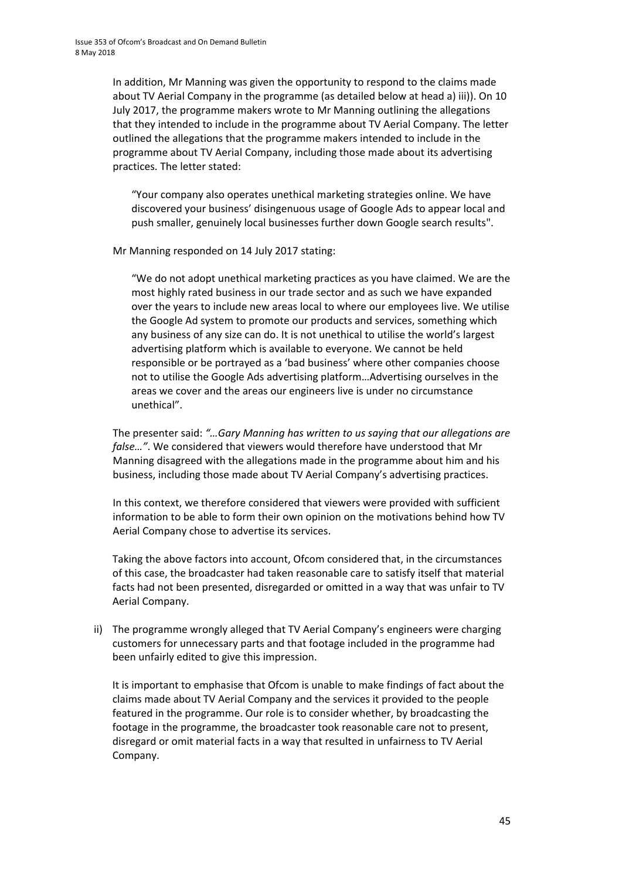In addition, Mr Manning was given the opportunity to respond to the claims made about TV Aerial Company in the programme (as detailed below at head a) iii)). On 10 July 2017, the programme makers wrote to Mr Manning outlining the allegations that they intended to include in the programme about TV Aerial Company. The letter outlined the allegations that the programme makers intended to include in the programme about TV Aerial Company, including those made about its advertising practices. The letter stated:

> "Your company also operates unethical marketing strategies online. We have discovered your business' disingenuous usage of Google Ads to appear local and push smaller, genuinely local businesses further down Google search results".

Mr Manning responded on 14 July 2017 stating:

> "We do not adopt unethical marketing practices as you have claimed. We are the most highly rated business in our trade sector and as such we have expanded over the years to include new areas local to where our employees live. We utilise the Google Ad system to promote our products and services, something which any business of any size can do. It is not unethical to utilise the world's largest advertising platform which is available to everyone. We cannot be held responsible or be portrayed as a 'bad business' where other companies choose not to utilise the Google Ads advertising platform…Advertising ourselves in the areas we cover and the areas our engineers live is under no circumstance unethical".

The presenter said: *"…Gary Manning has written to us saying that our allegations are false…"*. We considered that viewers would therefore have understood that Mr Manning disagreed with the allegations made in the programme about him and his business, including those made about TV Aerial Company's advertising practices.

In this context, we therefore considered that viewers were provided with sufficient information to be able to form their own opinion on the motivations behind how TV Aerial Company chose to advertise its services.

Taking the above factors into account, Ofcom considered that, in the circumstances of this case, the broadcaster had taken reasonable care to satisfy itself that material facts had not been presented, disregarded or omitted in a way that was unfair to TV Aerial Company.

ii) The programme wrongly alleged that TV Aerial Company's engineers were charging customers for unnecessary parts and that footage included in the programme had been unfairly edited to give this impression.

It is important to emphasise that Ofcom is unable to make findings of fact about the claims made about TV Aerial Company and the services it provided to the people featured in the programme. Our role is to consider whether, by broadcasting the footage in the programme, the broadcaster took reasonable care not to present, disregard or omit material facts in a way that resulted in unfairness to TV Aerial Company.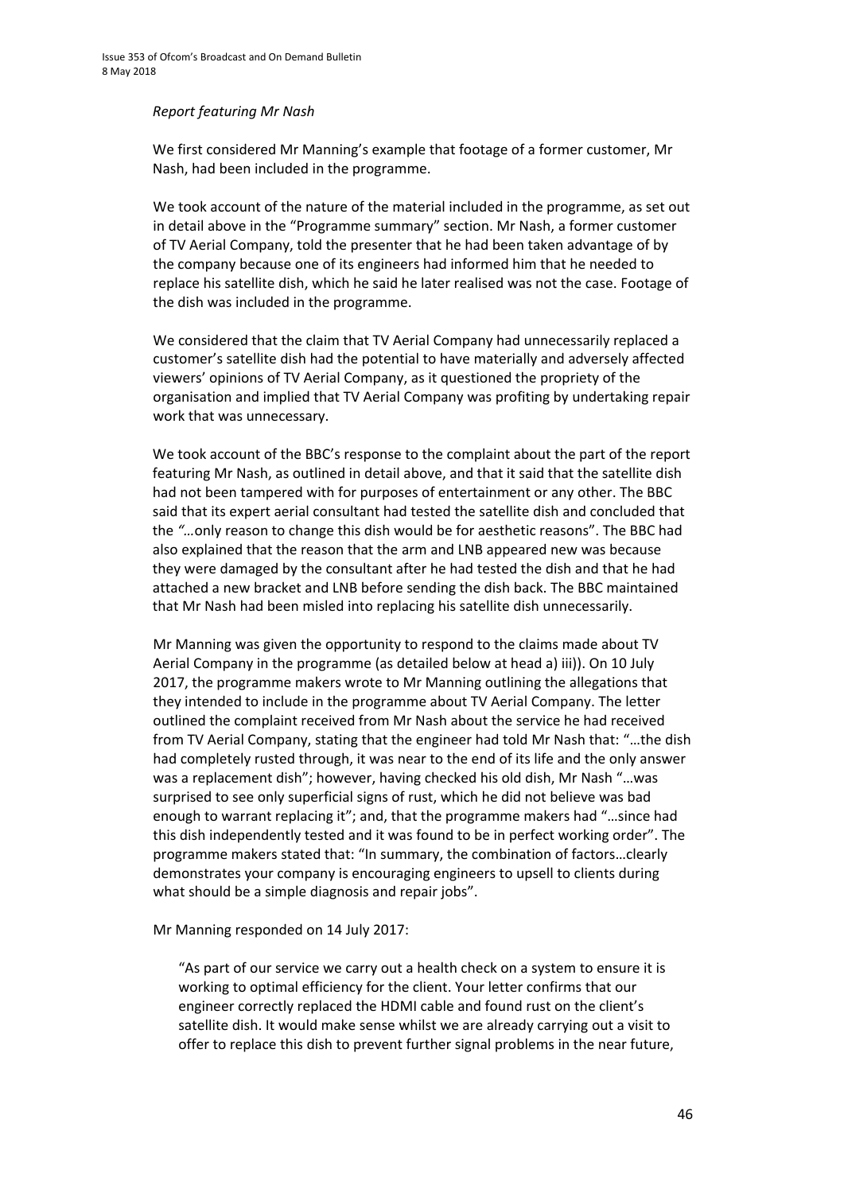*Report featuring Mr Nash*

We first considered Mr Manning's example that footage of a former customer, Mr Nash, had been included in the programme.

We took account of the nature of the material included in the programme, as set out in detail above in the "Programme summary" section. Mr Nash, a former customer of TV Aerial Company, told the presenter that he had been taken advantage of by the company because one of its engineers had informed him that he needed to replace his satellite dish, which he said he later realised was not the case. Footage of the dish was included in the programme.

We considered that the claim that TV Aerial Company had unnecessarily replaced a customer's satellite dish had the potential to have materially and adversely affected viewers' opinions of TV Aerial Company, as it questioned the propriety of the organisation and implied that TV Aerial Company was profiting by undertaking repair work that was unnecessary.

We took account of the BBC's response to the complaint about the part of the report featuring Mr Nash, as outlined in detail above, and that it said that the satellite dish had not been tampered with for purposes of entertainment or any other. The BBC said that its expert aerial consultant had tested the satellite dish and concluded that the *"…*only reason to change this dish would be for aesthetic reasons". The BBC had also explained that the reason that the arm and LNB appeared new was because they were damaged by the consultant after he had tested the dish and that he had attached a new bracket and LNB before sending the dish back. The BBC maintained that Mr Nash had been misled into replacing his satellite dish unnecessarily.

Mr Manning was given the opportunity to respond to the claims made about TV Aerial Company in the programme (as detailed below at head a) iii)). On 10 July 2017, the programme makers wrote to Mr Manning outlining the allegations that they intended to include in the programme about TV Aerial Company. The letter outlined the complaint received from Mr Nash about the service he had received from TV Aerial Company, stating that the engineer had told Mr Nash that: "…the dish had completely rusted through, it was near to the end of its life and the only answer was a replacement dish"; however, having checked his old dish, Mr Nash "…was surprised to see only superficial signs of rust, which he did not believe was bad enough to warrant replacing it"; and, that the programme makers had "…since had this dish independently tested and it was found to be in perfect working order". The programme makers stated that: "In summary, the combination of factors…clearly demonstrates your company is encouraging engineers to upsell to clients during what should be a simple diagnosis and repair jobs".

Mr Manning responded on 14 July 2017:

> "As part of our service we carry out a health check on a system to ensure it is working to optimal efficiency for the client. Your letter confirms that our engineer correctly replaced the HDMI cable and found rust on the client's satellite dish. It would make sense whilst we are already carrying out a visit to offer to replace this dish to prevent further signal problems in the near future,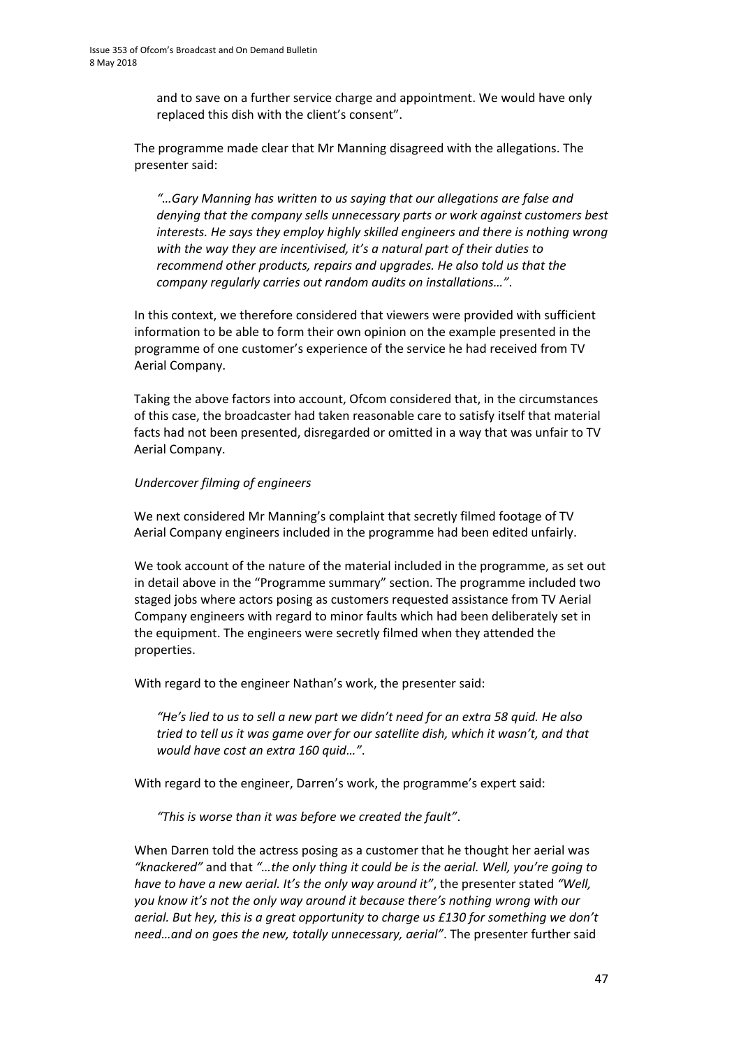and to save on a further service charge and appointment. We would have only replaced this dish with the client's consent".

The programme made clear that Mr Manning disagreed with the allegations. The presenter said:

> *"…Gary Manning has written to us saying that our allegations are false and denying that the company sells unnecessary parts or work against customers best interests. He says they employ highly skilled engineers and there is nothing wrong with the way they are incentivised, it's a natural part of their duties to recommend other products, repairs and upgrades. He also told us that the company regularly carries out random audits on installations…"*.

In this context, we therefore considered that viewers were provided with sufficient information to be able to form their own opinion on the example presented in the programme of one customer's experience of the service he had received from TV Aerial Company.

Taking the above factors into account, Ofcom considered that, in the circumstances of this case, the broadcaster had taken reasonable care to satisfy itself that material facts had not been presented, disregarded or omitted in a way that was unfair to TV Aerial Company.

*Undercover filming of engineers*

We next considered Mr Manning's complaint that secretly filmed footage of TV Aerial Company engineers included in the programme had been edited unfairly.

We took account of the nature of the material included in the programme, as set out in detail above in the "Programme summary" section. The programme included two staged jobs where actors posing as customers requested assistance from TV Aerial Company engineers with regard to minor faults which had been deliberately set in the equipment. The engineers were secretly filmed when they attended the properties.

With regard to the engineer Nathan's work, the presenter said:

> *"He's lied to us to sell a new part we didn't need for an extra 58 quid. He also tried to tell us it was game over for our satellite dish, which it wasn't, and that would have cost an extra 160 quid…"*.

With regard to the engineer, Darren's work, the programme's expert said:

> *"This is worse than it was before we created the fault"*.

When Darren told the actress posing as a customer that he thought her aerial was *"knackered"* and that *"…the only thing it could be is the aerial. Well, you're going to have to have a new aerial. It's the only way around it"*, the presenter stated *"Well, you know it's not the only way around it because there's nothing wrong with our aerial. But hey, this is a great opportunity to charge us £130 for something we don't need…and on goes the new, totally unnecessary, aerial"*. The presenter further said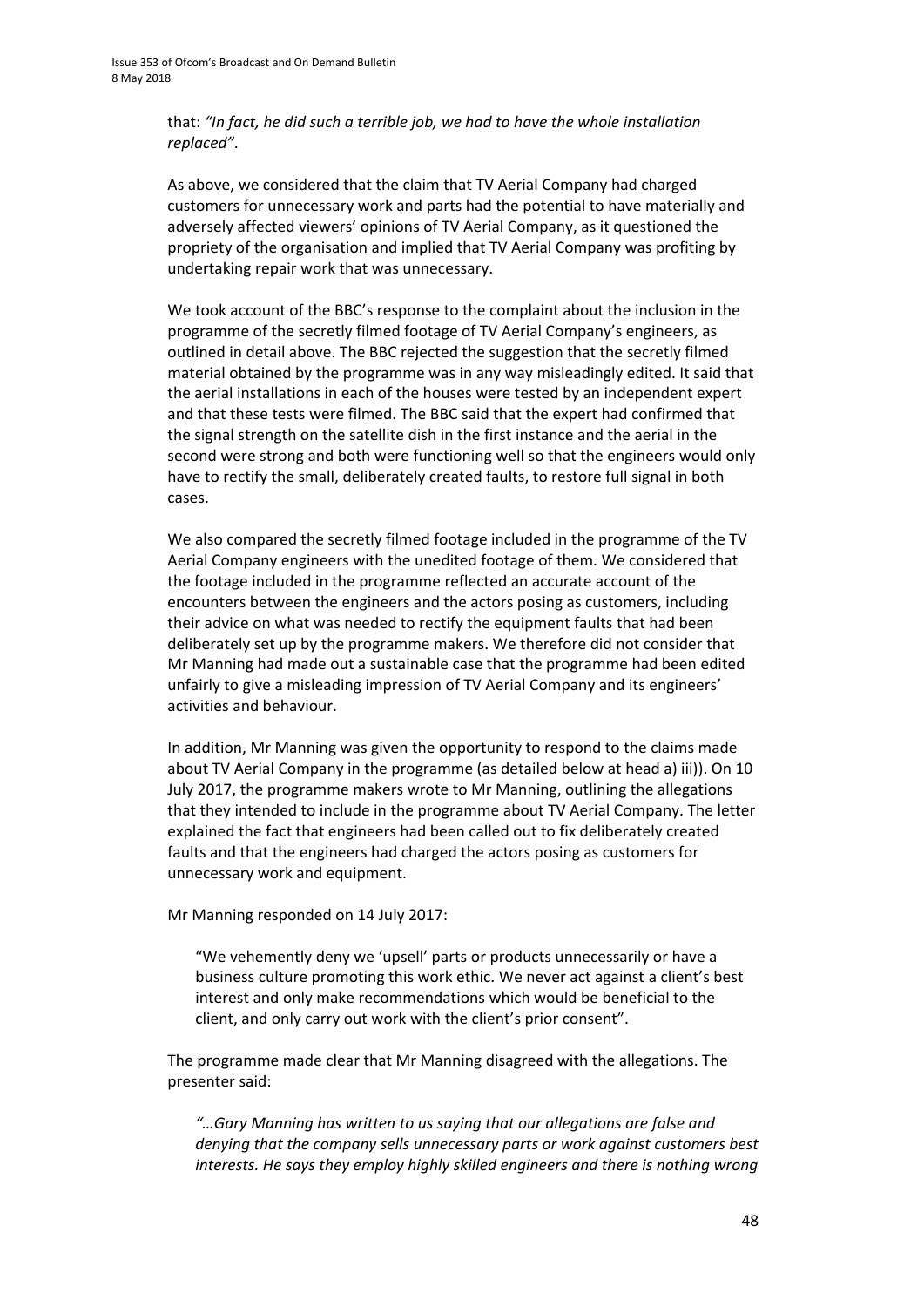that: *"In fact, he did such a terrible job, we had to have the whole installation replaced"*.

As above, we considered that the claim that TV Aerial Company had charged customers for unnecessary work and parts had the potential to have materially and adversely affected viewers' opinions of TV Aerial Company, as it questioned the propriety of the organisation and implied that TV Aerial Company was profiting by undertaking repair work that was unnecessary.

We took account of the BBC's response to the complaint about the inclusion in the programme of the secretly filmed footage of TV Aerial Company's engineers, as outlined in detail above. The BBC rejected the suggestion that the secretly filmed material obtained by the programme was in any way misleadingly edited. It said that the aerial installations in each of the houses were tested by an independent expert and that these tests were filmed. The BBC said that the expert had confirmed that the signal strength on the satellite dish in the first instance and the aerial in the second were strong and both were functioning well so that the engineers would only have to rectify the small, deliberately created faults, to restore full signal in both cases.

We also compared the secretly filmed footage included in the programme of the TV Aerial Company engineers with the unedited footage of them. We considered that the footage included in the programme reflected an accurate account of the encounters between the engineers and the actors posing as customers, including their advice on what was needed to rectify the equipment faults that had been deliberately set up by the programme makers. We therefore did not consider that Mr Manning had made out a sustainable case that the programme had been edited unfairly to give a misleading impression of TV Aerial Company and its engineers' activities and behaviour.

In addition, Mr Manning was given the opportunity to respond to the claims made about TV Aerial Company in the programme (as detailed below at head a) iii)). On 10 July 2017, the programme makers wrote to Mr Manning, outlining the allegations that they intended to include in the programme about TV Aerial Company. The letter explained the fact that engineers had been called out to fix deliberately created faults and that the engineers had charged the actors posing as customers for unnecessary work and equipment.

Mr Manning responded on 14 July 2017:

> "We vehemently deny we 'upsell' parts or products unnecessarily or have a business culture promoting this work ethic. We never act against a client's best interest and only make recommendations which would be beneficial to the client, and only carry out work with the client's prior consent".

The programme made clear that Mr Manning disagreed with the allegations. The presenter said:

> *"…Gary Manning has written to us saying that our allegations are false and denying that the company sells unnecessary parts or work against customers best interests. He says they employ highly skilled engineers and there is nothing wrong*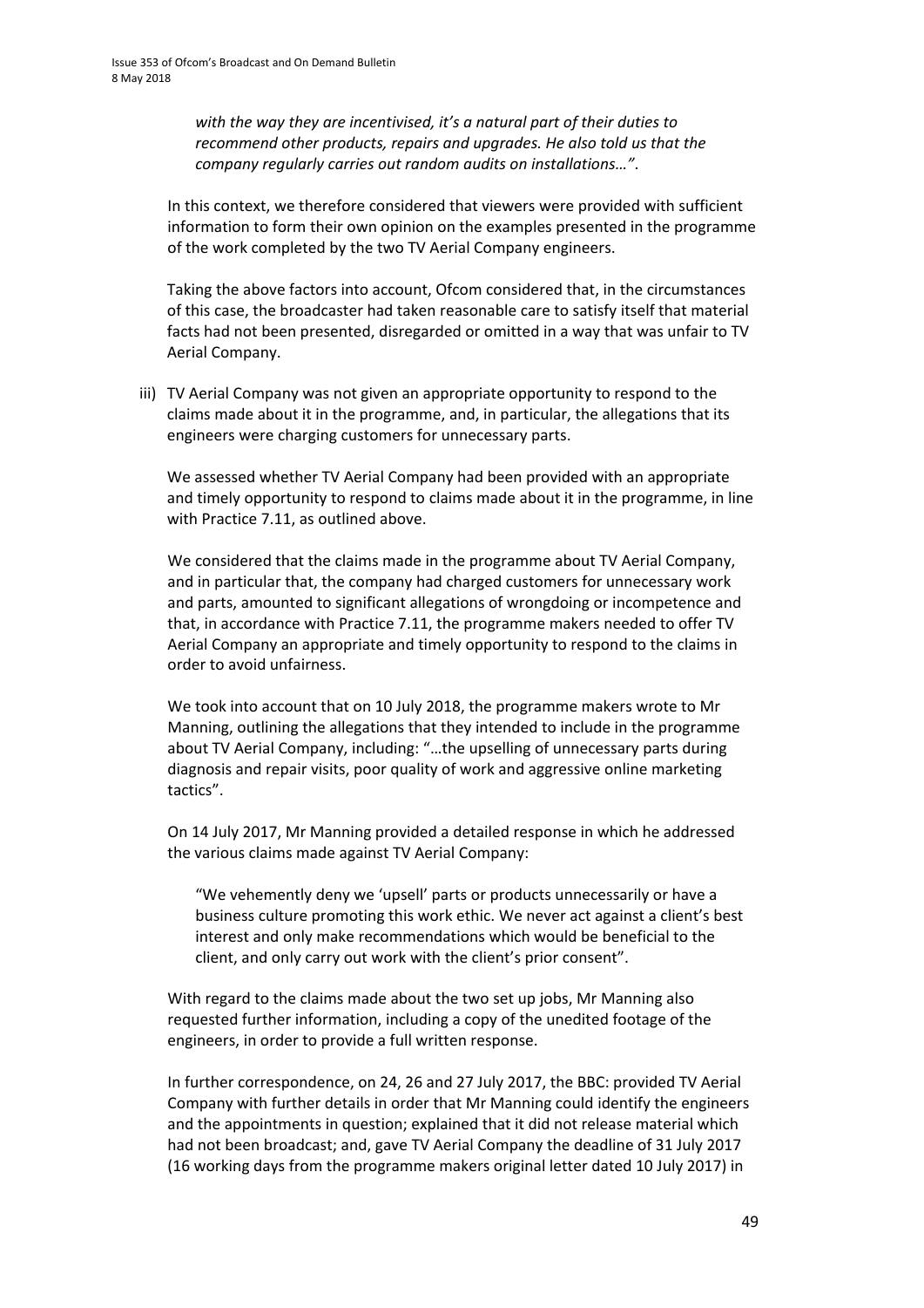*with the way they are incentivised, it's a natural part of their duties to recommend other products, repairs and upgrades. He also told us that the company regularly carries out random audits on installations…"*.

In this context, we therefore considered that viewers were provided with sufficient information to form their own opinion on the examples presented in the programme of the work completed by the two TV Aerial Company engineers.

Taking the above factors into account, Ofcom considered that, in the circumstances of this case, the broadcaster had taken reasonable care to satisfy itself that material facts had not been presented, disregarded or omitted in a way that was unfair to TV Aerial Company.

iii) TV Aerial Company was not given an appropriate opportunity to respond to the claims made about it in the programme, and, in particular, the allegations that its engineers were charging customers for unnecessary parts.

We assessed whether TV Aerial Company had been provided with an appropriate and timely opportunity to respond to claims made about it in the programme, in line with Practice 7.11, as outlined above.

We considered that the claims made in the programme about TV Aerial Company, and in particular that, the company had charged customers for unnecessary work and parts, amounted to significant allegations of wrongdoing or incompetence and that, in accordance with Practice 7.11, the programme makers needed to offer TV Aerial Company an appropriate and timely opportunity to respond to the claims in order to avoid unfairness.

We took into account that on 10 July 2018, the programme makers wrote to Mr Manning, outlining the allegations that they intended to include in the programme about TV Aerial Company, including: "…the upselling of unnecessary parts during diagnosis and repair visits, poor quality of work and aggressive online marketing tactics".

On 14 July 2017, Mr Manning provided a detailed response in which he addressed the various claims made against TV Aerial Company:

> "We vehemently deny we 'upsell' parts or products unnecessarily or have a business culture promoting this work ethic. We never act against a client's best interest and only make recommendations which would be beneficial to the client, and only carry out work with the client's prior consent".

With regard to the claims made about the two set up jobs, Mr Manning also requested further information, including a copy of the unedited footage of the engineers, in order to provide a full written response.

In further correspondence, on 24, 26 and 27 July 2017, the BBC: provided TV Aerial Company with further details in order that Mr Manning could identify the engineers and the appointments in question; explained that it did not release material which had not been broadcast; and, gave TV Aerial Company the deadline of 31 July 2017 (16 working days from the programme makers original letter dated 10 July 2017) in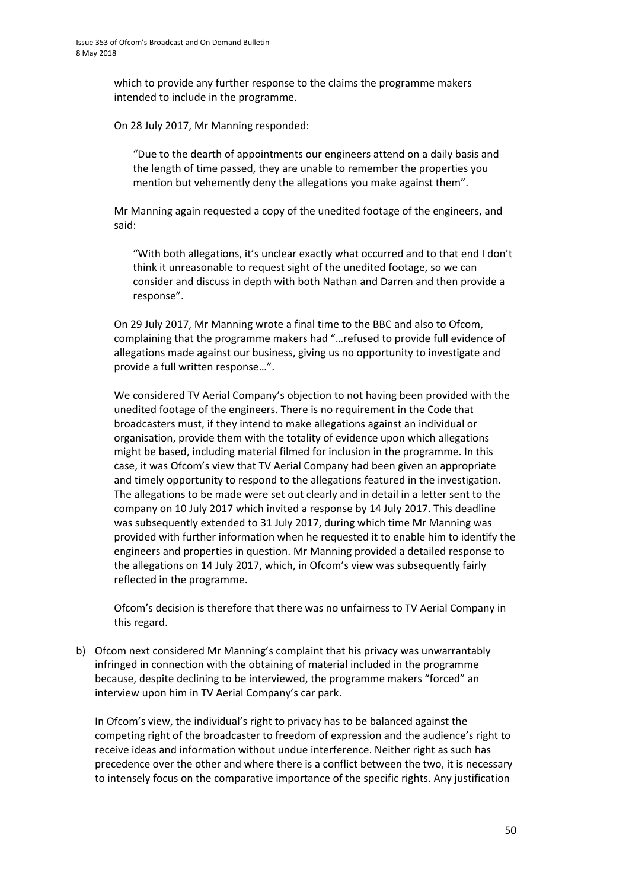which to provide any further response to the claims the programme makers intended to include in the programme.

On 28 July 2017, Mr Manning responded:

> "Due to the dearth of appointments our engineers attend on a daily basis and the length of time passed, they are unable to remember the properties you mention but vehemently deny the allegations you make against them".

Mr Manning again requested a copy of the unedited footage of the engineers, and said:

> "With both allegations, it's unclear exactly what occurred and to that end I don't think it unreasonable to request sight of the unedited footage, so we can consider and discuss in depth with both Nathan and Darren and then provide a response".

On 29 July 2017, Mr Manning wrote a final time to the BBC and also to Ofcom, complaining that the programme makers had "…refused to provide full evidence of allegations made against our business, giving us no opportunity to investigate and provide a full written response…".

We considered TV Aerial Company's objection to not having been provided with the unedited footage of the engineers. There is no requirement in the Code that broadcasters must, if they intend to make allegations against an individual or organisation, provide them with the totality of evidence upon which allegations might be based, including material filmed for inclusion in the programme. In this case, it was Ofcom's view that TV Aerial Company had been given an appropriate and timely opportunity to respond to the allegations featured in the investigation. The allegations to be made were set out clearly and in detail in a letter sent to the company on 10 July 2017 which invited a response by 14 July 2017. This deadline was subsequently extended to 31 July 2017, during which time Mr Manning was provided with further information when he requested it to enable him to identify the engineers and properties in question. Mr Manning provided a detailed response to the allegations on 14 July 2017, which, in Ofcom's view was subsequently fairly reflected in the programme.

Ofcom's decision is therefore that there was no unfairness to TV Aerial Company in this regard.

b) Ofcom next considered Mr Manning's complaint that his privacy was unwarrantably infringed in connection with the obtaining of material included in the programme because, despite declining to be interviewed, the programme makers "forced" an interview upon him in TV Aerial Company's car park.

In Ofcom's view, the individual's right to privacy has to be balanced against the competing right of the broadcaster to freedom of expression and the audience's right to receive ideas and information without undue interference. Neither right as such has precedence over the other and where there is a conflict between the two, it is necessary to intensely focus on the comparative importance of the specific rights. Any justification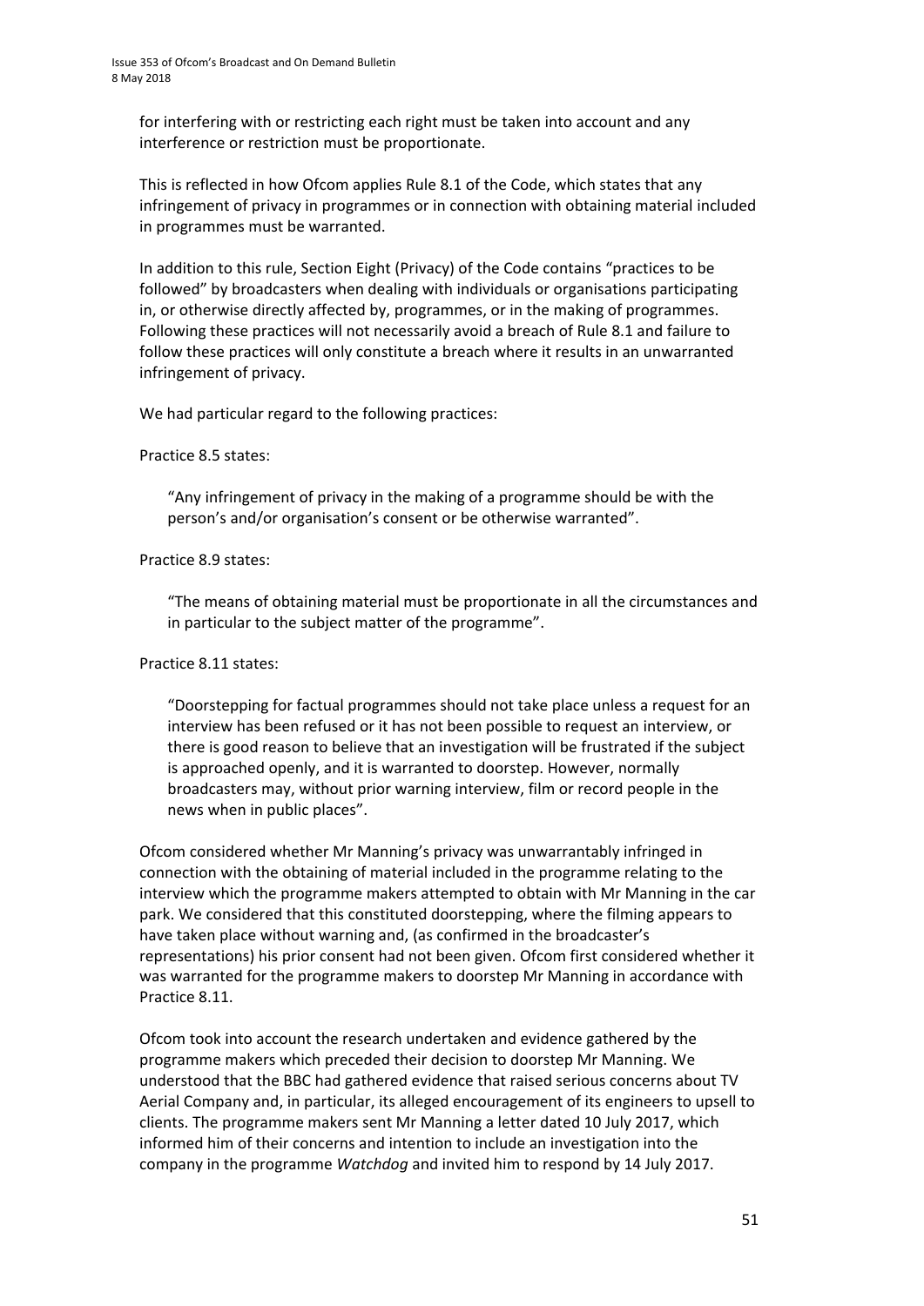for interfering with or restricting each right must be taken into account and any interference or restriction must be proportionate.

This is reflected in how Ofcom applies Rule 8.1 of the Code, which states that any infringement of privacy in programmes or in connection with obtaining material included in programmes must be warranted.

In addition to this rule, Section Eight (Privacy) of the Code contains "practices to be followed" by broadcasters when dealing with individuals or organisations participating in, or otherwise directly affected by, programmes, or in the making of programmes. Following these practices will not necessarily avoid a breach of Rule 8.1 and failure to follow these practices will only constitute a breach where it results in an unwarranted infringement of privacy.

We had particular regard to the following practices:

Practice 8.5 states:

> "Any infringement of privacy in the making of a programme should be with the person's and/or organisation's consent or be otherwise warranted".

Practice 8.9 states:

> "The means of obtaining material must be proportionate in all the circumstances and in particular to the subject matter of the programme".

Practice 8.11 states:

> "Doorstepping for factual programmes should not take place unless a request for an interview has been refused or it has not been possible to request an interview, or there is good reason to believe that an investigation will be frustrated if the subject is approached openly, and it is warranted to doorstep. However, normally broadcasters may, without prior warning interview, film or record people in the news when in public places".

Ofcom considered whether Mr Manning's privacy was unwarrantably infringed in connection with the obtaining of material included in the programme relating to the interview which the programme makers attempted to obtain with Mr Manning in the car park. We considered that this constituted doorstepping, where the filming appears to have taken place without warning and, (as confirmed in the broadcaster's representations) his prior consent had not been given. Ofcom first considered whether it was warranted for the programme makers to doorstep Mr Manning in accordance with Practice 8.11.

Ofcom took into account the research undertaken and evidence gathered by the programme makers which preceded their decision to doorstep Mr Manning. We understood that the BBC had gathered evidence that raised serious concerns about TV Aerial Company and, in particular, its alleged encouragement of its engineers to upsell to clients. The programme makers sent Mr Manning a letter dated 10 July 2017, which informed him of their concerns and intention to include an investigation into the company in the programme *Watchdog* and invited him to respond by 14 July 2017.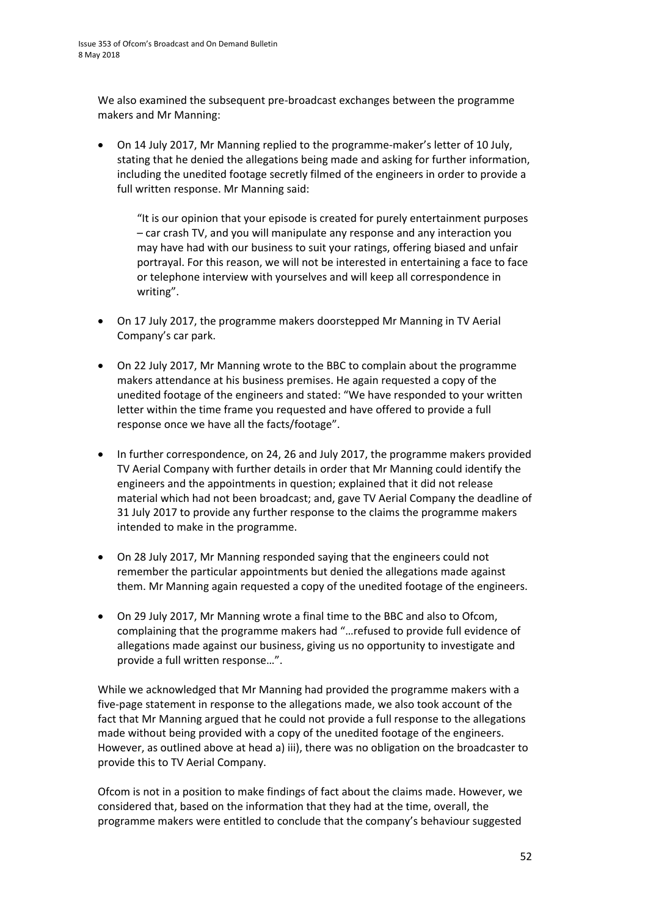We also examined the subsequent pre-broadcast exchanges between the programme makers and Mr Manning:

- On 14 July 2017, Mr Manning replied to the programme-maker's letter of 10 July, stating that he denied the allegations being made and asking for further information, including the unedited footage secretly filmed of the engineers in order to provide a full written response. Mr Manning said:

  > "It is our opinion that your episode is created for purely entertainment purposes – car crash TV, and you will manipulate any response and any interaction you may have had with our business to suit your ratings, offering biased and unfair portrayal. For this reason, we will not be interested in entertaining a face to face or telephone interview with yourselves and will keep all correspondence in writing".

- On 17 July 2017, the programme makers doorstepped Mr Manning in TV Aerial Company's car park.

- On 22 July 2017, Mr Manning wrote to the BBC to complain about the programme makers attendance at his business premises. He again requested a copy of the unedited footage of the engineers and stated: "We have responded to your written letter within the time frame you requested and have offered to provide a full response once we have all the facts/footage".

- In further correspondence, on 24, 26 and July 2017, the programme makers provided TV Aerial Company with further details in order that Mr Manning could identify the engineers and the appointments in question; explained that it did not release material which had not been broadcast; and, gave TV Aerial Company the deadline of 31 July 2017 to provide any further response to the claims the programme makers intended to make in the programme.

- On 28 July 2017, Mr Manning responded saying that the engineers could not remember the particular appointments but denied the allegations made against them. Mr Manning again requested a copy of the unedited footage of the engineers.

- On 29 July 2017, Mr Manning wrote a final time to the BBC and also to Ofcom, complaining that the programme makers had "…refused to provide full evidence of allegations made against our business, giving us no opportunity to investigate and provide a full written response…".

While we acknowledged that Mr Manning had provided the programme makers with a five-page statement in response to the allegations made, we also took account of the fact that Mr Manning argued that he could not provide a full response to the allegations made without being provided with a copy of the unedited footage of the engineers. However, as outlined above at head a) iii), there was no obligation on the broadcaster to provide this to TV Aerial Company.

Ofcom is not in a position to make findings of fact about the claims made. However, we considered that, based on the information that they had at the time, overall, the programme makers were entitled to conclude that the company's behaviour suggested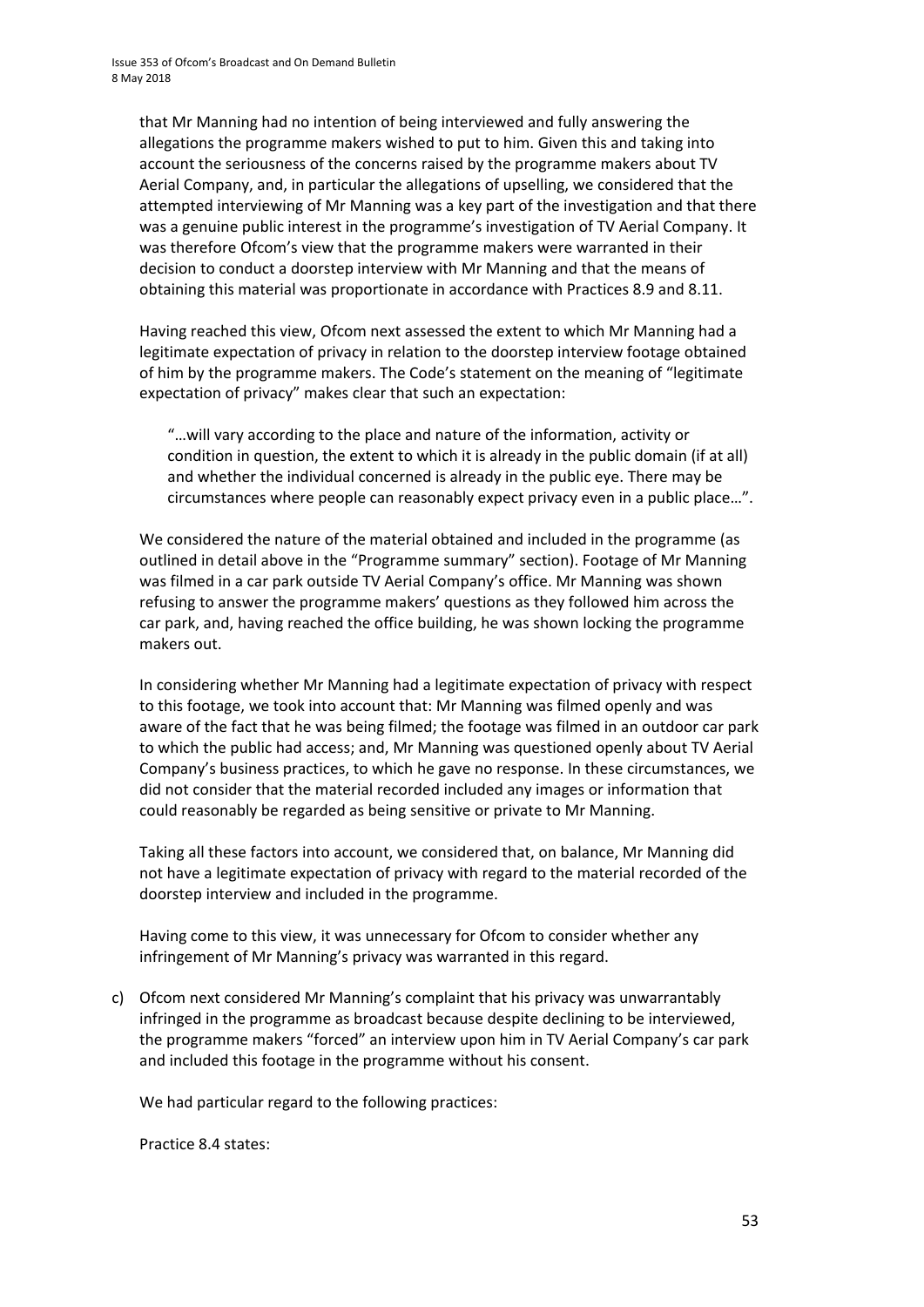that Mr Manning had no intention of being interviewed and fully answering the allegations the programme makers wished to put to him. Given this and taking into account the seriousness of the concerns raised by the programme makers about TV Aerial Company, and, in particular the allegations of upselling, we considered that the attempted interviewing of Mr Manning was a key part of the investigation and that there was a genuine public interest in the programme's investigation of TV Aerial Company. It was therefore Ofcom's view that the programme makers were warranted in their decision to conduct a doorstep interview with Mr Manning and that the means of obtaining this material was proportionate in accordance with Practices 8.9 and 8.11.

Having reached this view, Ofcom next assessed the extent to which Mr Manning had a legitimate expectation of privacy in relation to the doorstep interview footage obtained of him by the programme makers. The Code's statement on the meaning of "legitimate expectation of privacy" makes clear that such an expectation:

> "…will vary according to the place and nature of the information, activity or condition in question, the extent to which it is already in the public domain (if at all) and whether the individual concerned is already in the public eye. There may be circumstances where people can reasonably expect privacy even in a public place…".

We considered the nature of the material obtained and included in the programme (as outlined in detail above in the "Programme summary" section). Footage of Mr Manning was filmed in a car park outside TV Aerial Company's office. Mr Manning was shown refusing to answer the programme makers' questions as they followed him across the car park, and, having reached the office building, he was shown locking the programme makers out.

In considering whether Mr Manning had a legitimate expectation of privacy with respect to this footage, we took into account that: Mr Manning was filmed openly and was aware of the fact that he was being filmed; the footage was filmed in an outdoor car park to which the public had access; and, Mr Manning was questioned openly about TV Aerial Company's business practices, to which he gave no response. In these circumstances, we did not consider that the material recorded included any images or information that could reasonably be regarded as being sensitive or private to Mr Manning.

Taking all these factors into account, we considered that, on balance, Mr Manning did not have a legitimate expectation of privacy with regard to the material recorded of the doorstep interview and included in the programme.

Having come to this view, it was unnecessary for Ofcom to consider whether any infringement of Mr Manning's privacy was warranted in this regard.

c) Ofcom next considered Mr Manning's complaint that his privacy was unwarrantably infringed in the programme as broadcast because despite declining to be interviewed, the programme makers "forced" an interview upon him in TV Aerial Company's car park and included this footage in the programme without his consent.

   We had particular regard to the following practices:

   Practice 8.4 states: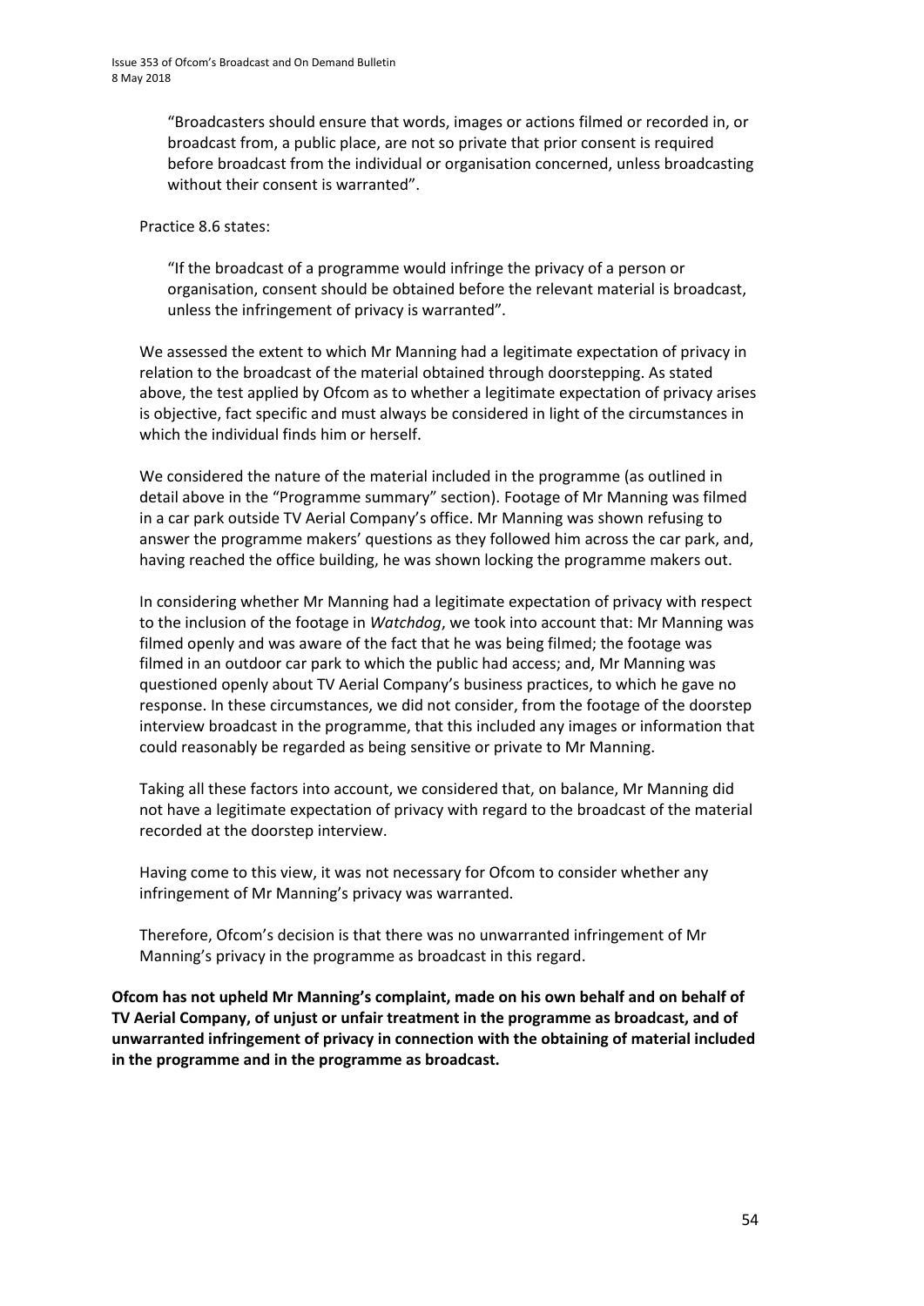> "Broadcasters should ensure that words, images or actions filmed or recorded in, or broadcast from, a public place, are not so private that prior consent is required before broadcast from the individual or organisation concerned, unless broadcasting without their consent is warranted".

Practice 8.6 states:

> "If the broadcast of a programme would infringe the privacy of a person or organisation, consent should be obtained before the relevant material is broadcast, unless the infringement of privacy is warranted".

We assessed the extent to which Mr Manning had a legitimate expectation of privacy in relation to the broadcast of the material obtained through doorstepping. As stated above, the test applied by Ofcom as to whether a legitimate expectation of privacy arises is objective, fact specific and must always be considered in light of the circumstances in which the individual finds him or herself.

We considered the nature of the material included in the programme (as outlined in detail above in the "Programme summary" section). Footage of Mr Manning was filmed in a car park outside TV Aerial Company's office. Mr Manning was shown refusing to answer the programme makers' questions as they followed him across the car park, and, having reached the office building, he was shown locking the programme makers out.

In considering whether Mr Manning had a legitimate expectation of privacy with respect to the inclusion of the footage in *Watchdog*, we took into account that: Mr Manning was filmed openly and was aware of the fact that he was being filmed; the footage was filmed in an outdoor car park to which the public had access; and, Mr Manning was questioned openly about TV Aerial Company's business practices, to which he gave no response. In these circumstances, we did not consider, from the footage of the doorstep interview broadcast in the programme, that this included any images or information that could reasonably be regarded as being sensitive or private to Mr Manning.

Taking all these factors into account, we considered that, on balance, Mr Manning did not have a legitimate expectation of privacy with regard to the broadcast of the material recorded at the doorstep interview.

Having come to this view, it was not necessary for Ofcom to consider whether any infringement of Mr Manning's privacy was warranted.

Therefore, Ofcom's decision is that there was no unwarranted infringement of Mr Manning's privacy in the programme as broadcast in this regard.

**Ofcom has not upheld Mr Manning's complaint, made on his own behalf and on behalf of TV Aerial Company, of unjust or unfair treatment in the programme as broadcast, and of unwarranted infringement of privacy in connection with the obtaining of material included in the programme and in the programme as broadcast.**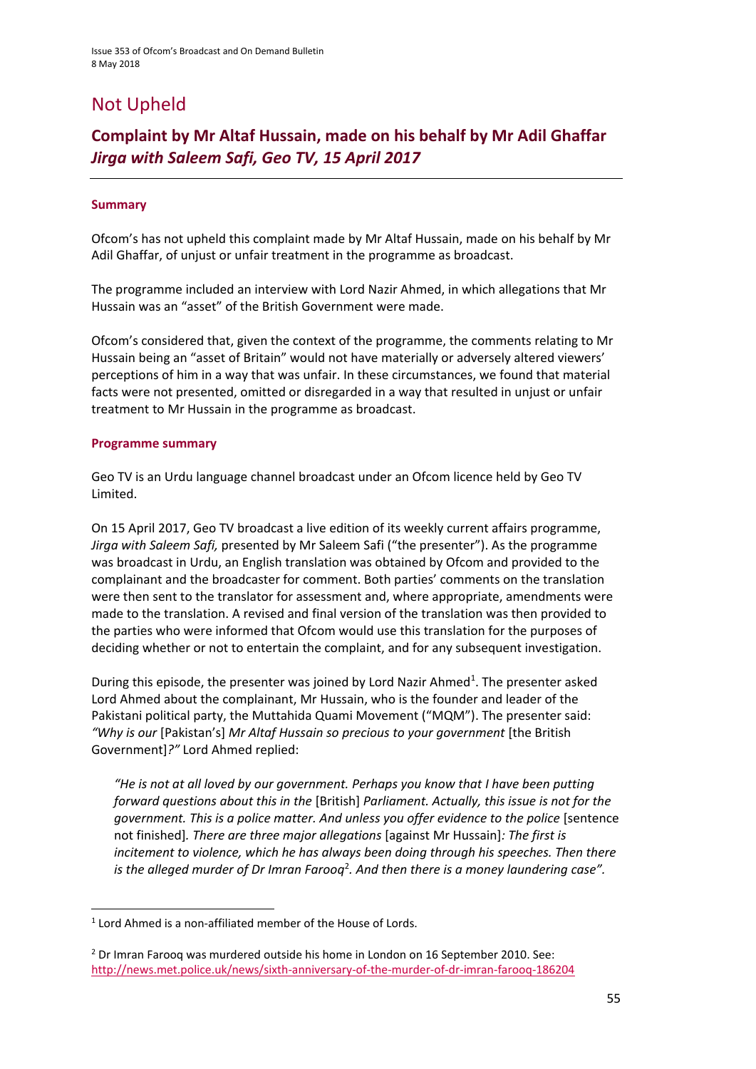# Not Upheld

## Complaint by Mr Altaf Hussain, made on his behalf by Mr Adil Ghaffar *Jirga with Saleem Safi, Geo TV, 15 April 2017*

### Summary

Ofcom's has not upheld this complaint made by Mr Altaf Hussain, made on his behalf by Mr Adil Ghaffar, of unjust or unfair treatment in the programme as broadcast.

The programme included an interview with Lord Nazir Ahmed, in which allegations that Mr Hussain was an "asset" of the British Government were made.

Ofcom's considered that, given the context of the programme, the comments relating to Mr Hussain being an "asset of Britain" would not have materially or adversely altered viewers' perceptions of him in a way that was unfair. In these circumstances, we found that material facts were not presented, omitted or disregarded in a way that resulted in unjust or unfair treatment to Mr Hussain in the programme as broadcast.

### Programme summary

Geo TV is an Urdu language channel broadcast under an Ofcom licence held by Geo TV Limited.

On 15 April 2017, Geo TV broadcast a live edition of its weekly current affairs programme, *Jirga with Saleem Safi,* presented by Mr Saleem Safi ("the presenter"). As the programme was broadcast in Urdu, an English translation was obtained by Ofcom and provided to the complainant and the broadcaster for comment. Both parties' comments on the translation were then sent to the translator for assessment and, where appropriate, amendments were made to the translation. A revised and final version of the translation was then provided to the parties who were informed that Ofcom would use this translation for the purposes of deciding whether or not to entertain the complaint, and for any subsequent investigation.

During this episode, the presenter was joined by Lord Nazir Ahmed[1]. The presenter asked Lord Ahmed about the complainant, Mr Hussain, who is the founder and leader of the Pakistani political party, the Muttahida Quami Movement ("MQM"). The presenter said: *"Why is our* [Pakistan's] *Mr Altaf Hussain so precious to your government* [the British Government]*?"* Lord Ahmed replied:

> *"He is not at all loved by our government. Perhaps you know that I have been putting forward questions about this in the* [British] *Parliament. Actually, this issue is not for the government. This is a police matter. And unless you offer evidence to the police* [sentence not finished]*. There are three major allegations* [against Mr Hussain]*: The first is incitement to violence, which he has always been doing through his speeches. Then there is the alleged murder of Dr Imran Farooq*[2]*. And then there is a money laundering case".*

---

[1] Lord Ahmed is a non-affiliated member of the House of Lords.

[2] Dr Imran Farooq was murdered outside his home in London on 16 September 2010. See: http://news.met.police.uk/news/sixth-anniversary-of-the-murder-of-dr-imran-farooq-186204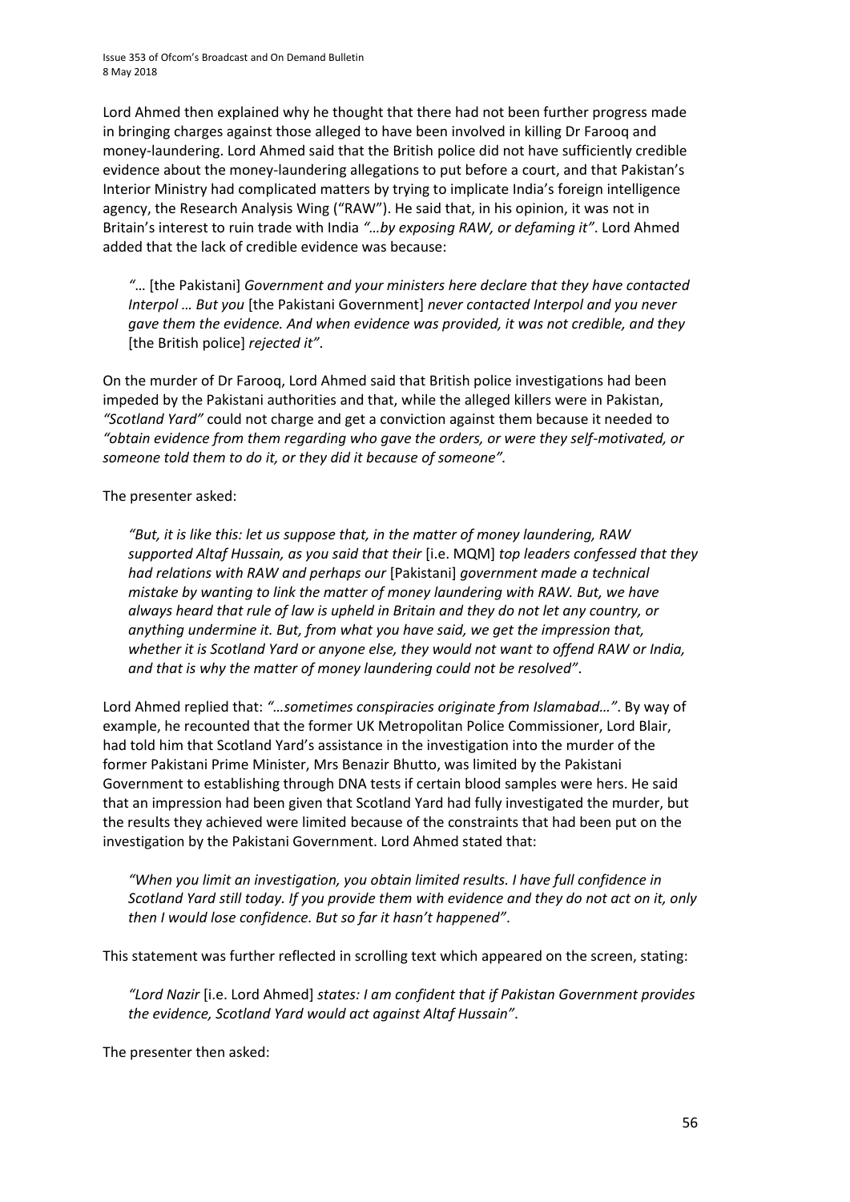Lord Ahmed then explained why he thought that there had not been further progress made in bringing charges against those alleged to have been involved in killing Dr Farooq and money-laundering. Lord Ahmed said that the British police did not have sufficiently credible evidence about the money-laundering allegations to put before a court, and that Pakistan's Interior Ministry had complicated matters by trying to implicate India's foreign intelligence agency, the Research Analysis Wing ("RAW"). He said that, in his opinion, it was not in Britain's interest to ruin trade with India *"…by exposing RAW, or defaming it"*. Lord Ahmed added that the lack of credible evidence was because:

> *"…* [the Pakistani] *Government and your ministers here declare that they have contacted Interpol … But you* [the Pakistani Government] *never contacted Interpol and you never gave them the evidence. And when evidence was provided, it was not credible, and they* [the British police] *rejected it"*.

On the murder of Dr Farooq, Lord Ahmed said that British police investigations had been impeded by the Pakistani authorities and that, while the alleged killers were in Pakistan, *"Scotland Yard"* could not charge and get a conviction against them because it needed to *"obtain evidence from them regarding who gave the orders, or were they self-motivated, or someone told them to do it, or they did it because of someone".*

The presenter asked:

> *"But, it is like this: let us suppose that, in the matter of money laundering, RAW supported Altaf Hussain, as you said that their* [i.e. MQM] *top leaders confessed that they had relations with RAW and perhaps our* [Pakistani] *government made a technical mistake by wanting to link the matter of money laundering with RAW. But, we have always heard that rule of law is upheld in Britain and they do not let any country, or anything undermine it. But, from what you have said, we get the impression that, whether it is Scotland Yard or anyone else, they would not want to offend RAW or India, and that is why the matter of money laundering could not be resolved"*.

Lord Ahmed replied that: *"…sometimes conspiracies originate from Islamabad…"*. By way of example, he recounted that the former UK Metropolitan Police Commissioner, Lord Blair, had told him that Scotland Yard's assistance in the investigation into the murder of the former Pakistani Prime Minister, Mrs Benazir Bhutto, was limited by the Pakistani Government to establishing through DNA tests if certain blood samples were hers. He said that an impression had been given that Scotland Yard had fully investigated the murder, but the results they achieved were limited because of the constraints that had been put on the investigation by the Pakistani Government. Lord Ahmed stated that:

> *"When you limit an investigation, you obtain limited results. I have full confidence in Scotland Yard still today. If you provide them with evidence and they do not act on it, only then I would lose confidence. But so far it hasn't happened"*.

This statement was further reflected in scrolling text which appeared on the screen, stating:

> *"Lord Nazir* [i.e. Lord Ahmed] *states: I am confident that if Pakistan Government provides the evidence, Scotland Yard would act against Altaf Hussain"*.

The presenter then asked: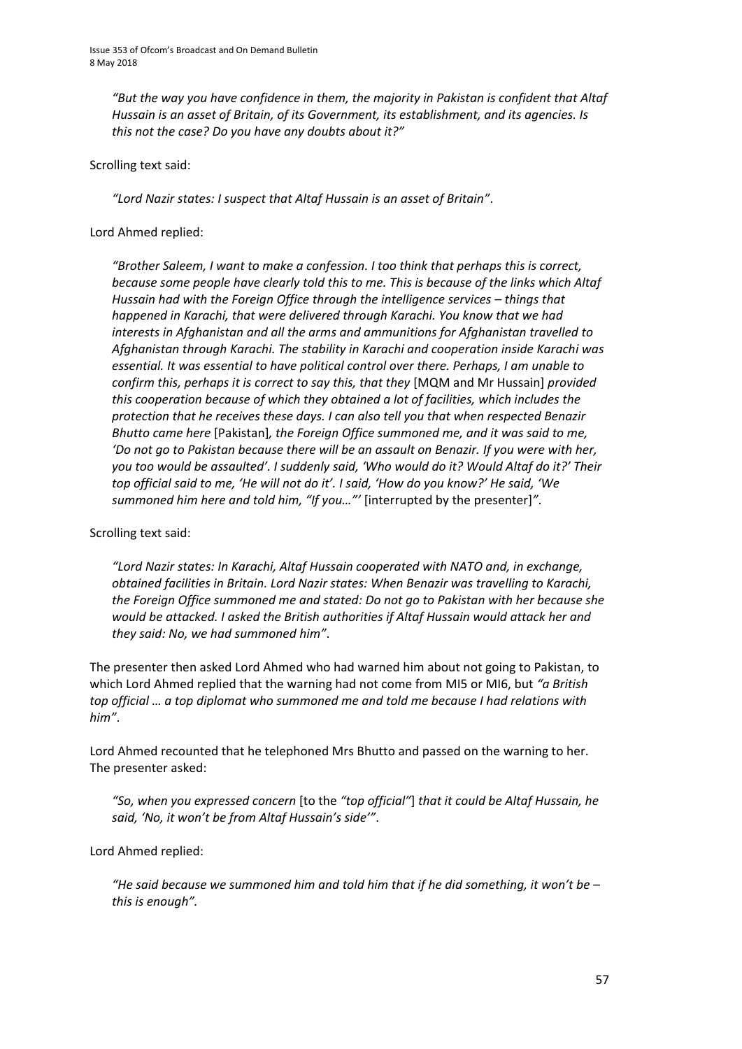*"But the way you have confidence in them, the majority in Pakistan is confident that Altaf Hussain is an asset of Britain, of its Government, its establishment, and its agencies. Is this not the case? Do you have any doubts about it?"*

Scrolling text said:

*"Lord Nazir states: I suspect that Altaf Hussain is an asset of Britain"*.

Lord Ahmed replied:

*"Brother Saleem, I want to make a confession. I too think that perhaps this is correct, because some people have clearly told this to me. This is because of the links which Altaf Hussain had with the Foreign Office through the intelligence services – things that happened in Karachi, that were delivered through Karachi. You know that we had interests in Afghanistan and all the arms and ammunitions for Afghanistan travelled to Afghanistan through Karachi. The stability in Karachi and cooperation inside Karachi was essential. It was essential to have political control over there. Perhaps, I am unable to confirm this, perhaps it is correct to say this, that they* [MQM and Mr Hussain] *provided this cooperation because of which they obtained a lot of facilities, which includes the protection that he receives these days. I can also tell you that when respected Benazir Bhutto came here* [Pakistan]*, the Foreign Office summoned me, and it was said to me, 'Do not go to Pakistan because there will be an assault on Benazir. If you were with her, you too would be assaulted'. I suddenly said, 'Who would do it? Would Altaf do it?' Their top official said to me, 'He will not do it'. I said, 'How do you know?' He said, 'We summoned him here and told him, "If you…"'* [interrupted by the presenter]*"*.

Scrolling text said:

*"Lord Nazir states: In Karachi, Altaf Hussain cooperated with NATO and, in exchange, obtained facilities in Britain. Lord Nazir states: When Benazir was travelling to Karachi, the Foreign Office summoned me and stated: Do not go to Pakistan with her because she would be attacked. I asked the British authorities if Altaf Hussain would attack her and they said: No, we had summoned him"*.

The presenter then asked Lord Ahmed who had warned him about not going to Pakistan, to which Lord Ahmed replied that the warning had not come from MI5 or MI6, but *"a British top official … a top diplomat who summoned me and told me because I had relations with him"*.

Lord Ahmed recounted that he telephoned Mrs Bhutto and passed on the warning to her. The presenter asked:

*"So, when you expressed concern* [to the *"top official"*] *that it could be Altaf Hussain, he said, 'No, it won't be from Altaf Hussain's side'"*.

Lord Ahmed replied:

*"He said because we summoned him and told him that if he did something, it won't be – this is enough"*.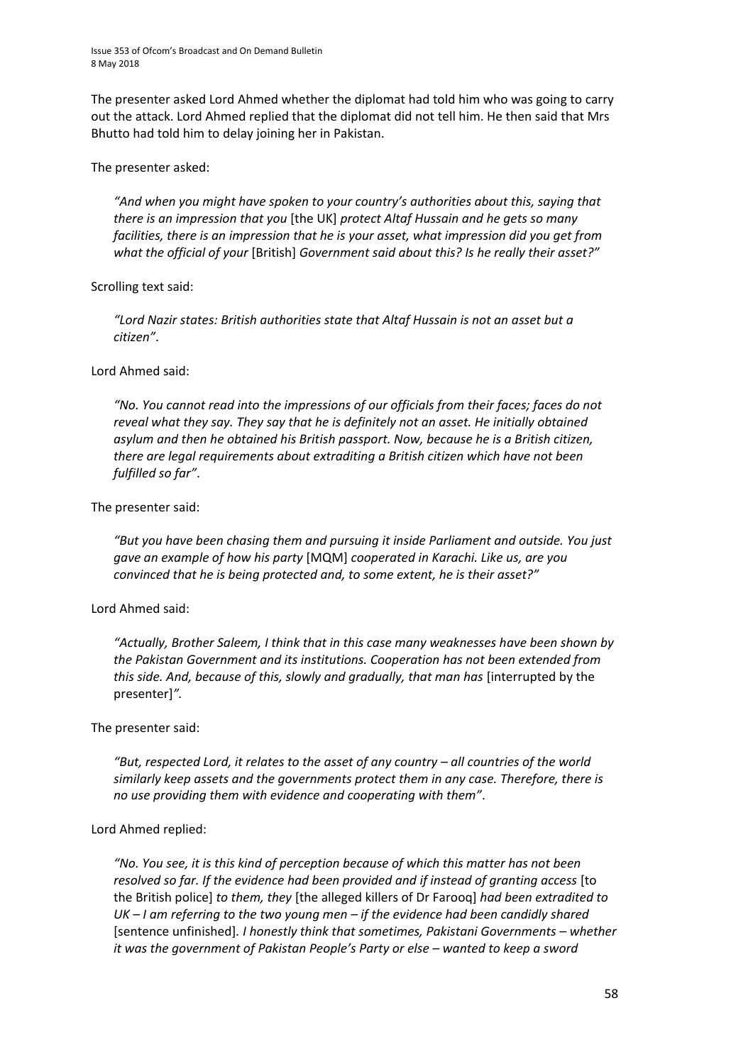The presenter asked Lord Ahmed whether the diplomat had told him who was going to carry out the attack. Lord Ahmed replied that the diplomat did not tell him. He then said that Mrs Bhutto had told him to delay joining her in Pakistan.

The presenter asked:

> *"And when you might have spoken to your country's authorities about this, saying that there is an impression that you* [the UK] *protect Altaf Hussain and he gets so many facilities, there is an impression that he is your asset, what impression did you get from what the official of your* [British] *Government said about this? Is he really their asset?"*

Scrolling text said:

> *"Lord Nazir states: British authorities state that Altaf Hussain is not an asset but a citizen"*.

Lord Ahmed said:

> *"No. You cannot read into the impressions of our officials from their faces; faces do not reveal what they say. They say that he is definitely not an asset. He initially obtained asylum and then he obtained his British passport. Now, because he is a British citizen, there are legal requirements about extraditing a British citizen which have not been fulfilled so far"*.

The presenter said:

> *"But you have been chasing them and pursuing it inside Parliament and outside. You just gave an example of how his party* [MQM] *cooperated in Karachi. Like us, are you convinced that he is being protected and, to some extent, he is their asset?"*

Lord Ahmed said:

> *"Actually, Brother Saleem, I think that in this case many weaknesses have been shown by the Pakistan Government and its institutions. Cooperation has not been extended from this side. And, because of this, slowly and gradually, that man has* [interrupted by the presenter]*"*.

The presenter said:

> *"But, respected Lord, it relates to the asset of any country – all countries of the world similarly keep assets and the governments protect them in any case. Therefore, there is no use providing them with evidence and cooperating with them"*.

Lord Ahmed replied:

> *"No. You see, it is this kind of perception because of which this matter has not been resolved so far. If the evidence had been provided and if instead of granting access* [to the British police] *to them, they* [the alleged killers of Dr Farooq] *had been extradited to UK – I am referring to the two young men – if the evidence had been candidly shared* [sentence unfinished]. *I honestly think that sometimes, Pakistani Governments – whether it was the government of Pakistan People's Party or else – wanted to keep a sword*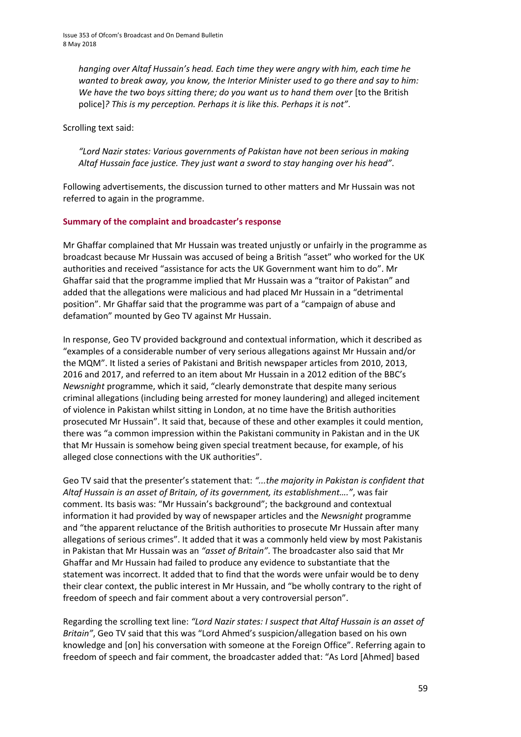*hanging over Altaf Hussain's head. Each time they were angry with him, each time he wanted to break away, you know, the Interior Minister used to go there and say to him: We have the two boys sitting there; do you want us to hand them over* [to the British police]*? This is my perception. Perhaps it is like this. Perhaps it is not"*.

Scrolling text said:

*"Lord Nazir states: Various governments of Pakistan have not been serious in making Altaf Hussain face justice. They just want a sword to stay hanging over his head"*.

Following advertisements, the discussion turned to other matters and Mr Hussain was not referred to again in the programme.

**Summary of the complaint and broadcaster's response**

Mr Ghaffar complained that Mr Hussain was treated unjustly or unfairly in the programme as broadcast because Mr Hussain was accused of being a British "asset" who worked for the UK authorities and received "assistance for acts the UK Government want him to do". Mr Ghaffar said that the programme implied that Mr Hussain was a "traitor of Pakistan" and added that the allegations were malicious and had placed Mr Hussain in a "detrimental position". Mr Ghaffar said that the programme was part of a "campaign of abuse and defamation" mounted by Geo TV against Mr Hussain.

In response, Geo TV provided background and contextual information, which it described as "examples of a considerable number of very serious allegations against Mr Hussain and/or the MQM". It listed a series of Pakistani and British newspaper articles from 2010, 2013, 2016 and 2017, and referred to an item about Mr Hussain in a 2012 edition of the BBC's *Newsnight* programme, which it said, "clearly demonstrate that despite many serious criminal allegations (including being arrested for money laundering) and alleged incitement of violence in Pakistan whilst sitting in London, at no time have the British authorities prosecuted Mr Hussain". It said that, because of these and other examples it could mention, there was "a common impression within the Pakistani community in Pakistan and in the UK that Mr Hussain is somehow being given special treatment because, for example, of his alleged close connections with the UK authorities".

Geo TV said that the presenter's statement that: *"...the majority in Pakistan is confident that Altaf Hussain is an asset of Britain, of its government, its establishment…."*, was fair comment. Its basis was: "Mr Hussain's background"; the background and contextual information it had provided by way of newspaper articles and the *Newsnight* programme and "the apparent reluctance of the British authorities to prosecute Mr Hussain after many allegations of serious crimes". It added that it was a commonly held view by most Pakistanis in Pakistan that Mr Hussain was an *"asset of Britain"*. The broadcaster also said that Mr Ghaffar and Mr Hussain had failed to produce any evidence to substantiate that the statement was incorrect. It added that to find that the words were unfair would be to deny their clear context, the public interest in Mr Hussain, and "be wholly contrary to the right of freedom of speech and fair comment about a very controversial person".

Regarding the scrolling text line: *"Lord Nazir states: I suspect that Altaf Hussain is an asset of Britain"*, Geo TV said that this was "Lord Ahmed's suspicion/allegation based on his own knowledge and [on] his conversation with someone at the Foreign Office". Referring again to freedom of speech and fair comment, the broadcaster added that: "As Lord [Ahmed] based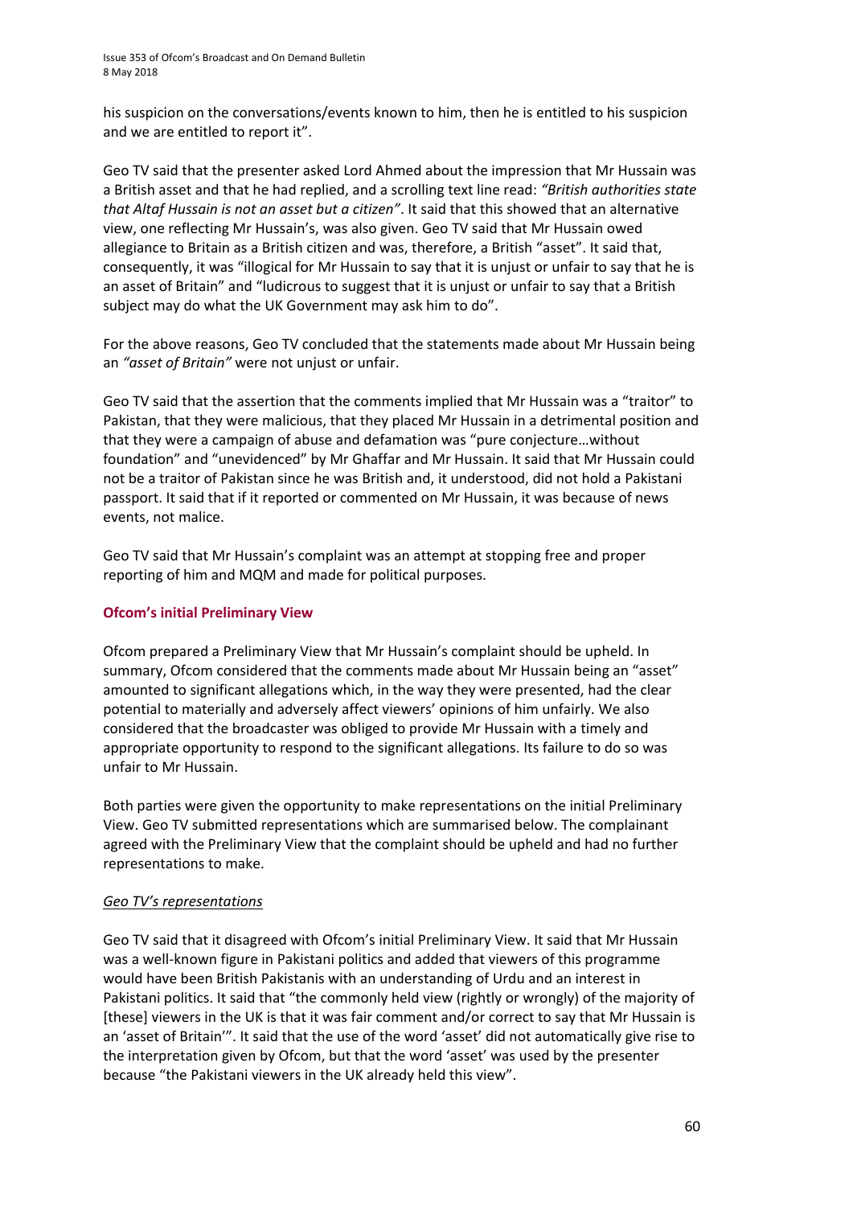his suspicion on the conversations/events known to him, then he is entitled to his suspicion and we are entitled to report it".

Geo TV said that the presenter asked Lord Ahmed about the impression that Mr Hussain was a British asset and that he had replied, and a scrolling text line read: *"British authorities state that Altaf Hussain is not an asset but a citizen"*. It said that this showed that an alternative view, one reflecting Mr Hussain's, was also given. Geo TV said that Mr Hussain owed allegiance to Britain as a British citizen and was, therefore, a British "asset". It said that, consequently, it was "illogical for Mr Hussain to say that it is unjust or unfair to say that he is an asset of Britain" and "ludicrous to suggest that it is unjust or unfair to say that a British subject may do what the UK Government may ask him to do".

For the above reasons, Geo TV concluded that the statements made about Mr Hussain being an *"asset of Britain"* were not unjust or unfair.

Geo TV said that the assertion that the comments implied that Mr Hussain was a "traitor" to Pakistan, that they were malicious, that they placed Mr Hussain in a detrimental position and that they were a campaign of abuse and defamation was "pure conjecture…without foundation" and "unevidenced" by Mr Ghaffar and Mr Hussain. It said that Mr Hussain could not be a traitor of Pakistan since he was British and, it understood, did not hold a Pakistani passport. It said that if it reported or commented on Mr Hussain, it was because of news events, not malice.

Geo TV said that Mr Hussain's complaint was an attempt at stopping free and proper reporting of him and MQM and made for political purposes.

### Ofcom's initial Preliminary View

Ofcom prepared a Preliminary View that Mr Hussain's complaint should be upheld. In summary, Ofcom considered that the comments made about Mr Hussain being an "asset" amounted to significant allegations which, in the way they were presented, had the clear potential to materially and adversely affect viewers' opinions of him unfairly. We also considered that the broadcaster was obliged to provide Mr Hussain with a timely and appropriate opportunity to respond to the significant allegations. Its failure to do so was unfair to Mr Hussain.

Both parties were given the opportunity to make representations on the initial Preliminary View. Geo TV submitted representations which are summarised below. The complainant agreed with the Preliminary View that the complaint should be upheld and had no further representations to make.

#### *Geo TV's representations*

Geo TV said that it disagreed with Ofcom's initial Preliminary View. It said that Mr Hussain was a well-known figure in Pakistani politics and added that viewers of this programme would have been British Pakistanis with an understanding of Urdu and an interest in Pakistani politics. It said that "the commonly held view (rightly or wrongly) of the majority of [these] viewers in the UK is that it was fair comment and/or correct to say that Mr Hussain is an 'asset of Britain'". It said that the use of the word 'asset' did not automatically give rise to the interpretation given by Ofcom, but that the word 'asset' was used by the presenter because "the Pakistani viewers in the UK already held this view".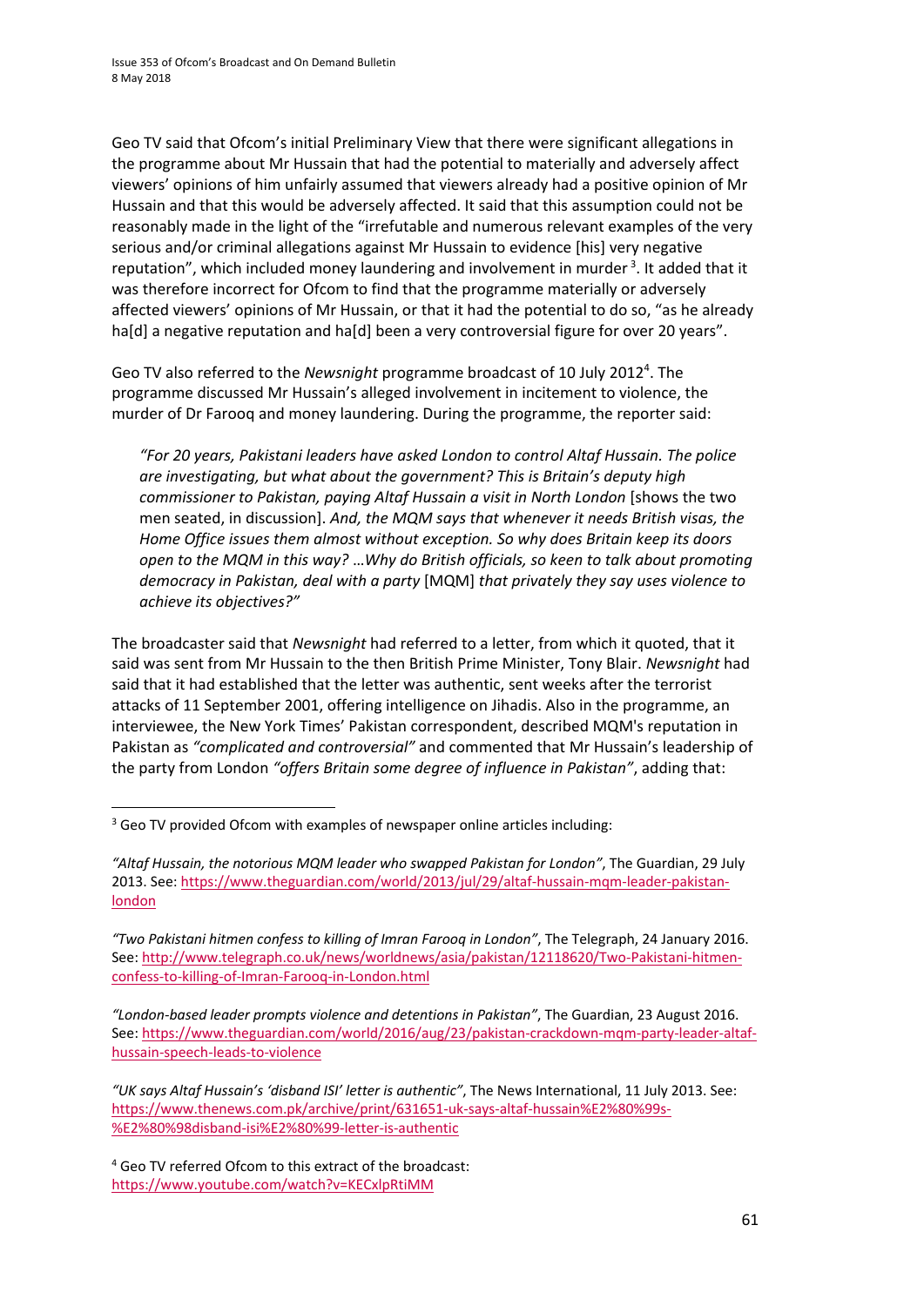Geo TV said that Ofcom's initial Preliminary View that there were significant allegations in the programme about Mr Hussain that had the potential to materially and adversely affect viewers' opinions of him unfairly assumed that viewers already had a positive opinion of Mr Hussain and that this would be adversely affected. It said that this assumption could not be reasonably made in the light of the "irrefutable and numerous relevant examples of the very serious and/or criminal allegations against Mr Hussain to evidence [his] very negative reputation", which included money laundering and involvement in murder [3]. It added that it was therefore incorrect for Ofcom to find that the programme materially or adversely affected viewers' opinions of Mr Hussain, or that it had the potential to do so, "as he already ha[d] a negative reputation and ha[d] been a very controversial figure for over 20 years".

Geo TV also referred to the *Newsnight* programme broadcast of 10 July 2012[4]. The programme discussed Mr Hussain's alleged involvement in incitement to violence, the murder of Dr Farooq and money laundering. During the programme, the reporter said:

> *"For 20 years, Pakistani leaders have asked London to control Altaf Hussain. The police are investigating, but what about the government? This is Britain's deputy high commissioner to Pakistan, paying Altaf Hussain a visit in North London* [shows the two men seated, in discussion]. *And, the MQM says that whenever it needs British visas, the Home Office issues them almost without exception. So why does Britain keep its doors open to the MQM in this way? …Why do British officials, so keen to talk about promoting democracy in Pakistan, deal with a party* [MQM] *that privately they say uses violence to achieve its objectives?"*

The broadcaster said that *Newsnight* had referred to a letter, from which it quoted, that it said was sent from Mr Hussain to the then British Prime Minister, Tony Blair. *Newsnight* had said that it had established that the letter was authentic, sent weeks after the terrorist attacks of 11 September 2001, offering intelligence on Jihadis. Also in the programme, an interviewee, the New York Times' Pakistan correspondent, described MQM's reputation in Pakistan as *"complicated and controversial"* and commented that Mr Hussain's leadership of the party from London *"offers Britain some degree of influence in Pakistan"*, adding that:

---

[3] Geo TV provided Ofcom with examples of newspaper online articles including:

*"Altaf Hussain, the notorious MQM leader who swapped Pakistan for London"*, The Guardian, 29 July 2013. See: https://www.theguardian.com/world/2013/jul/29/altaf-hussain-mqm-leader-pakistan-london

*"Two Pakistani hitmen confess to killing of Imran Farooq in London"*, The Telegraph, 24 January 2016. See: http://www.telegraph.co.uk/news/worldnews/asia/pakistan/12118620/Two-Pakistani-hitmen-confess-to-killing-of-Imran-Farooq-in-London.html

*"London-based leader prompts violence and detentions in Pakistan"*, The Guardian, 23 August 2016. See: https://www.theguardian.com/world/2016/aug/23/pakistan-crackdown-mqm-party-leader-altaf-hussain-speech-leads-to-violence

*"UK says Altaf Hussain's 'disband ISI' letter is authentic"*, The News International, 11 July 2013. See: https://www.thenews.com.pk/archive/print/631651-uk-says-altaf-hussain%E2%80%99s-%E2%80%98disband-isi%E2%80%99-letter-is-authentic

[4] Geo TV referred Ofcom to this extract of the broadcast: https://www.youtube.com/watch?v=KECxlpRtiMM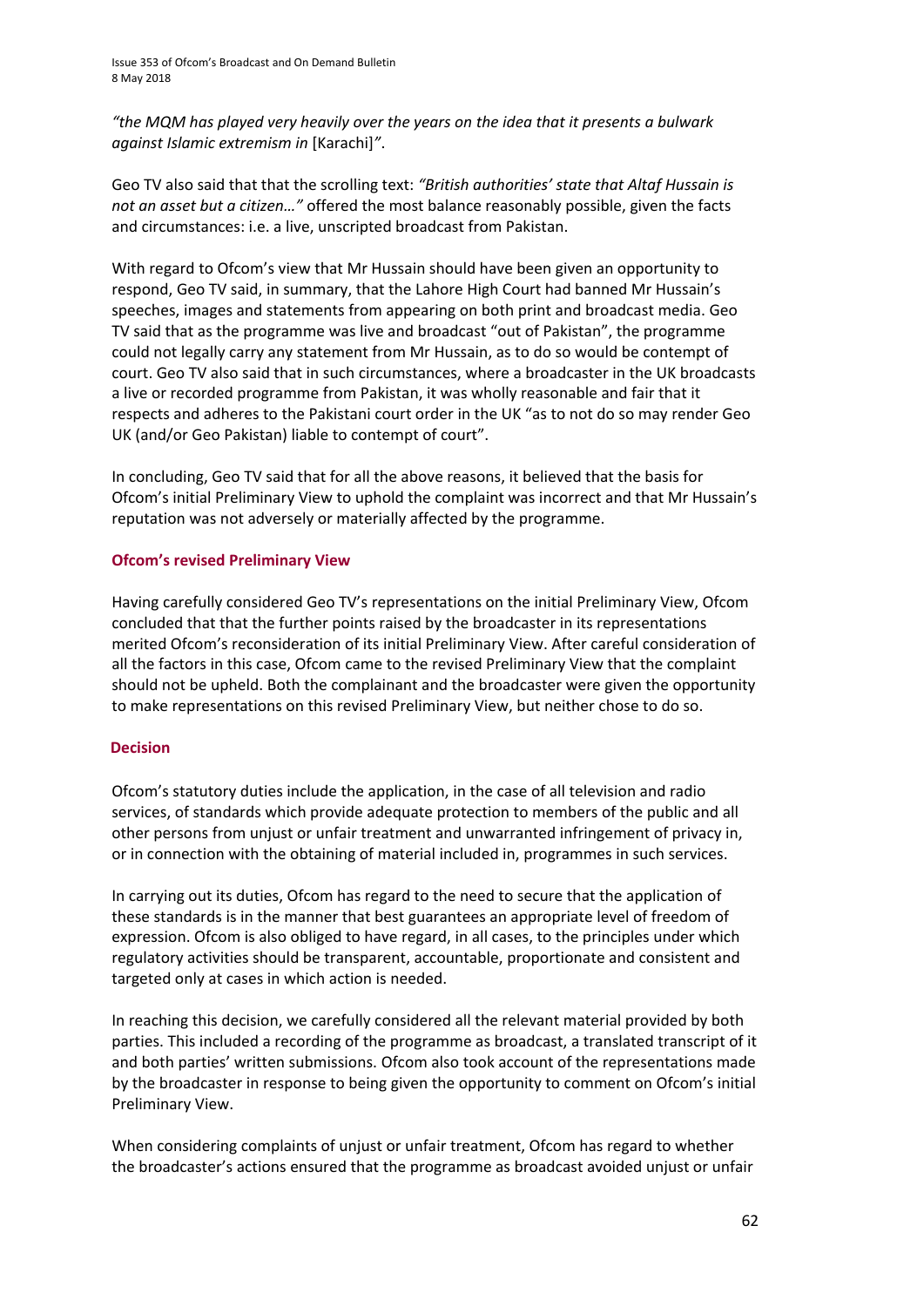*"the MQM has played very heavily over the years on the idea that it presents a bulwark against Islamic extremism in* [Karachi]*"*.

Geo TV also said that that the scrolling text: *"British authorities' state that Altaf Hussain is not an asset but a citizen…"* offered the most balance reasonably possible, given the facts and circumstances: i.e. a live, unscripted broadcast from Pakistan.

With regard to Ofcom's view that Mr Hussain should have been given an opportunity to respond, Geo TV said, in summary, that the Lahore High Court had banned Mr Hussain's speeches, images and statements from appearing on both print and broadcast media. Geo TV said that as the programme was live and broadcast "out of Pakistan", the programme could not legally carry any statement from Mr Hussain, as to do so would be contempt of court. Geo TV also said that in such circumstances, where a broadcaster in the UK broadcasts a live or recorded programme from Pakistan, it was wholly reasonable and fair that it respects and adheres to the Pakistani court order in the UK "as to not do so may render Geo UK (and/or Geo Pakistan) liable to contempt of court".

In concluding, Geo TV said that for all the above reasons, it believed that the basis for Ofcom's initial Preliminary View to uphold the complaint was incorrect and that Mr Hussain's reputation was not adversely or materially affected by the programme.

## Ofcom's revised Preliminary View

Having carefully considered Geo TV's representations on the initial Preliminary View, Ofcom concluded that that the further points raised by the broadcaster in its representations merited Ofcom's reconsideration of its initial Preliminary View. After careful consideration of all the factors in this case, Ofcom came to the revised Preliminary View that the complaint should not be upheld. Both the complainant and the broadcaster were given the opportunity to make representations on this revised Preliminary View, but neither chose to do so.

## Decision

Ofcom's statutory duties include the application, in the case of all television and radio services, of standards which provide adequate protection to members of the public and all other persons from unjust or unfair treatment and unwarranted infringement of privacy in, or in connection with the obtaining of material included in, programmes in such services.

In carrying out its duties, Ofcom has regard to the need to secure that the application of these standards is in the manner that best guarantees an appropriate level of freedom of expression. Ofcom is also obliged to have regard, in all cases, to the principles under which regulatory activities should be transparent, accountable, proportionate and consistent and targeted only at cases in which action is needed.

In reaching this decision, we carefully considered all the relevant material provided by both parties. This included a recording of the programme as broadcast, a translated transcript of it and both parties' written submissions. Ofcom also took account of the representations made by the broadcaster in response to being given the opportunity to comment on Ofcom's initial Preliminary View.

When considering complaints of unjust or unfair treatment, Ofcom has regard to whether the broadcaster's actions ensured that the programme as broadcast avoided unjust or unfair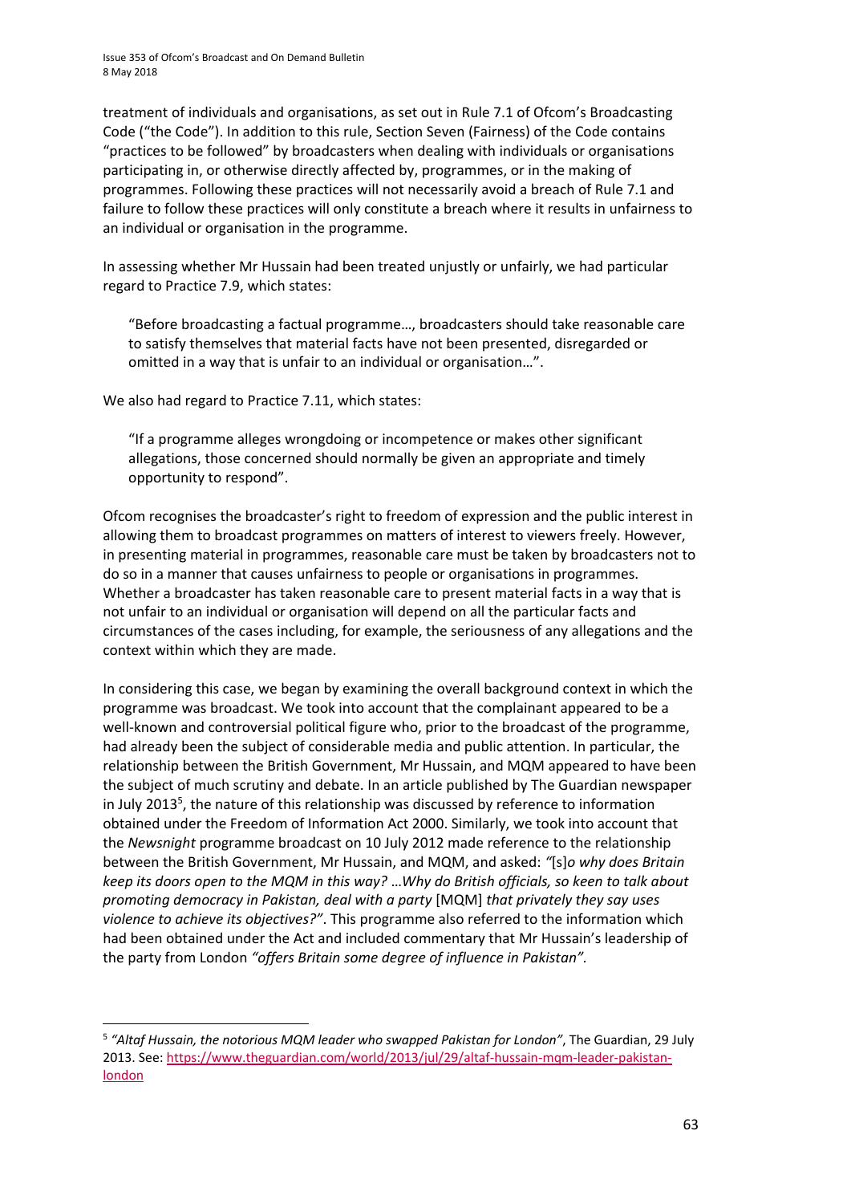treatment of individuals and organisations, as set out in Rule 7.1 of Ofcom's Broadcasting Code ("the Code"). In addition to this rule, Section Seven (Fairness) of the Code contains "practices to be followed" by broadcasters when dealing with individuals or organisations participating in, or otherwise directly affected by, programmes, or in the making of programmes. Following these practices will not necessarily avoid a breach of Rule 7.1 and failure to follow these practices will only constitute a breach where it results in unfairness to an individual or organisation in the programme.

In assessing whether Mr Hussain had been treated unjustly or unfairly, we had particular regard to Practice 7.9, which states:

> "Before broadcasting a factual programme…, broadcasters should take reasonable care to satisfy themselves that material facts have not been presented, disregarded or omitted in a way that is unfair to an individual or organisation…".

We also had regard to Practice 7.11, which states:

> "If a programme alleges wrongdoing or incompetence or makes other significant allegations, those concerned should normally be given an appropriate and timely opportunity to respond".

Ofcom recognises the broadcaster's right to freedom of expression and the public interest in allowing them to broadcast programmes on matters of interest to viewers freely. However, in presenting material in programmes, reasonable care must be taken by broadcasters not to do so in a manner that causes unfairness to people or organisations in programmes. Whether a broadcaster has taken reasonable care to present material facts in a way that is not unfair to an individual or organisation will depend on all the particular facts and circumstances of the cases including, for example, the seriousness of any allegations and the context within which they are made.

In considering this case, we began by examining the overall background context in which the programme was broadcast. We took into account that the complainant appeared to be a well-known and controversial political figure who, prior to the broadcast of the programme, had already been the subject of considerable media and public attention. In particular, the relationship between the British Government, Mr Hussain, and MQM appeared to have been the subject of much scrutiny and debate. In an article published by The Guardian newspaper in July 2013[5], the nature of this relationship was discussed by reference to information obtained under the Freedom of Information Act 2000. Similarly, we took into account that the *Newsnight* programme broadcast on 10 July 2012 made reference to the relationship between the British Government, Mr Hussain, and MQM, and asked: *"*[s]*o why does Britain keep its doors open to the MQM in this way? …Why do British officials, so keen to talk about promoting democracy in Pakistan, deal with a party* [MQM] *that privately they say uses violence to achieve its objectives?"*. This programme also referred to the information which had been obtained under the Act and included commentary that Mr Hussain's leadership of the party from London *"offers Britain some degree of influence in Pakistan".*

---

[5] *"Altaf Hussain, the notorious MQM leader who swapped Pakistan for London"*, The Guardian, 29 July 2013. See: https://www.theguardian.com/world/2013/jul/29/altaf-hussain-mqm-leader-pakistan-london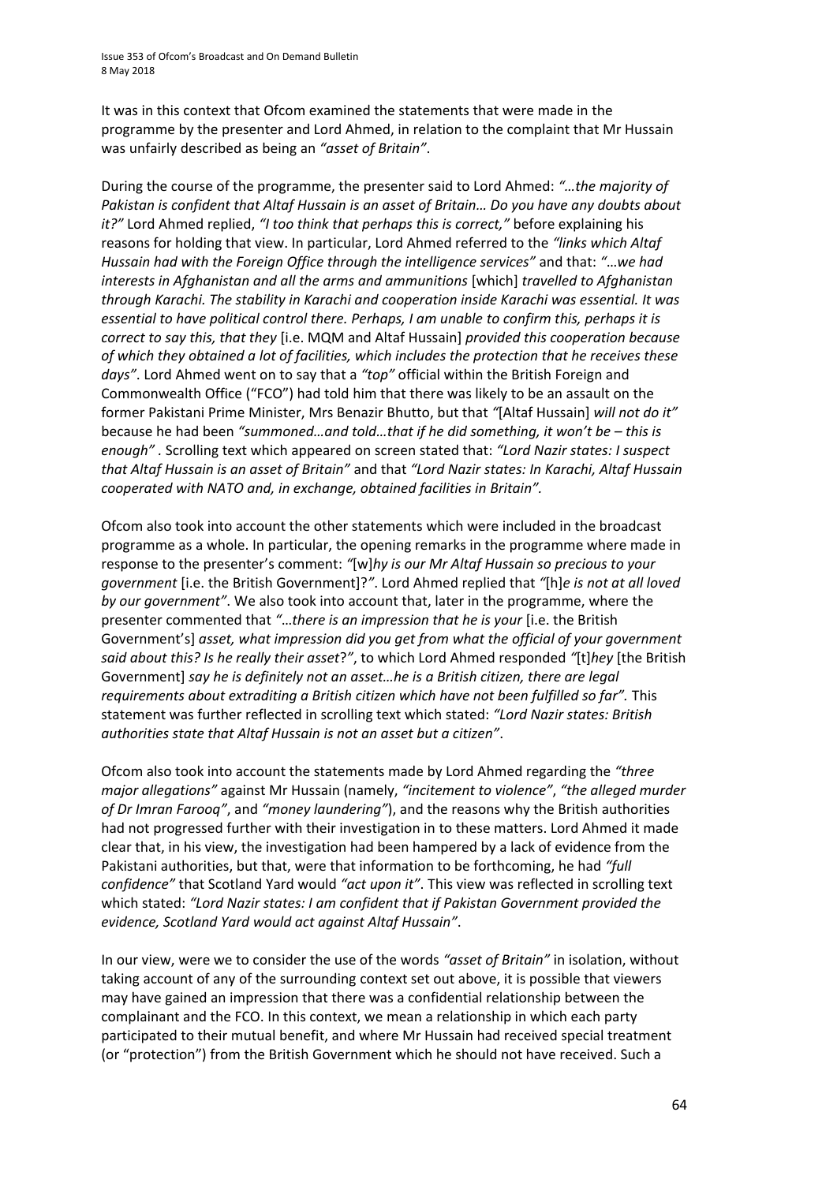It was in this context that Ofcom examined the statements that were made in the programme by the presenter and Lord Ahmed, in relation to the complaint that Mr Hussain was unfairly described as being an *"asset of Britain"*.

During the course of the programme, the presenter said to Lord Ahmed: *"…the majority of Pakistan is confident that Altaf Hussain is an asset of Britain… Do you have any doubts about it?"* Lord Ahmed replied, *"I too think that perhaps this is correct,"* before explaining his reasons for holding that view. In particular, Lord Ahmed referred to the *"links which Altaf Hussain had with the Foreign Office through the intelligence services"* and that: *"…we had interests in Afghanistan and all the arms and ammunitions* [which] *travelled to Afghanistan through Karachi. The stability in Karachi and cooperation inside Karachi was essential. It was essential to have political control there. Perhaps, I am unable to confirm this, perhaps it is correct to say this, that they* [i.e. MQM and Altaf Hussain] *provided this cooperation because of which they obtained a lot of facilities, which includes the protection that he receives these days"*. Lord Ahmed went on to say that a *"top"* official within the British Foreign and Commonwealth Office ("FCO") had told him that there was likely to be an assault on the former Pakistani Prime Minister, Mrs Benazir Bhutto, but that *"*[Altaf Hussain] *will not do it"* because he had been *"summoned…and told…that if he did something, it won't be – this is enough"* . Scrolling text which appeared on screen stated that: *"Lord Nazir states: I suspect that Altaf Hussain is an asset of Britain"* and that *"Lord Nazir states: In Karachi, Altaf Hussain cooperated with NATO and, in exchange, obtained facilities in Britain"*.

Ofcom also took into account the other statements which were included in the broadcast programme as a whole. In particular, the opening remarks in the programme where made in response to the presenter's comment: *"*[w]*hy is our Mr Altaf Hussain so precious to your government* [i.e. the British Government]?*"*. Lord Ahmed replied that *"*[h]*e is not at all loved by our government"*. We also took into account that, later in the programme, where the presenter commented that *"…there is an impression that he is your* [i.e. the British Government's] *asset, what impression did you get from what the official of your government said about this? Is he really their asset*?*"*, to which Lord Ahmed responded *"*[t]*hey* [the British Government] *say he is definitely not an asset…he is a British citizen, there are legal requirements about extraditing a British citizen which have not been fulfilled so far"*. This statement was further reflected in scrolling text which stated: *"Lord Nazir states: British authorities state that Altaf Hussain is not an asset but a citizen"*.

Ofcom also took into account the statements made by Lord Ahmed regarding the *"three major allegations"* against Mr Hussain (namely, *"incitement to violence"*, *"the alleged murder of Dr Imran Farooq"*, and *"money laundering"*), and the reasons why the British authorities had not progressed further with their investigation in to these matters. Lord Ahmed it made clear that, in his view, the investigation had been hampered by a lack of evidence from the Pakistani authorities, but that, were that information to be forthcoming, he had *"full confidence"* that Scotland Yard would *"act upon it"*. This view was reflected in scrolling text which stated: *"Lord Nazir states: I am confident that if Pakistan Government provided the evidence, Scotland Yard would act against Altaf Hussain"*.

In our view, were we to consider the use of the words *"asset of Britain"* in isolation, without taking account of any of the surrounding context set out above, it is possible that viewers may have gained an impression that there was a confidential relationship between the complainant and the FCO. In this context, we mean a relationship in which each party participated to their mutual benefit, and where Mr Hussain had received special treatment (or "protection") from the British Government which he should not have received. Such a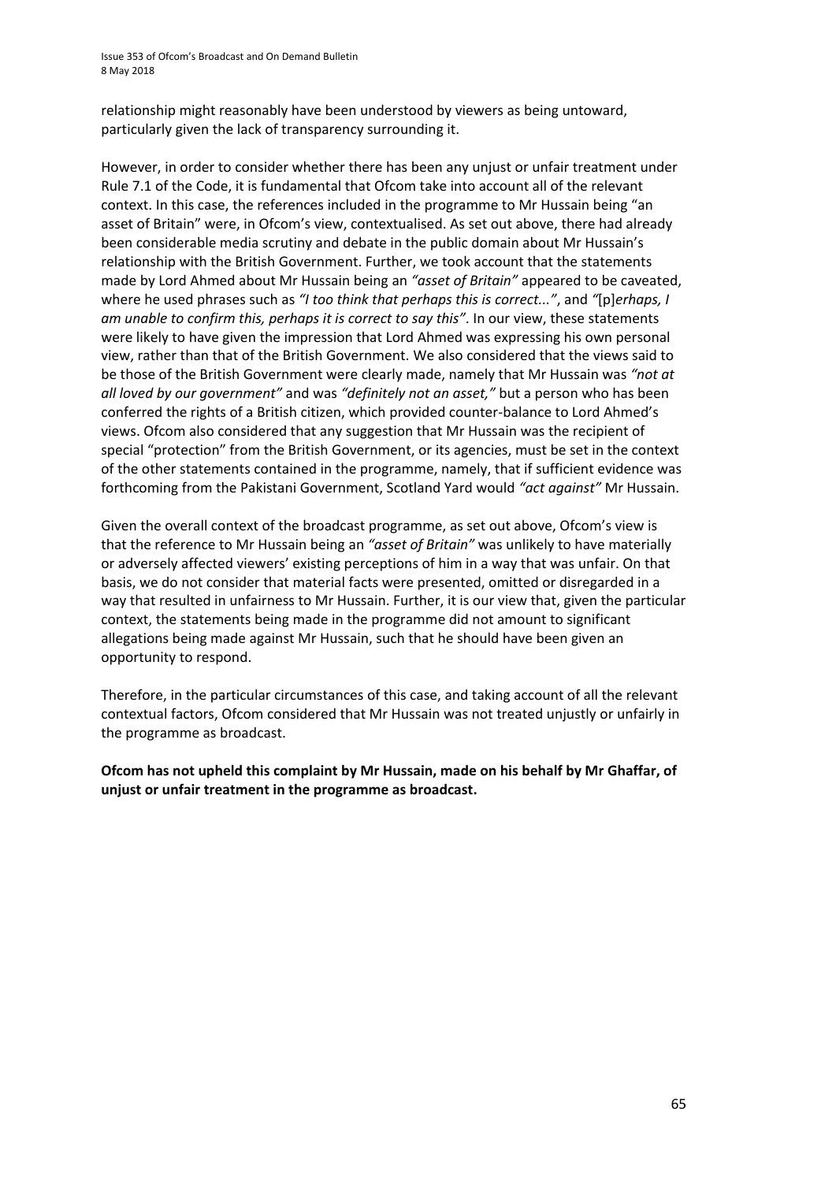relationship might reasonably have been understood by viewers as being untoward, particularly given the lack of transparency surrounding it.

However, in order to consider whether there has been any unjust or unfair treatment under Rule 7.1 of the Code, it is fundamental that Ofcom take into account all of the relevant context. In this case, the references included in the programme to Mr Hussain being "an asset of Britain" were, in Ofcom's view, contextualised. As set out above, there had already been considerable media scrutiny and debate in the public domain about Mr Hussain's relationship with the British Government. Further, we took account that the statements made by Lord Ahmed about Mr Hussain being an *"asset of Britain"* appeared to be caveated, where he used phrases such as *"I too think that perhaps this is correct..."*, and *"*[p]*erhaps, I am unable to confirm this, perhaps it is correct to say this"*. In our view, these statements were likely to have given the impression that Lord Ahmed was expressing his own personal view, rather than that of the British Government. We also considered that the views said to be those of the British Government were clearly made, namely that Mr Hussain was *"not at all loved by our government"* and was *"definitely not an asset,"* but a person who has been conferred the rights of a British citizen, which provided counter-balance to Lord Ahmed's views. Ofcom also considered that any suggestion that Mr Hussain was the recipient of special "protection" from the British Government, or its agencies, must be set in the context of the other statements contained in the programme, namely, that if sufficient evidence was forthcoming from the Pakistani Government, Scotland Yard would *"act against"* Mr Hussain.

Given the overall context of the broadcast programme, as set out above, Ofcom's view is that the reference to Mr Hussain being an *"asset of Britain"* was unlikely to have materially or adversely affected viewers' existing perceptions of him in a way that was unfair. On that basis, we do not consider that material facts were presented, omitted or disregarded in a way that resulted in unfairness to Mr Hussain. Further, it is our view that, given the particular context, the statements being made in the programme did not amount to significant allegations being made against Mr Hussain, such that he should have been given an opportunity to respond.

Therefore, in the particular circumstances of this case, and taking account of all the relevant contextual factors, Ofcom considered that Mr Hussain was not treated unjustly or unfairly in the programme as broadcast.

**Ofcom has not upheld this complaint by Mr Hussain, made on his behalf by Mr Ghaffar, of unjust or unfair treatment in the programme as broadcast.**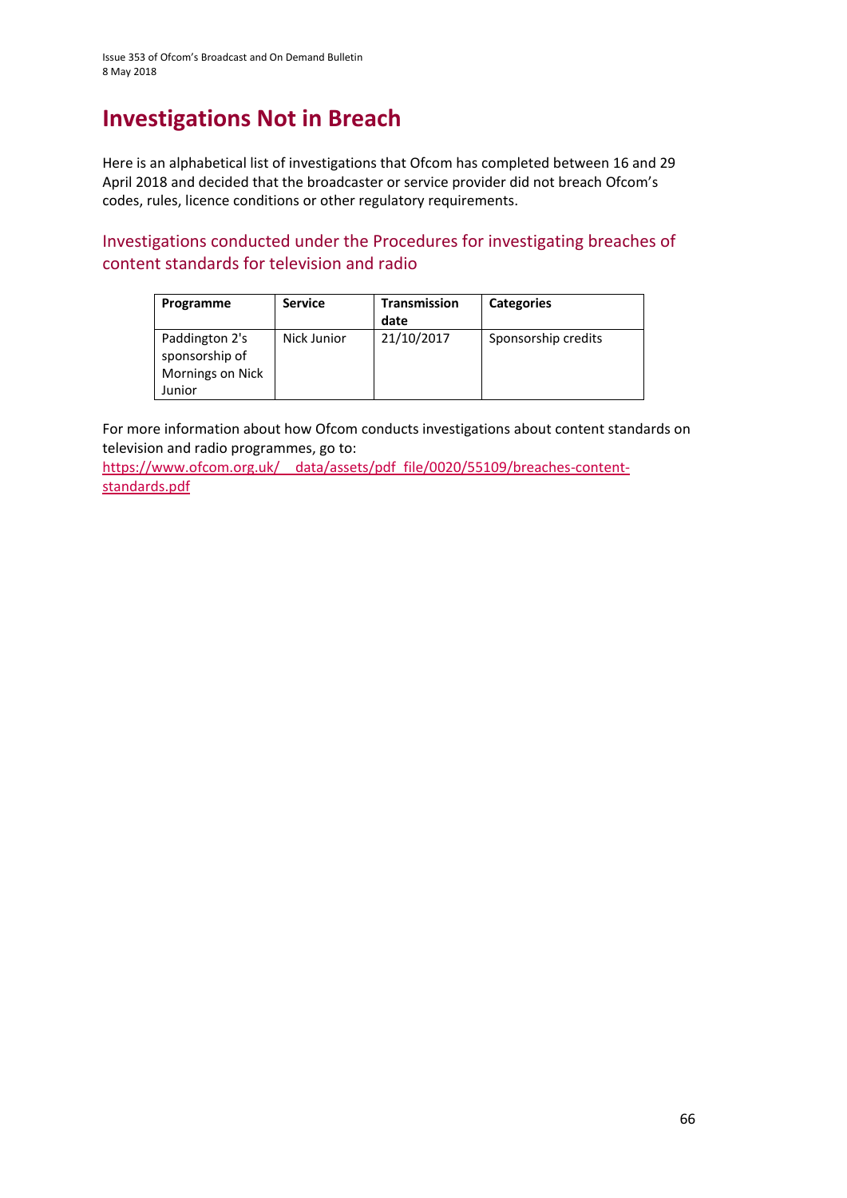# Investigations Not in Breach

Here is an alphabetical list of investigations that Ofcom has completed between 16 and 29 April 2018 and decided that the broadcaster or service provider did not breach Ofcom's codes, rules, licence conditions or other regulatory requirements.

## Investigations conducted under the Procedures for investigating breaches of content standards for television and radio

| Programme | Service | Transmission date | Categories |
|---|---|---|---|
| Paddington 2's sponsorship of Mornings on Nick Junior | Nick Junior | 21/10/2017 | Sponsorship credits |

For more information about how Ofcom conducts investigations about content standards on television and radio programmes, go to:
https://www.ofcom.org.uk/__data/assets/pdf_file/0020/55109/breaches-content-standards.pdf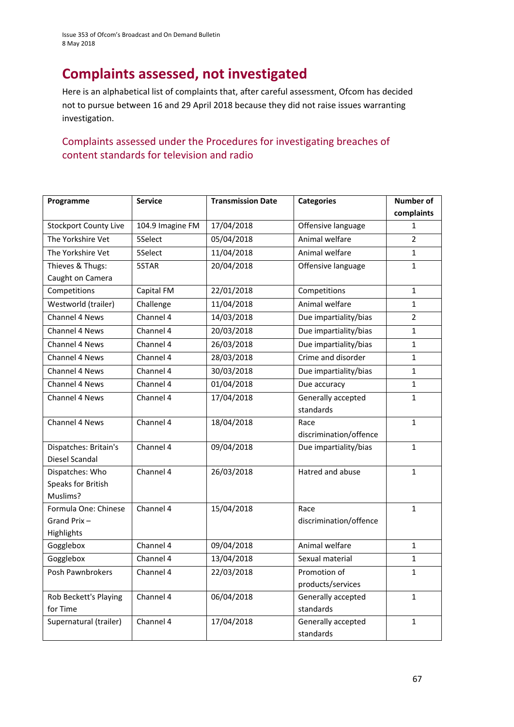# Complaints assessed, not investigated

Here is an alphabetical list of complaints that, after careful assessment, Ofcom has decided not to pursue between 16 and 29 April 2018 because they did not raise issues warranting investigation.

## Complaints assessed under the Procedures for investigating breaches of content standards for television and radio

| Programme | Service | Transmission Date | Categories | Number of complaints |
|---|---|---|---|---|
| Stockport County Live | 104.9 Imagine FM | 17/04/2018 | Offensive language | 1 |
| The Yorkshire Vet | 5Select | 05/04/2018 | Animal welfare | 2 |
| The Yorkshire Vet | 5Select | 11/04/2018 | Animal welfare | 1 |
| Thieves & Thugs: Caught on Camera | 5STAR | 20/04/2018 | Offensive language | 1 |
| Competitions | Capital FM | 22/01/2018 | Competitions | 1 |
| Westworld (trailer) | Challenge | 11/04/2018 | Animal welfare | 1 |
| Channel 4 News | Channel 4 | 14/03/2018 | Due impartiality/bias | 2 |
| Channel 4 News | Channel 4 | 20/03/2018 | Due impartiality/bias | 1 |
| Channel 4 News | Channel 4 | 26/03/2018 | Due impartiality/bias | 1 |
| Channel 4 News | Channel 4 | 28/03/2018 | Crime and disorder | 1 |
| Channel 4 News | Channel 4 | 30/03/2018 | Due impartiality/bias | 1 |
| Channel 4 News | Channel 4 | 01/04/2018 | Due accuracy | 1 |
| Channel 4 News | Channel 4 | 17/04/2018 | Generally accepted standards | 1 |
| Channel 4 News | Channel 4 | 18/04/2018 | Race discrimination/offence | 1 |
| Dispatches: Britain's Diesel Scandal | Channel 4 | 09/04/2018 | Due impartiality/bias | 1 |
| Dispatches: Who Speaks for British Muslims? | Channel 4 | 26/03/2018 | Hatred and abuse | 1 |
| Formula One: Chinese Grand Prix – Highlights | Channel 4 | 15/04/2018 | Race discrimination/offence | 1 |
| Gogglebox | Channel 4 | 09/04/2018 | Animal welfare | 1 |
| Gogglebox | Channel 4 | 13/04/2018 | Sexual material | 1 |
| Posh Pawnbrokers | Channel 4 | 22/03/2018 | Promotion of products/services | 1 |
| Rob Beckett's Playing for Time | Channel 4 | 06/04/2018 | Generally accepted standards | 1 |
| Supernatural (trailer) | Channel 4 | 17/04/2018 | Generally accepted standards | 1 |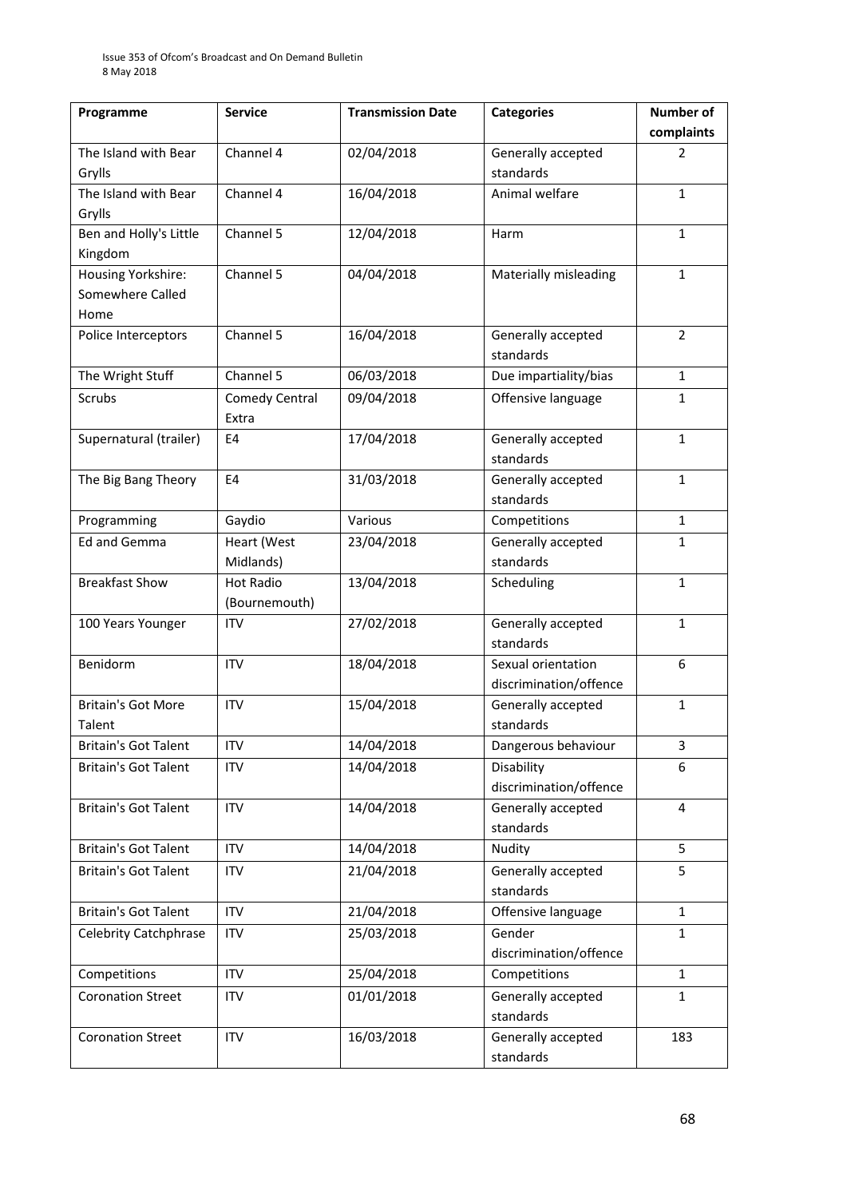| Programme | Service | Transmission Date | Categories | Number of complaints |
|---|---|---|---|---|
| The Island with Bear Grylls | Channel 4 | 02/04/2018 | Generally accepted standards | 2 |
| The Island with Bear Grylls | Channel 4 | 16/04/2018 | Animal welfare | 1 |
| Ben and Holly's Little Kingdom | Channel 5 | 12/04/2018 | Harm | 1 |
| Housing Yorkshire: Somewhere Called Home | Channel 5 | 04/04/2018 | Materially misleading | 1 |
| Police Interceptors | Channel 5 | 16/04/2018 | Generally accepted standards | 2 |
| The Wright Stuff | Channel 5 | 06/03/2018 | Due impartiality/bias | 1 |
| Scrubs | Comedy Central Extra | 09/04/2018 | Offensive language | 1 |
| Supernatural (trailer) | E4 | 17/04/2018 | Generally accepted standards | 1 |
| The Big Bang Theory | E4 | 31/03/2018 | Generally accepted standards | 1 |
| Programming | Gaydio | Various | Competitions | 1 |
| Ed and Gemma | Heart (West Midlands) | 23/04/2018 | Generally accepted standards | 1 |
| Breakfast Show | Hot Radio (Bournemouth) | 13/04/2018 | Scheduling | 1 |
| 100 Years Younger | ITV | 27/02/2018 | Generally accepted standards | 1 |
| Benidorm | ITV | 18/04/2018 | Sexual orientation discrimination/offence | 6 |
| Britain's Got More Talent | ITV | 15/04/2018 | Generally accepted standards | 1 |
| Britain's Got Talent | ITV | 14/04/2018 | Dangerous behaviour | 3 |
| Britain's Got Talent | ITV | 14/04/2018 | Disability discrimination/offence | 6 |
| Britain's Got Talent | ITV | 14/04/2018 | Generally accepted standards | 4 |
| Britain's Got Talent | ITV | 14/04/2018 | Nudity | 5 |
| Britain's Got Talent | ITV | 21/04/2018 | Generally accepted standards | 5 |
| Britain's Got Talent | ITV | 21/04/2018 | Offensive language | 1 |
| Celebrity Catchphrase | ITV | 25/03/2018 | Gender discrimination/offence | 1 |
| Competitions | ITV | 25/04/2018 | Competitions | 1 |
| Coronation Street | ITV | 01/01/2018 | Generally accepted standards | 1 |
| Coronation Street | ITV | 16/03/2018 | Generally accepted standards | 183 |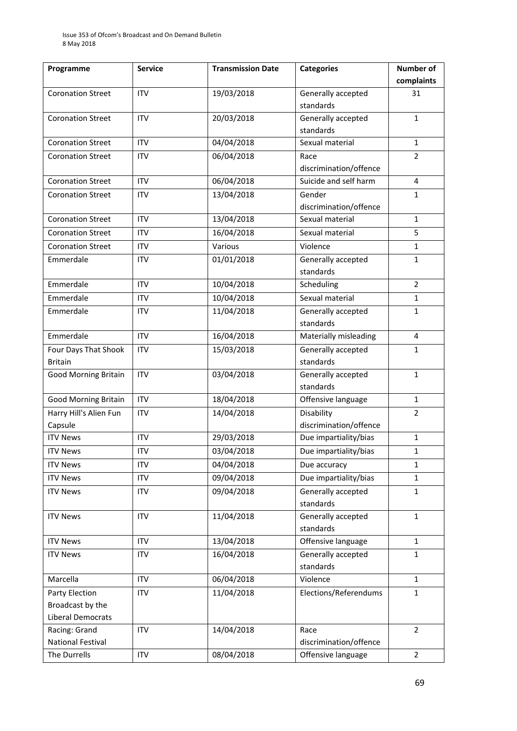| Programme | Service | Transmission Date | Categories | Number of complaints |
|---|---|---|---|---|
| Coronation Street | ITV | 19/03/2018 | Generally accepted standards | 31 |
| Coronation Street | ITV | 20/03/2018 | Generally accepted standards | 1 |
| Coronation Street | ITV | 04/04/2018 | Sexual material | 1 |
| Coronation Street | ITV | 06/04/2018 | Race discrimination/offence | 2 |
| Coronation Street | ITV | 06/04/2018 | Suicide and self harm | 4 |
| Coronation Street | ITV | 13/04/2018 | Gender discrimination/offence | 1 |
| Coronation Street | ITV | 13/04/2018 | Sexual material | 1 |
| Coronation Street | ITV | 16/04/2018 | Sexual material | 5 |
| Coronation Street | ITV | Various | Violence | 1 |
| Emmerdale | ITV | 01/01/2018 | Generally accepted standards | 1 |
| Emmerdale | ITV | 10/04/2018 | Scheduling | 2 |
| Emmerdale | ITV | 10/04/2018 | Sexual material | 1 |
| Emmerdale | ITV | 11/04/2018 | Generally accepted standards | 1 |
| Emmerdale | ITV | 16/04/2018 | Materially misleading | 4 |
| Four Days That Shook Britain | ITV | 15/03/2018 | Generally accepted standards | 1 |
| Good Morning Britain | ITV | 03/04/2018 | Generally accepted standards | 1 |
| Good Morning Britain | ITV | 18/04/2018 | Offensive language | 1 |
| Harry Hill's Alien Fun Capsule | ITV | 14/04/2018 | Disability discrimination/offence | 2 |
| ITV News | ITV | 29/03/2018 | Due impartiality/bias | 1 |
| ITV News | ITV | 03/04/2018 | Due impartiality/bias | 1 |
| ITV News | ITV | 04/04/2018 | Due accuracy | 1 |
| ITV News | ITV | 09/04/2018 | Due impartiality/bias | 1 |
| ITV News | ITV | 09/04/2018 | Generally accepted standards | 1 |
| ITV News | ITV | 11/04/2018 | Generally accepted standards | 1 |
| ITV News | ITV | 13/04/2018 | Offensive language | 1 |
| ITV News | ITV | 16/04/2018 | Generally accepted standards | 1 |
| Marcella | ITV | 06/04/2018 | Violence | 1 |
| Party Election Broadcast by the Liberal Democrats | ITV | 11/04/2018 | Elections/Referendums | 1 |
| Racing: Grand National Festival | ITV | 14/04/2018 | Race discrimination/offence | 2 |
| The Durrells | ITV | 08/04/2018 | Offensive language | 2 |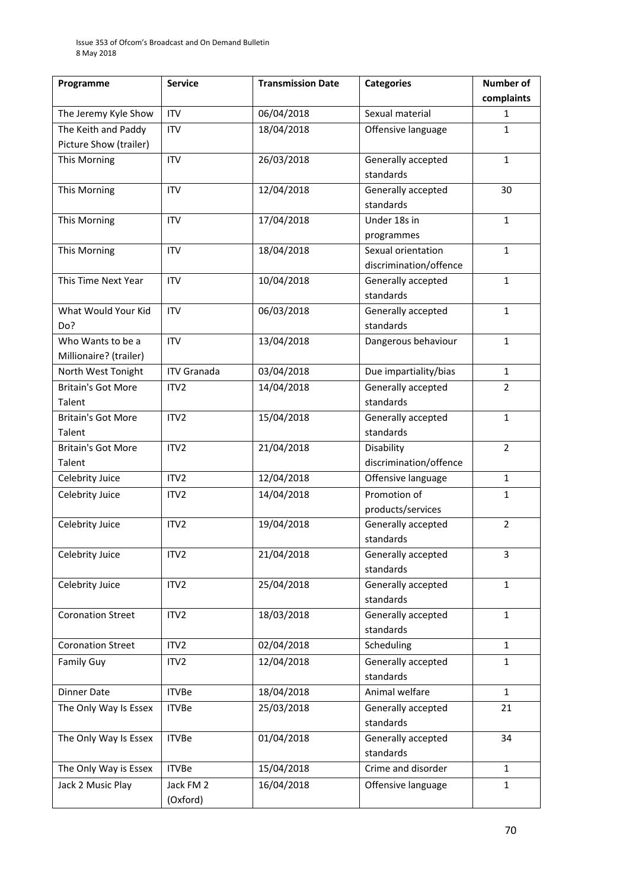| Programme | Service | Transmission Date | Categories | Number of complaints |
|---|---|---|---|---|
| The Jeremy Kyle Show | ITV | 06/04/2018 | Sexual material | 1 |
| The Keith and Paddy Picture Show (trailer) | ITV | 18/04/2018 | Offensive language | 1 |
| This Morning | ITV | 26/03/2018 | Generally accepted standards | 1 |
| This Morning | ITV | 12/04/2018 | Generally accepted standards | 30 |
| This Morning | ITV | 17/04/2018 | Under 18s in programmes | 1 |
| This Morning | ITV | 18/04/2018 | Sexual orientation discrimination/offence | 1 |
| This Time Next Year | ITV | 10/04/2018 | Generally accepted standards | 1 |
| What Would Your Kid Do? | ITV | 06/03/2018 | Generally accepted standards | 1 |
| Who Wants to be a Millionaire? (trailer) | ITV | 13/04/2018 | Dangerous behaviour | 1 |
| North West Tonight | ITV Granada | 03/04/2018 | Due impartiality/bias | 1 |
| Britain's Got More Talent | ITV2 | 14/04/2018 | Generally accepted standards | 2 |
| Britain's Got More Talent | ITV2 | 15/04/2018 | Generally accepted standards | 1 |
| Britain's Got More Talent | ITV2 | 21/04/2018 | Disability discrimination/offence | 2 |
| Celebrity Juice | ITV2 | 12/04/2018 | Offensive language | 1 |
| Celebrity Juice | ITV2 | 14/04/2018 | Promotion of products/services | 1 |
| Celebrity Juice | ITV2 | 19/04/2018 | Generally accepted standards | 2 |
| Celebrity Juice | ITV2 | 21/04/2018 | Generally accepted standards | 3 |
| Celebrity Juice | ITV2 | 25/04/2018 | Generally accepted standards | 1 |
| Coronation Street | ITV2 | 18/03/2018 | Generally accepted standards | 1 |
| Coronation Street | ITV2 | 02/04/2018 | Scheduling | 1 |
| Family Guy | ITV2 | 12/04/2018 | Generally accepted standards | 1 |
| Dinner Date | ITVBe | 18/04/2018 | Animal welfare | 1 |
| The Only Way Is Essex | ITVBe | 25/03/2018 | Generally accepted standards | 21 |
| The Only Way Is Essex | ITVBe | 01/04/2018 | Generally accepted standards | 34 |
| The Only Way is Essex | ITVBe | 15/04/2018 | Crime and disorder | 1 |
| Jack 2 Music Play | Jack FM 2 (Oxford) | 16/04/2018 | Offensive language | 1 |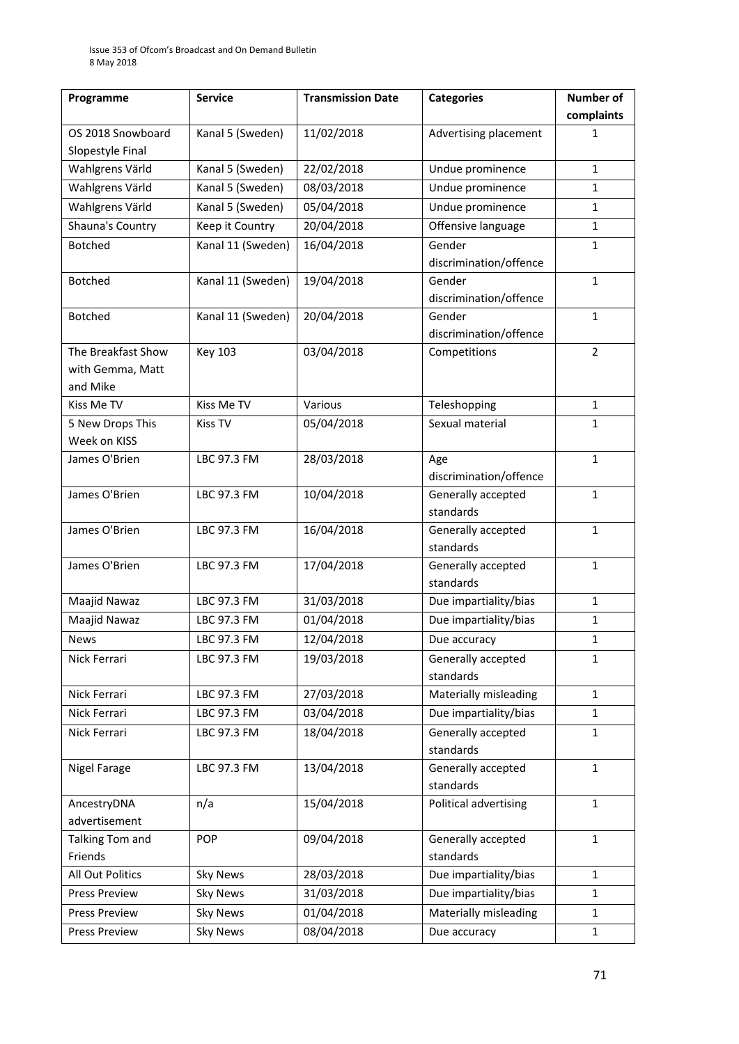| Programme | Service | Transmission Date | Categories | Number of complaints |
|---|---|---|---|---|
| OS 2018 Snowboard Slopestyle Final | Kanal 5 (Sweden) | 11/02/2018 | Advertising placement | 1 |
| Wahlgrens Värld | Kanal 5 (Sweden) | 22/02/2018 | Undue prominence | 1 |
| Wahlgrens Värld | Kanal 5 (Sweden) | 08/03/2018 | Undue prominence | 1 |
| Wahlgrens Värld | Kanal 5 (Sweden) | 05/04/2018 | Undue prominence | 1 |
| Shauna's Country | Keep it Country | 20/04/2018 | Offensive language | 1 |
| Botched | Kanal 11 (Sweden) | 16/04/2018 | Gender discrimination/offence | 1 |
| Botched | Kanal 11 (Sweden) | 19/04/2018 | Gender discrimination/offence | 1 |
| Botched | Kanal 11 (Sweden) | 20/04/2018 | Gender discrimination/offence | 1 |
| The Breakfast Show with Gemma, Matt and Mike | Key 103 | 03/04/2018 | Competitions | 2 |
| Kiss Me TV | Kiss Me TV | Various | Teleshopping | 1 |
| 5 New Drops This Week on KISS | Kiss TV | 05/04/2018 | Sexual material | 1 |
| James O'Brien | LBC 97.3 FM | 28/03/2018 | Age discrimination/offence | 1 |
| James O'Brien | LBC 97.3 FM | 10/04/2018 | Generally accepted standards | 1 |
| James O'Brien | LBC 97.3 FM | 16/04/2018 | Generally accepted standards | 1 |
| James O'Brien | LBC 97.3 FM | 17/04/2018 | Generally accepted standards | 1 |
| Maajid Nawaz | LBC 97.3 FM | 31/03/2018 | Due impartiality/bias | 1 |
| Maajid Nawaz | LBC 97.3 FM | 01/04/2018 | Due impartiality/bias | 1 |
| News | LBC 97.3 FM | 12/04/2018 | Due accuracy | 1 |
| Nick Ferrari | LBC 97.3 FM | 19/03/2018 | Generally accepted standards | 1 |
| Nick Ferrari | LBC 97.3 FM | 27/03/2018 | Materially misleading | 1 |
| Nick Ferrari | LBC 97.3 FM | 03/04/2018 | Due impartiality/bias | 1 |
| Nick Ferrari | LBC 97.3 FM | 18/04/2018 | Generally accepted standards | 1 |
| Nigel Farage | LBC 97.3 FM | 13/04/2018 | Generally accepted standards | 1 |
| AncestryDNA advertisement | n/a | 15/04/2018 | Political advertising | 1 |
| Talking Tom and Friends | POP | 09/04/2018 | Generally accepted standards | 1 |
| All Out Politics | Sky News | 28/03/2018 | Due impartiality/bias | 1 |
| Press Preview | Sky News | 31/03/2018 | Due impartiality/bias | 1 |
| Press Preview | Sky News | 01/04/2018 | Materially misleading | 1 |
| Press Preview | Sky News | 08/04/2018 | Due accuracy | 1 |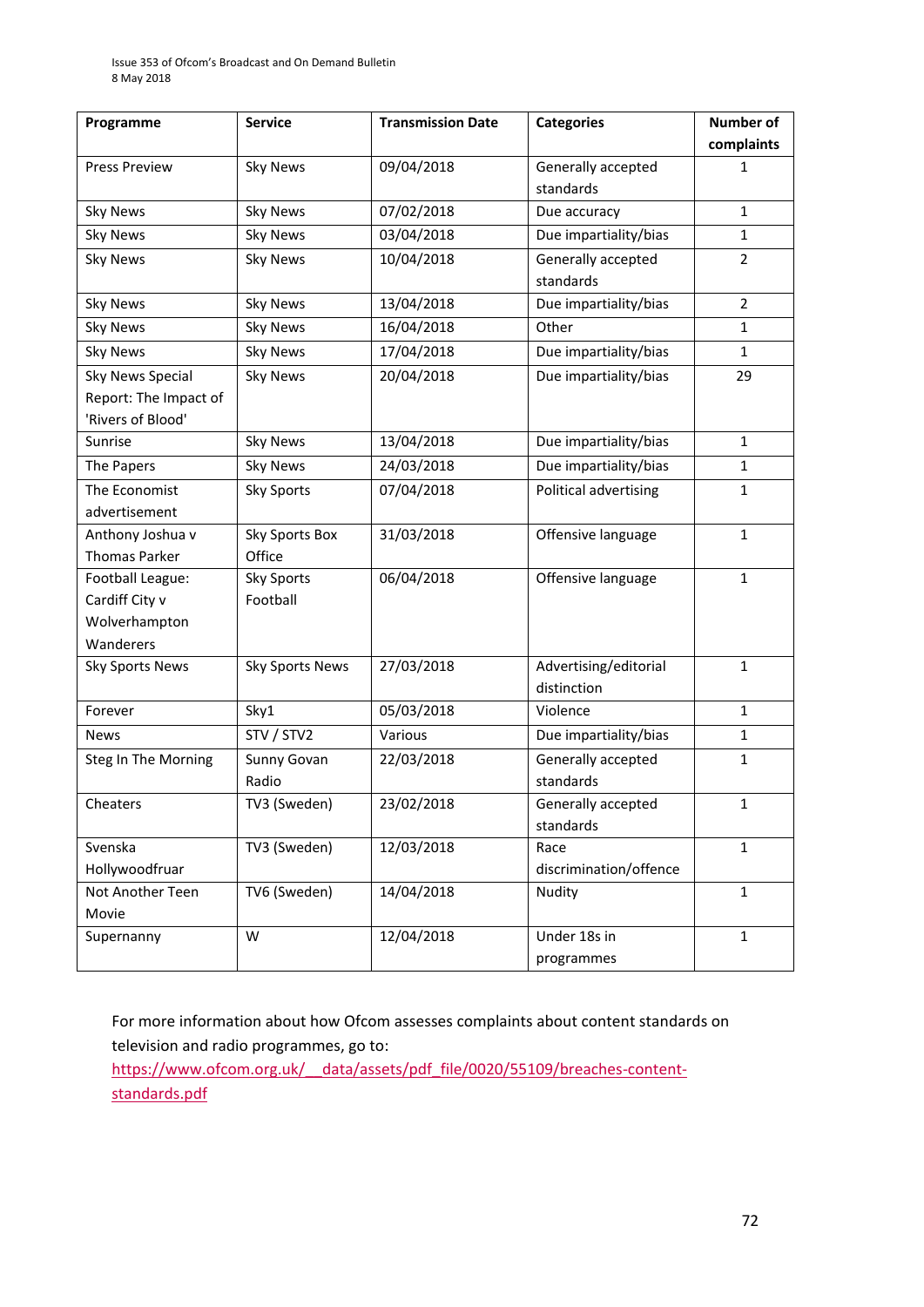| Programme | Service | Transmission Date | Categories | Number of complaints |
|---|---|---|---|---|
| Press Preview | Sky News | 09/04/2018 | Generally accepted standards | 1 |
| Sky News | Sky News | 07/02/2018 | Due accuracy | 1 |
| Sky News | Sky News | 03/04/2018 | Due impartiality/bias | 1 |
| Sky News | Sky News | 10/04/2018 | Generally accepted standards | 2 |
| Sky News | Sky News | 13/04/2018 | Due impartiality/bias | 2 |
| Sky News | Sky News | 16/04/2018 | Other | 1 |
| Sky News | Sky News | 17/04/2018 | Due impartiality/bias | 1 |
| Sky News Special Report: The Impact of 'Rivers of Blood' | Sky News | 20/04/2018 | Due impartiality/bias | 29 |
| Sunrise | Sky News | 13/04/2018 | Due impartiality/bias | 1 |
| The Papers | Sky News | 24/03/2018 | Due impartiality/bias | 1 |
| The Economist advertisement | Sky Sports | 07/04/2018 | Political advertising | 1 |
| Anthony Joshua v Thomas Parker | Sky Sports Box Office | 31/03/2018 | Offensive language | 1 |
| Football League: Cardiff City v Wolverhampton Wanderers | Sky Sports Football | 06/04/2018 | Offensive language | 1 |
| Sky Sports News | Sky Sports News | 27/03/2018 | Advertising/editorial distinction | 1 |
| Forever | Sky1 | 05/03/2018 | Violence | 1 |
| News | STV / STV2 | Various | Due impartiality/bias | 1 |
| Steg In The Morning | Sunny Govan Radio | 22/03/2018 | Generally accepted standards | 1 |
| Cheaters | TV3 (Sweden) | 23/02/2018 | Generally accepted standards | 1 |
| Svenska Hollywoodfruar | TV3 (Sweden) | 12/03/2018 | Race discrimination/offence | 1 |
| Not Another Teen Movie | TV6 (Sweden) | 14/04/2018 | Nudity | 1 |
| Supernanny | W | 12/04/2018 | Under 18s in programmes | 1 |

For more information about how Ofcom assesses complaints about content standards on television and radio programmes, go to: https://www.ofcom.org.uk/__data/assets/pdf_file/0020/55109/breaches-content-standards.pdf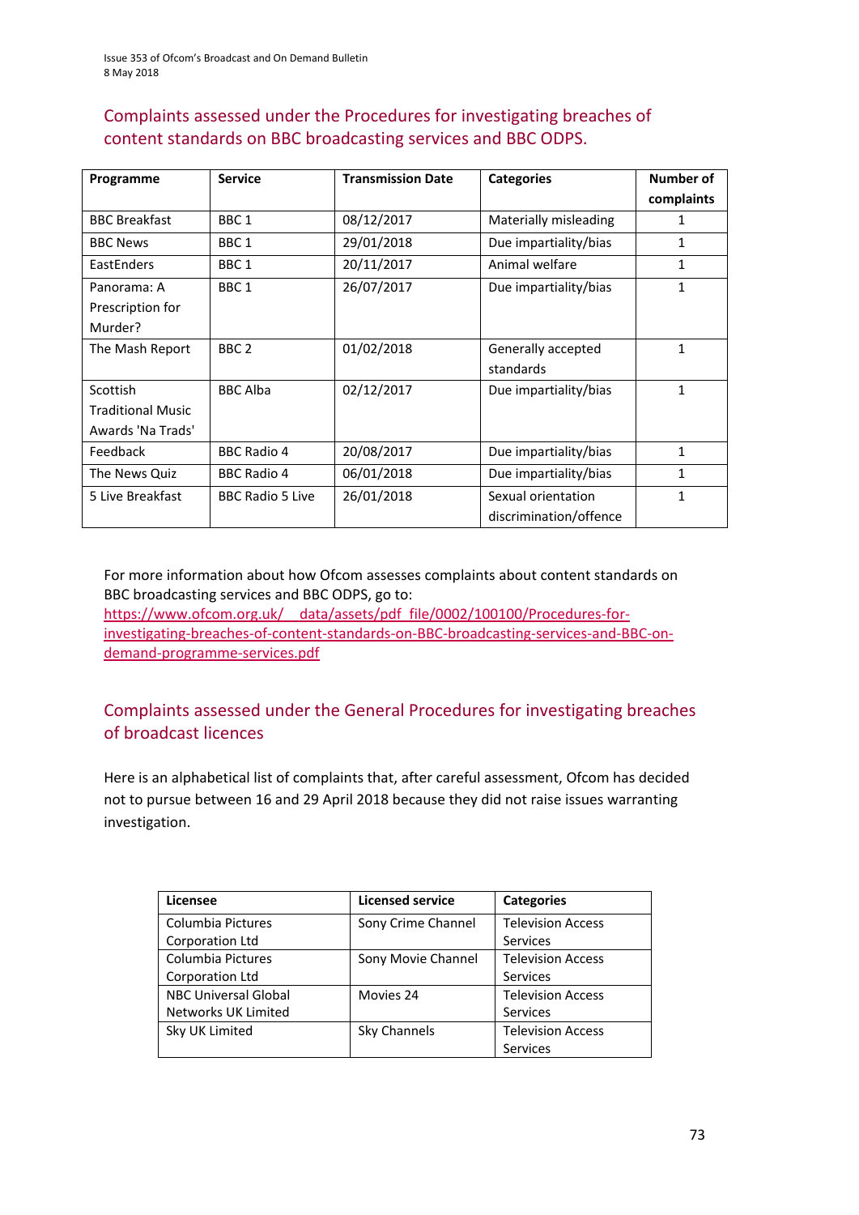## Complaints assessed under the Procedures for investigating breaches of content standards on BBC broadcasting services and BBC ODPS.

| Programme | Service | Transmission Date | Categories | Number of complaints |
|---|---|---|---|---|
| BBC Breakfast | BBC 1 | 08/12/2017 | Materially misleading | 1 |
| BBC News | BBC 1 | 29/01/2018 | Due impartiality/bias | 1 |
| EastEnders | BBC 1 | 20/11/2017 | Animal welfare | 1 |
| Panorama: A Prescription for Murder? | BBC 1 | 26/07/2017 | Due impartiality/bias | 1 |
| The Mash Report | BBC 2 | 01/02/2018 | Generally accepted standards | 1 |
| Scottish Traditional Music Awards 'Na Trads' | BBC Alba | 02/12/2017 | Due impartiality/bias | 1 |
| Feedback | BBC Radio 4 | 20/08/2017 | Due impartiality/bias | 1 |
| The News Quiz | BBC Radio 4 | 06/01/2018 | Due impartiality/bias | 1 |
| 5 Live Breakfast | BBC Radio 5 Live | 26/01/2018 | Sexual orientation discrimination/offence | 1 |

For more information about how Ofcom assesses complaints about content standards on BBC broadcasting services and BBC ODPS, go to:
https://www.ofcom.org.uk/__data/assets/pdf_file/0002/100100/Procedures-for-investigating-breaches-of-content-standards-on-BBC-broadcasting-services-and-BBC-on-demand-programme-services.pdf

## Complaints assessed under the General Procedures for investigating breaches of broadcast licences

Here is an alphabetical list of complaints that, after careful assessment, Ofcom has decided not to pursue between 16 and 29 April 2018 because they did not raise issues warranting investigation.

| Licensee | Licensed service | Categories |
|---|---|---|
| Columbia Pictures Corporation Ltd | Sony Crime Channel | Television Access Services |
| Columbia Pictures Corporation Ltd | Sony Movie Channel | Television Access Services |
| NBC Universal Global Networks UK Limited | Movies 24 | Television Access Services |
| Sky UK Limited | Sky Channels | Television Access Services |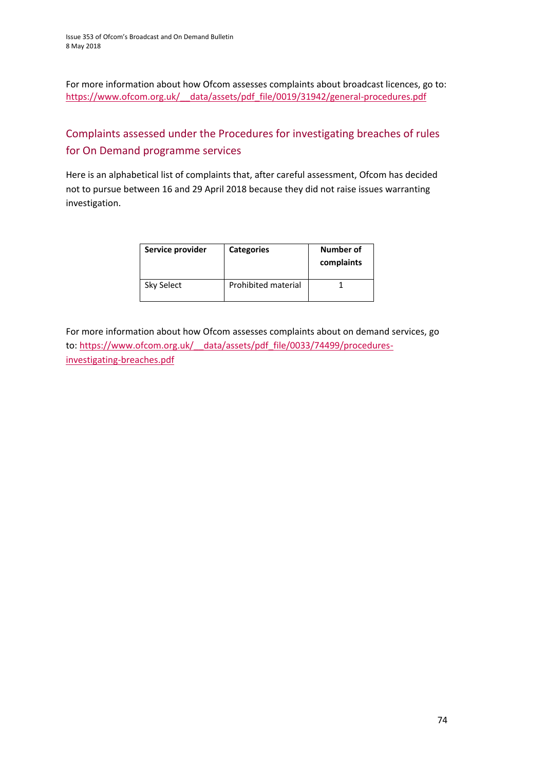For more information about how Ofcom assesses complaints about broadcast licences, go to: https://www.ofcom.org.uk/__data/assets/pdf_file/0019/31942/general-procedures.pdf

## Complaints assessed under the Procedures for investigating breaches of rules for On Demand programme services

Here is an alphabetical list of complaints that, after careful assessment, Ofcom has decided not to pursue between 16 and 29 April 2018 because they did not raise issues warranting investigation.

| Service provider | Categories | Number of complaints |
| --- | --- | --- |
| Sky Select | Prohibited material | 1 |

For more information about how Ofcom assesses complaints about on demand services, go to: https://www.ofcom.org.uk/__data/assets/pdf_file/0033/74499/procedures-investigating-breaches.pdf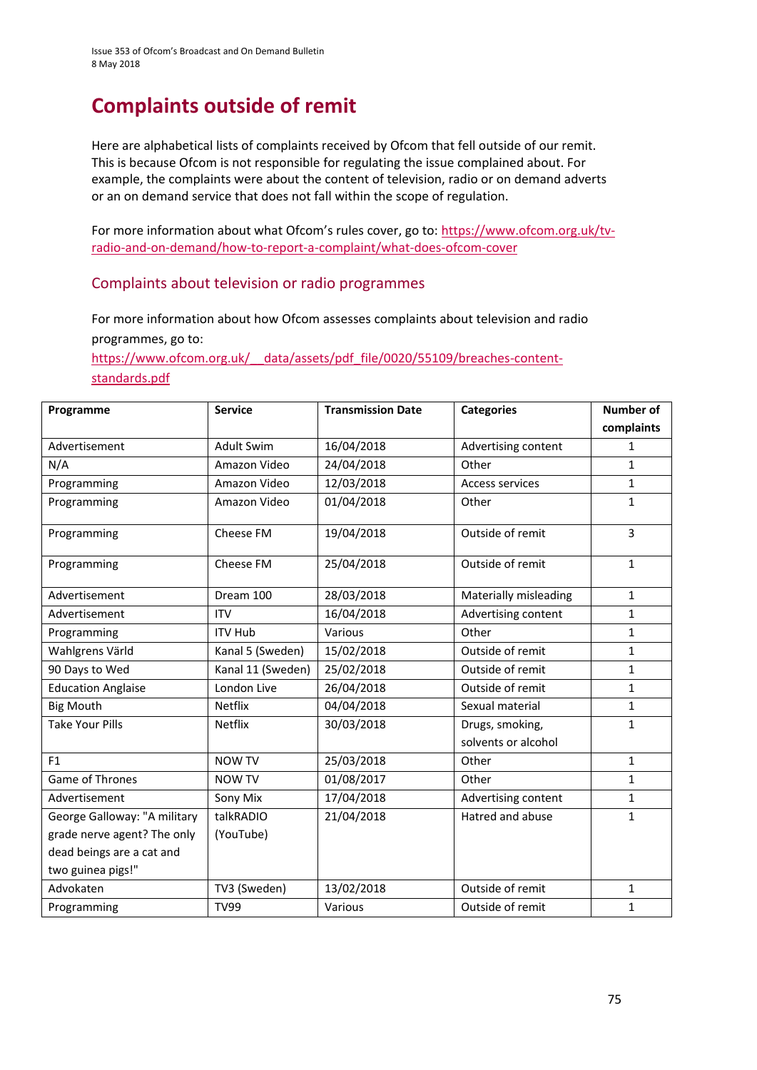# Complaints outside of remit

Here are alphabetical lists of complaints received by Ofcom that fell outside of our remit. This is because Ofcom is not responsible for regulating the issue complained about. For example, the complaints were about the content of television, radio or on demand adverts or an on demand service that does not fall within the scope of regulation.

For more information about what Ofcom's rules cover, go to: https://www.ofcom.org.uk/tv-radio-and-on-demand/how-to-report-a-complaint/what-does-ofcom-cover

## Complaints about television or radio programmes

For more information about how Ofcom assesses complaints about television and radio programmes, go to: https://www.ofcom.org.uk/__data/assets/pdf_file/0020/55109/breaches-content-standards.pdf

| Programme | Service | Transmission Date | Categories | Number of complaints |
|---|---|---|---|---|
| Advertisement | Adult Swim | 16/04/2018 | Advertising content | 1 |
| N/A | Amazon Video | 24/04/2018 | Other | 1 |
| Programming | Amazon Video | 12/03/2018 | Access services | 1 |
| Programming | Amazon Video | 01/04/2018 | Other | 1 |
| Programming | Cheese FM | 19/04/2018 | Outside of remit | 3 |
| Programming | Cheese FM | 25/04/2018 | Outside of remit | 1 |
| Advertisement | Dream 100 | 28/03/2018 | Materially misleading | 1 |
| Advertisement | ITV | 16/04/2018 | Advertising content | 1 |
| Programming | ITV Hub | Various | Other | 1 |
| Wahlgrens Värld | Kanal 5 (Sweden) | 15/02/2018 | Outside of remit | 1 |
| 90 Days to Wed | Kanal 11 (Sweden) | 25/02/2018 | Outside of remit | 1 |
| Education Anglaise | London Live | 26/04/2018 | Outside of remit | 1 |
| Big Mouth | Netflix | 04/04/2018 | Sexual material | 1 |
| Take Your Pills | Netflix | 30/03/2018 | Drugs, smoking, solvents or alcohol | 1 |
| F1 | NOW TV | 25/03/2018 | Other | 1 |
| Game of Thrones | NOW TV | 01/08/2017 | Other | 1 |
| Advertisement | Sony Mix | 17/04/2018 | Advertising content | 1 |
| George Galloway: "A military grade nerve agent? The only dead beings are a cat and two guinea pigs!" | talkRADIO (YouTube) | 21/04/2018 | Hatred and abuse | 1 |
| Advokaten | TV3 (Sweden) | 13/02/2018 | Outside of remit | 1 |
| Programming | TV99 | Various | Outside of remit | 1 |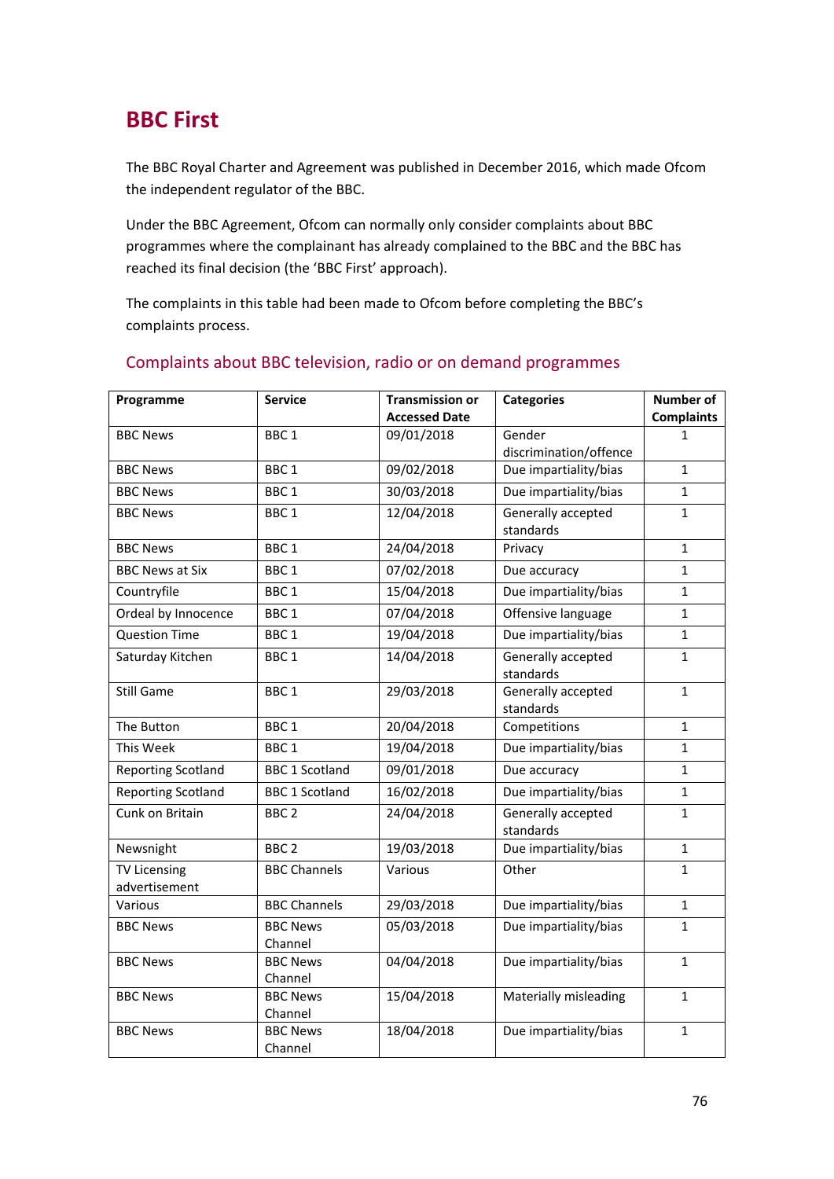# BBC First

The BBC Royal Charter and Agreement was published in December 2016, which made Ofcom the independent regulator of the BBC.

Under the BBC Agreement, Ofcom can normally only consider complaints about BBC programmes where the complainant has already complained to the BBC and the BBC has reached its final decision (the 'BBC First' approach).

The complaints in this table had been made to Ofcom before completing the BBC's complaints process.

## Complaints about BBC television, radio or on demand programmes

| Programme | Service | Transmission or Accessed Date | Categories | Number of Complaints |
|---|---|---|---|---|
| BBC News | BBC 1 | 09/01/2018 | Gender discrimination/offence | 1 |
| BBC News | BBC 1 | 09/02/2018 | Due impartiality/bias | 1 |
| BBC News | BBC 1 | 30/03/2018 | Due impartiality/bias | 1 |
| BBC News | BBC 1 | 12/04/2018 | Generally accepted standards | 1 |
| BBC News | BBC 1 | 24/04/2018 | Privacy | 1 |
| BBC News at Six | BBC 1 | 07/02/2018 | Due accuracy | 1 |
| Countryfile | BBC 1 | 15/04/2018 | Due impartiality/bias | 1 |
| Ordeal by Innocence | BBC 1 | 07/04/2018 | Offensive language | 1 |
| Question Time | BBC 1 | 19/04/2018 | Due impartiality/bias | 1 |
| Saturday Kitchen | BBC 1 | 14/04/2018 | Generally accepted standards | 1 |
| Still Game | BBC 1 | 29/03/2018 | Generally accepted standards | 1 |
| The Button | BBC 1 | 20/04/2018 | Competitions | 1 |
| This Week | BBC 1 | 19/04/2018 | Due impartiality/bias | 1 |
| Reporting Scotland | BBC 1 Scotland | 09/01/2018 | Due accuracy | 1 |
| Reporting Scotland | BBC 1 Scotland | 16/02/2018 | Due impartiality/bias | 1 |
| Cunk on Britain | BBC 2 | 24/04/2018 | Generally accepted standards | 1 |
| Newsnight | BBC 2 | 19/03/2018 | Due impartiality/bias | 1 |
| TV Licensing advertisement | BBC Channels | Various | Other | 1 |
| Various | BBC Channels | 29/03/2018 | Due impartiality/bias | 1 |
| BBC News | BBC News Channel | 05/03/2018 | Due impartiality/bias | 1 |
| BBC News | BBC News Channel | 04/04/2018 | Due impartiality/bias | 1 |
| BBC News | BBC News Channel | 15/04/2018 | Materially misleading | 1 |
| BBC News | BBC News Channel | 18/04/2018 | Due impartiality/bias | 1 |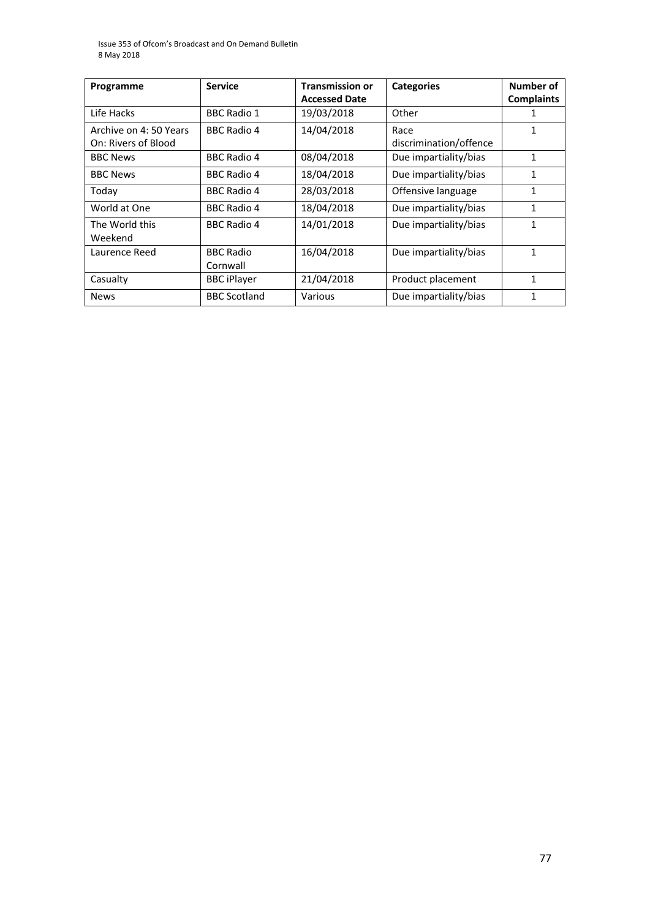| Programme | Service | Transmission or Accessed Date | Categories | Number of Complaints |
|---|---|---|---|---|
| Life Hacks | BBC Radio 1 | 19/03/2018 | Other | 1 |
| Archive on 4: 50 Years On: Rivers of Blood | BBC Radio 4 | 14/04/2018 | Race discrimination/offence | 1 |
| BBC News | BBC Radio 4 | 08/04/2018 | Due impartiality/bias | 1 |
| BBC News | BBC Radio 4 | 18/04/2018 | Due impartiality/bias | 1 |
| Today | BBC Radio 4 | 28/03/2018 | Offensive language | 1 |
| World at One | BBC Radio 4 | 18/04/2018 | Due impartiality/bias | 1 |
| The World this Weekend | BBC Radio 4 | 14/01/2018 | Due impartiality/bias | 1 |
| Laurence Reed | BBC Radio Cornwall | 16/04/2018 | Due impartiality/bias | 1 |
| Casualty | BBC iPlayer | 21/04/2018 | Product placement | 1 |
| News | BBC Scotland | Various | Due impartiality/bias | 1 |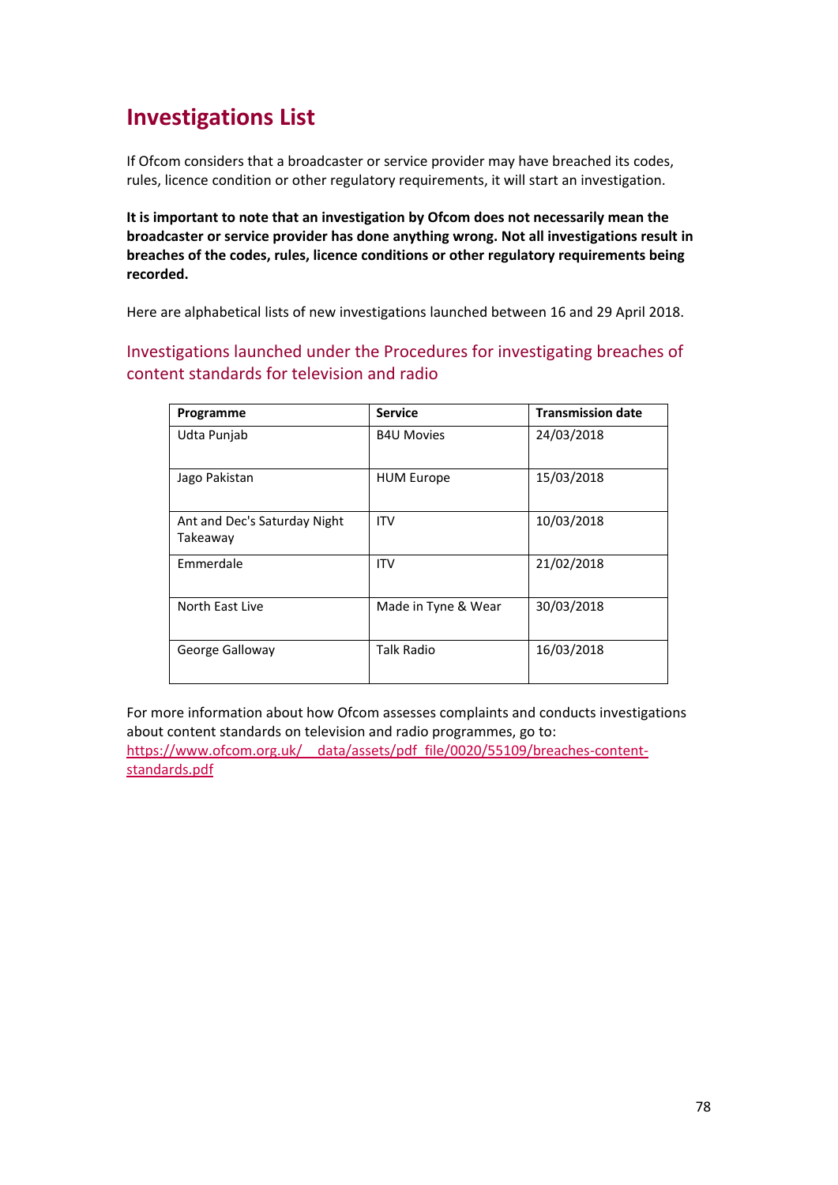# Investigations List

If Ofcom considers that a broadcaster or service provider may have breached its codes, rules, licence condition or other regulatory requirements, it will start an investigation.

**It is important to note that an investigation by Ofcom does not necessarily mean the broadcaster or service provider has done anything wrong. Not all investigations result in breaches of the codes, rules, licence conditions or other regulatory requirements being recorded.**

Here are alphabetical lists of new investigations launched between 16 and 29 April 2018.

## Investigations launched under the Procedures for investigating breaches of content standards for television and radio

| Programme | Service | Transmission date |
|---|---|---|
| Udta Punjab | B4U Movies | 24/03/2018 |
| Jago Pakistan | HUM Europe | 15/03/2018 |
| Ant and Dec's Saturday Night Takeaway | ITV | 10/03/2018 |
| Emmerdale | ITV | 21/02/2018 |
| North East Live | Made in Tyne & Wear | 30/03/2018 |
| George Galloway | Talk Radio | 16/03/2018 |

For more information about how Ofcom assesses complaints and conducts investigations about content standards on television and radio programmes, go to: https://www.ofcom.org.uk/__data/assets/pdf_file/0020/55109/breaches-content-standards.pdf